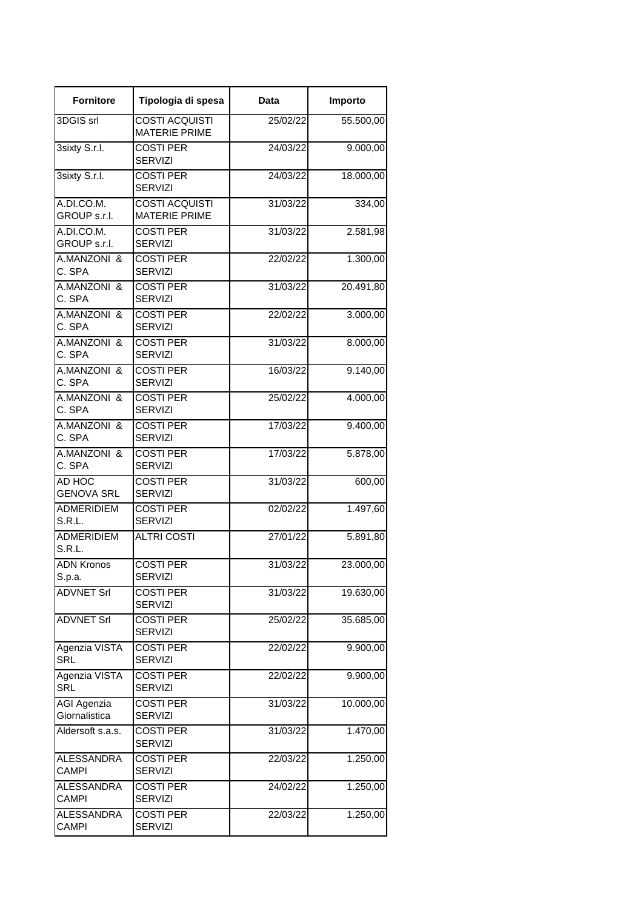| Fornitore | Tipologia di spesa | Data | Importo |
|---|---|---|---|
| 3DGIS srl | COSTI ACQUISTI MATERIE PRIME | 25/02/22 | 55.500,00 |
| 3sixty S.r.l. | COSTI PER SERVIZI | 24/03/22 | 9.000,00 |
| 3sixty S.r.l. | COSTI PER SERVIZI | 24/03/22 | 18.000,00 |
| A.DI.CO.M. GROUP s.r.l. | COSTI ACQUISTI MATERIE PRIME | 31/03/22 | 334,00 |
| A.DI.CO.M. GROUP s.r.l. | COSTI PER SERVIZI | 31/03/22 | 2.581,98 |
| A.MANZONI & C. SPA | COSTI PER SERVIZI | 22/02/22 | 1.300,00 |
| A.MANZONI & C. SPA | COSTI PER SERVIZI | 31/03/22 | 20.491,80 |
| A.MANZONI & C. SPA | COSTI PER SERVIZI | 22/02/22 | 3.000,00 |
| A.MANZONI & C. SPA | COSTI PER SERVIZI | 31/03/22 | 8.000,00 |
| A.MANZONI & C. SPA | COSTI PER SERVIZI | 16/03/22 | 9.140,00 |
| A.MANZONI & C. SPA | COSTI PER SERVIZI | 25/02/22 | 4.000,00 |
| A.MANZONI & C. SPA | COSTI PER SERVIZI | 17/03/22 | 9.400,00 |
| A.MANZONI & C. SPA | COSTI PER SERVIZI | 17/03/22 | 5.878,00 |
| AD HOC GENOVA SRL | COSTI PER SERVIZI | 31/03/22 | 600,00 |
| ADMERIDIEM S.R.L. | COSTI PER SERVIZI | 02/02/22 | 1.497,60 |
| ADMERIDIEM S.R.L. | ALTRI COSTI | 27/01/22 | 5.891,80 |
| ADN Kronos S.p.a. | COSTI PER SERVIZI | 31/03/22 | 23.000,00 |
| ADVNET Srl | COSTI PER SERVIZI | 31/03/22 | 19.630,00 |
| ADVNET Srl | COSTI PER SERVIZI | 25/02/22 | 35.685,00 |
| Agenzia VISTA SRL | COSTI PER SERVIZI | 22/02/22 | 9.900,00 |
| Agenzia VISTA SRL | COSTI PER SERVIZI | 22/02/22 | 9.900,00 |
| AGI Agenzia Giornalistica | COSTI PER SERVIZI | 31/03/22 | 10.000,00 |
| Aldersoft s.a.s. | COSTI PER SERVIZI | 31/03/22 | 1.470,00 |
| ALESSANDRA CAMPI | COSTI PER SERVIZI | 22/03/22 | 1.250,00 |
| ALESSANDRA CAMPI | COSTI PER SERVIZI | 24/02/22 | 1.250,00 |
| ALESSANDRA CAMPI | COSTI PER SERVIZI | 22/03/22 | 1.250,00 |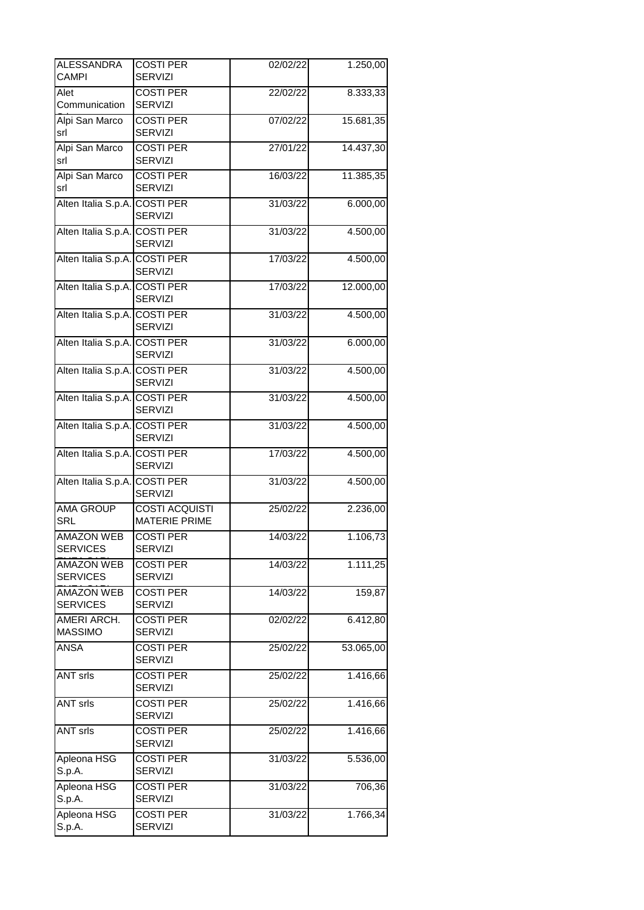| | | | |
|---|---|---|---|
| ALESSANDRA CAMPI | COSTI PER SERVIZI | 02/02/22 | 1.250,00 |
| Alet Communication | COSTI PER SERVIZI | 22/02/22 | 8.333,33 |
| Alpi San Marco srl | COSTI PER SERVIZI | 07/02/22 | 15.681,35 |
| Alpi San Marco srl | COSTI PER SERVIZI | 27/01/22 | 14.437,30 |
| Alpi San Marco srl | COSTI PER SERVIZI | 16/03/22 | 11.385,35 |
| Alten Italia S.p.A. | COSTI PER SERVIZI | 31/03/22 | 6.000,00 |
| Alten Italia S.p.A. | COSTI PER SERVIZI | 31/03/22 | 4.500,00 |
| Alten Italia S.p.A. | COSTI PER SERVIZI | 17/03/22 | 4.500,00 |
| Alten Italia S.p.A. | COSTI PER SERVIZI | 17/03/22 | 12.000,00 |
| Alten Italia S.p.A. | COSTI PER SERVIZI | 31/03/22 | 4.500,00 |
| Alten Italia S.p.A. | COSTI PER SERVIZI | 31/03/22 | 6.000,00 |
| Alten Italia S.p.A. | COSTI PER SERVIZI | 31/03/22 | 4.500,00 |
| Alten Italia S.p.A. | COSTI PER SERVIZI | 31/03/22 | 4.500,00 |
| Alten Italia S.p.A. | COSTI PER SERVIZI | 31/03/22 | 4.500,00 |
| Alten Italia S.p.A. | COSTI PER SERVIZI | 17/03/22 | 4.500,00 |
| Alten Italia S.p.A. | COSTI PER SERVIZI | 31/03/22 | 4.500,00 |
| AMA GROUP SRL | COSTI ACQUISTI MATERIE PRIME | 25/02/22 | 2.236,00 |
| AMAZON WEB SERVICES | COSTI PER SERVIZI | 14/03/22 | 1.106,73 |
| AMAZON WEB SERVICES | COSTI PER SERVIZI | 14/03/22 | 1.111,25 |
| AMAZON WEB SERVICES | COSTI PER SERVIZI | 14/03/22 | 159,87 |
| AMERI ARCH. MASSIMO | COSTI PER SERVIZI | 02/02/22 | 6.412,80 |
| ANSA | COSTI PER SERVIZI | 25/02/22 | 53.065,00 |
| ANT srls | COSTI PER SERVIZI | 25/02/22 | 1.416,66 |
| ANT srls | COSTI PER SERVIZI | 25/02/22 | 1.416,66 |
| ANT srls | COSTI PER SERVIZI | 25/02/22 | 1.416,66 |
| Apleona HSG S.p.A. | COSTI PER SERVIZI | 31/03/22 | 5.536,00 |
| Apleona HSG S.p.A. | COSTI PER SERVIZI | 31/03/22 | 706,36 |
| Apleona HSG S.p.A. | COSTI PER SERVIZI | 31/03/22 | 1.766,34 |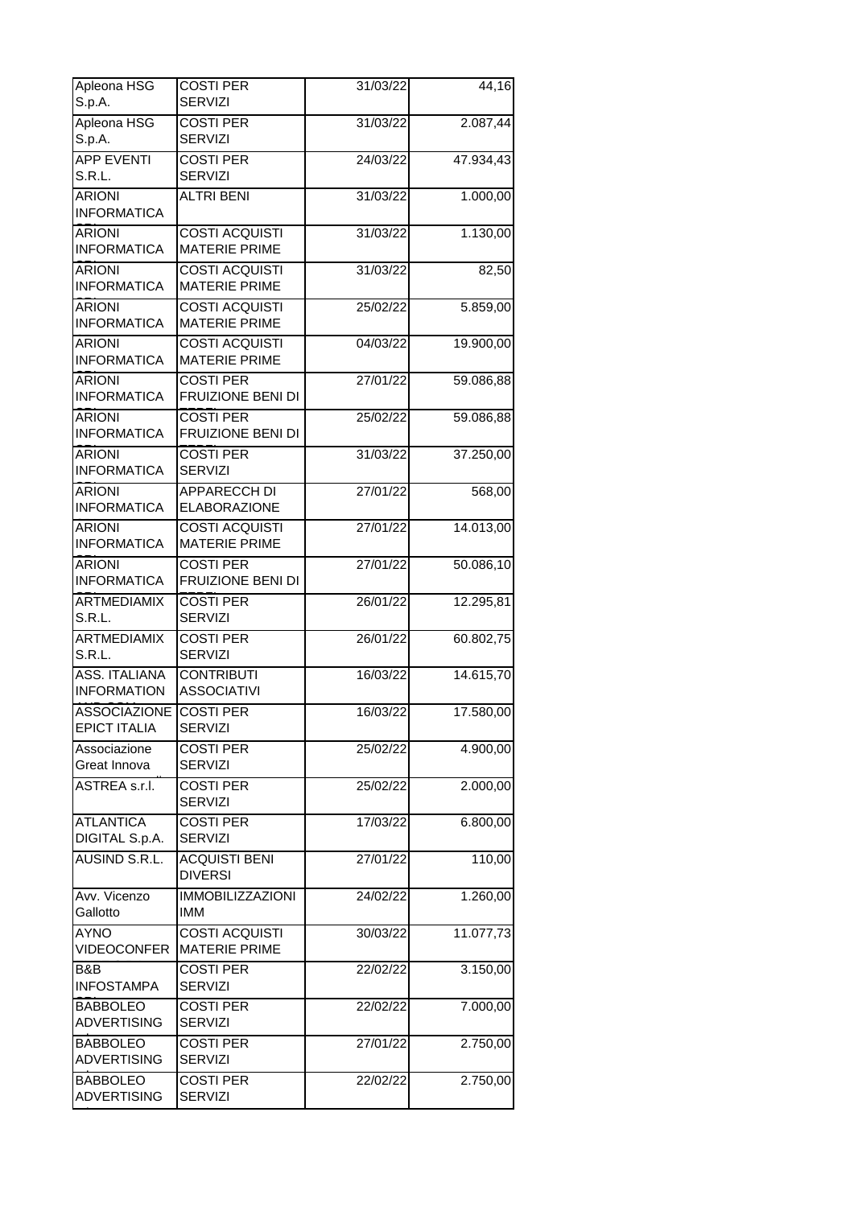| | | | |
|---|---|---|---|
| Apleona HSG S.p.A. | COSTI PER SERVIZI | 31/03/22 | 44,16 |
| Apleona HSG S.p.A. | COSTI PER SERVIZI | 31/03/22 | 2.087,44 |
| APP EVENTI S.R.L. | COSTI PER SERVIZI | 24/03/22 | 47.934,43 |
| ARIONI INFORMATICA | ALTRI BENI | 31/03/22 | 1.000,00 |
| ARIONI INFORMATICA | COSTI ACQUISTI MATERIE PRIME | 31/03/22 | 1.130,00 |
| ARIONI INFORMATICA | COSTI ACQUISTI MATERIE PRIME | 31/03/22 | 82,50 |
| ARIONI INFORMATICA | COSTI ACQUISTI MATERIE PRIME | 25/02/22 | 5.859,00 |
| ARIONI INFORMATICA | COSTI ACQUISTI MATERIE PRIME | 04/03/22 | 19.900,00 |
| ARIONI INFORMATICA | COSTI PER FRUIZIONE BENI DI | 27/01/22 | 59.086,88 |
| ARIONI INFORMATICA | COSTI PER FRUIZIONE BENI DI | 25/02/22 | 59.086,88 |
| ARIONI INFORMATICA | COSTI PER SERVIZI | 31/03/22 | 37.250,00 |
| ARIONI INFORMATICA | APPARECCH DI ELABORAZIONE | 27/01/22 | 568,00 |
| ARIONI INFORMATICA | COSTI ACQUISTI MATERIE PRIME | 27/01/22 | 14.013,00 |
| ARIONI INFORMATICA | COSTI PER FRUIZIONE BENI DI | 27/01/22 | 50.086,10 |
| ARTMEDIAMIX S.R.L. | COSTI PER SERVIZI | 26/01/22 | 12.295,81 |
| ARTMEDIAMIX S.R.L. | COSTI PER SERVIZI | 26/01/22 | 60.802,75 |
| ASS. ITALIANA INFORMATION | CONTRIBUTI ASSOCIATIVI | 16/03/22 | 14.615,70 |
| ASSOCIAZIONE EPICT ITALIA | COSTI PER SERVIZI | 16/03/22 | 17.580,00 |
| Associazione Great Innova | COSTI PER SERVIZI | 25/02/22 | 4.900,00 |
| ASTREA s.r.l. | COSTI PER SERVIZI | 25/02/22 | 2.000,00 |
| ATLANTICA DIGITAL S.p.A. | COSTI PER SERVIZI | 17/03/22 | 6.800,00 |
| AUSIND S.R.L. | ACQUISTI BENI DIVERSI | 27/01/22 | 110,00 |
| Avv. Vicenzo Gallotto | IMMOBILIZZAZIONI IMM | 24/02/22 | 1.260,00 |
| AYNO VIDEOCONFER | COSTI ACQUISTI MATERIE PRIME | 30/03/22 | 11.077,73 |
| B&B INFOSTAMPA | COSTI PER SERVIZI | 22/02/22 | 3.150,00 |
| BABBOLEO ADVERTISING | COSTI PER SERVIZI | 22/02/22 | 7.000,00 |
| BABBOLEO ADVERTISING | COSTI PER SERVIZI | 27/01/22 | 2.750,00 |
| BABBOLEO ADVERTISING | COSTI PER SERVIZI | 22/02/22 | 2.750,00 |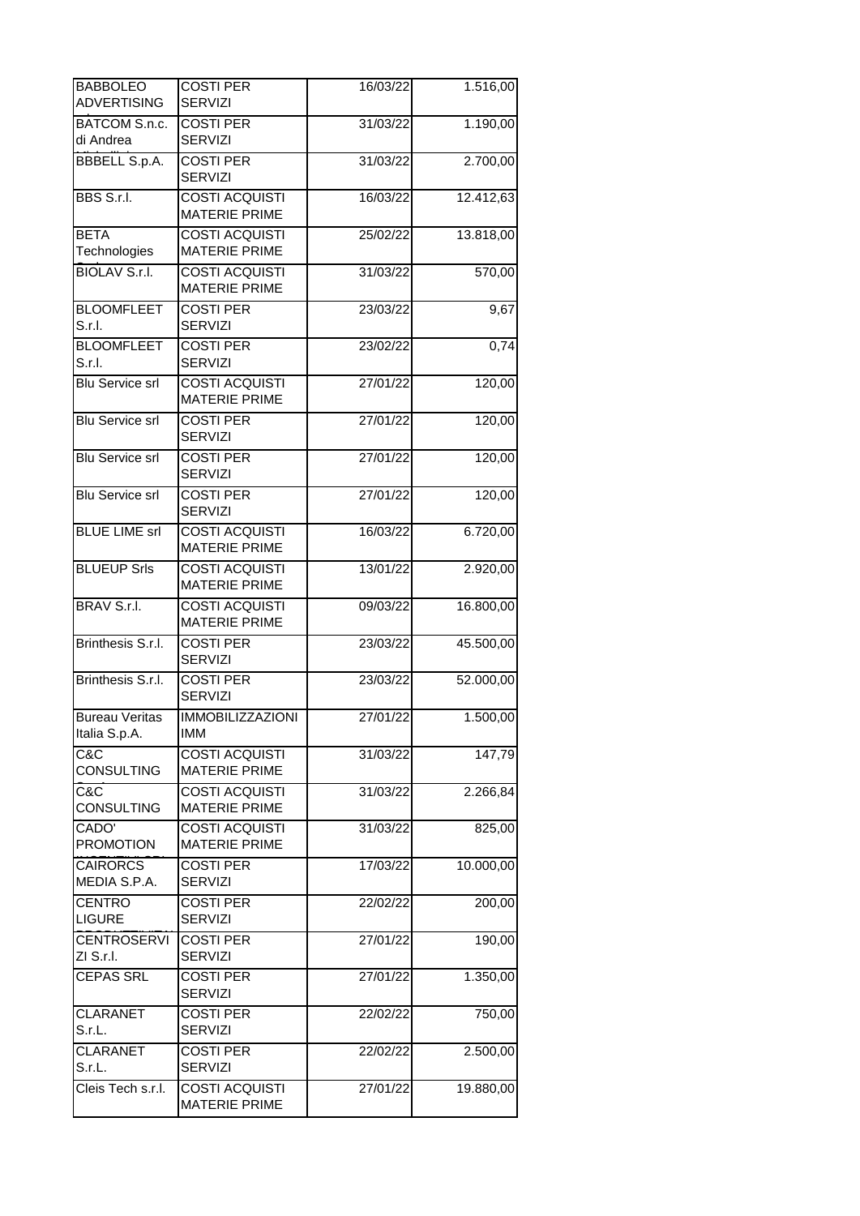| BABBOLEO ADVERTISING | COSTI PER SERVIZI | 16/03/22 | 1.516,00 |
|---|---|---|---|
| BATCOM S.n.c. di Andrea | COSTI PER SERVIZI | 31/03/22 | 1.190,00 |
| BBBELL S.p.A. | COSTI PER SERVIZI | 31/03/22 | 2.700,00 |
| BBS S.r.l. | COSTI ACQUISTI MATERIE PRIME | 16/03/22 | 12.412,63 |
| BETA Technologies | COSTI ACQUISTI MATERIE PRIME | 25/02/22 | 13.818,00 |
| BIOLAV S.r.l. | COSTI ACQUISTI MATERIE PRIME | 31/03/22 | 570,00 |
| BLOOMFLEET S.r.l. | COSTI PER SERVIZI | 23/03/22 | 9,67 |
| BLOOMFLEET S.r.l. | COSTI PER SERVIZI | 23/02/22 | 0,74 |
| Blu Service srl | COSTI ACQUISTI MATERIE PRIME | 27/01/22 | 120,00 |
| Blu Service srl | COSTI PER SERVIZI | 27/01/22 | 120,00 |
| Blu Service srl | COSTI PER SERVIZI | 27/01/22 | 120,00 |
| Blu Service srl | COSTI PER SERVIZI | 27/01/22 | 120,00 |
| BLUE LIME srl | COSTI ACQUISTI MATERIE PRIME | 16/03/22 | 6.720,00 |
| BLUEUP Srls | COSTI ACQUISTI MATERIE PRIME | 13/01/22 | 2.920,00 |
| BRAV S.r.l. | COSTI ACQUISTI MATERIE PRIME | 09/03/22 | 16.800,00 |
| Brinthesis S.r.l. | COSTI PER SERVIZI | 23/03/22 | 45.500,00 |
| Brinthesis S.r.l. | COSTI PER SERVIZI | 23/03/22 | 52.000,00 |
| Bureau Veritas Italia S.p.A. | IMMOBILIZZAZIONI IMM | 27/01/22 | 1.500,00 |
| C&C CONSULTING | COSTI ACQUISTI MATERIE PRIME | 31/03/22 | 147,79 |
| C&C CONSULTING | COSTI ACQUISTI MATERIE PRIME | 31/03/22 | 2.266,84 |
| CADO' PROMOTION | COSTI ACQUISTI MATERIE PRIME | 31/03/22 | 825,00 |
| CAIRORCS MEDIA S.P.A. | COSTI PER SERVIZI | 17/03/22 | 10.000,00 |
| CENTRO LIGURE | COSTI PER SERVIZI | 22/02/22 | 200,00 |
| CENTROSERVIZI S.r.l. | COSTI PER SERVIZI | 27/01/22 | 190,00 |
| CEPAS SRL | COSTI PER SERVIZI | 27/01/22 | 1.350,00 |
| CLARANET S.r.L. | COSTI PER SERVIZI | 22/02/22 | 750,00 |
| CLARANET S.r.L. | COSTI PER SERVIZI | 22/02/22 | 2.500,00 |
| Cleis Tech s.r.l. | COSTI ACQUISTI MATERIE PRIME | 27/01/22 | 19.880,00 |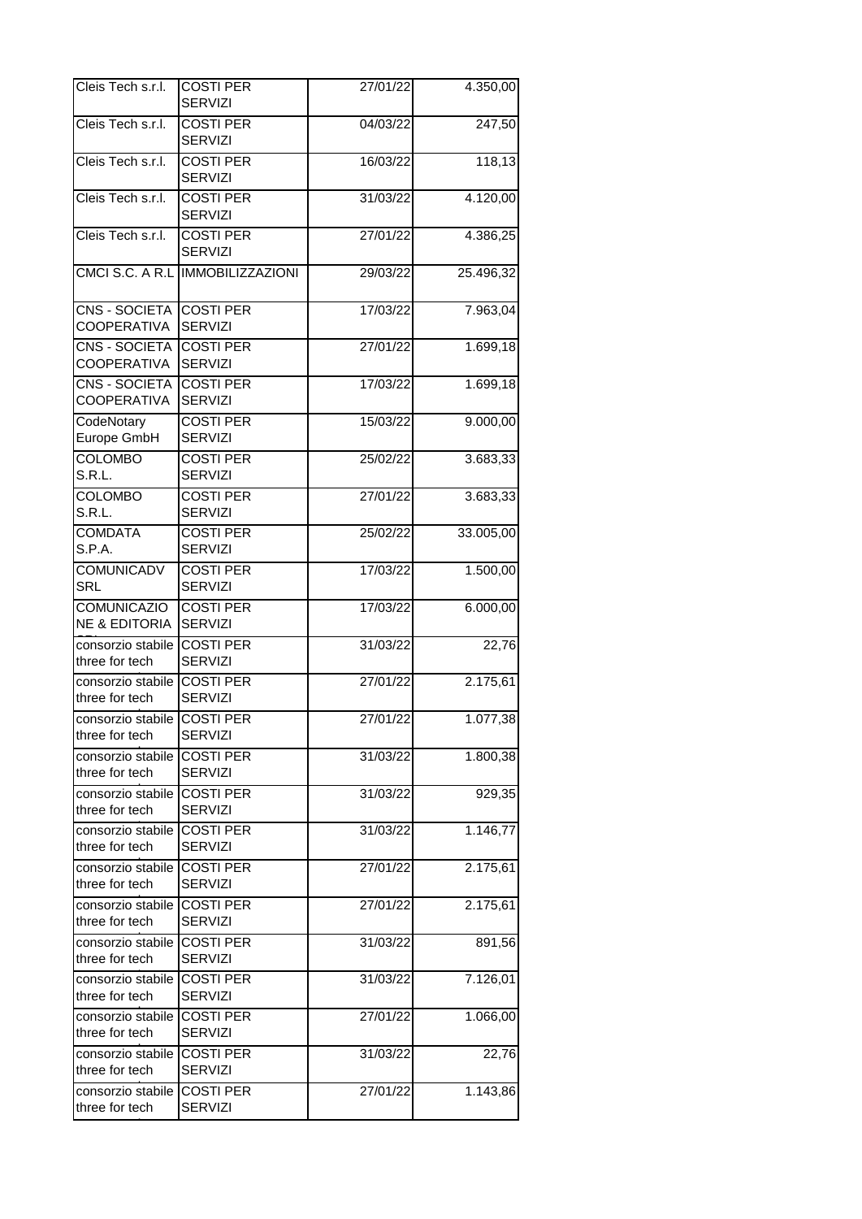| | | | |
|---|---|---|---|
| Cleis Tech s.r.l. | COSTI PER SERVIZI | 27/01/22 | 4.350,00 |
| Cleis Tech s.r.l. | COSTI PER SERVIZI | 04/03/22 | 247,50 |
| Cleis Tech s.r.l. | COSTI PER SERVIZI | 16/03/22 | 118,13 |
| Cleis Tech s.r.l. | COSTI PER SERVIZI | 31/03/22 | 4.120,00 |
| Cleis Tech s.r.l. | COSTI PER SERVIZI | 27/01/22 | 4.386,25 |
| CMCI S.C. A R.L | IMMOBILIZZAZIONI | 29/03/22 | 25.496,32 |
| CNS - SOCIETA COOPERATIVA | COSTI PER SERVIZI | 17/03/22 | 7.963,04 |
| CNS - SOCIETA COOPERATIVA | COSTI PER SERVIZI | 27/01/22 | 1.699,18 |
| CNS - SOCIETA COOPERATIVA | COSTI PER SERVIZI | 17/03/22 | 1.699,18 |
| CodeNotary Europe GmbH | COSTI PER SERVIZI | 15/03/22 | 9.000,00 |
| COLOMBO S.R.L. | COSTI PER SERVIZI | 25/02/22 | 3.683,33 |
| COLOMBO S.R.L. | COSTI PER SERVIZI | 27/01/22 | 3.683,33 |
| COMDATA S.P.A. | COSTI PER SERVIZI | 25/02/22 | 33.005,00 |
| COMUNICADV SRL | COSTI PER SERVIZI | 17/03/22 | 1.500,00 |
| COMUNICAZIONE & EDITORIA | COSTI PER SERVIZI | 17/03/22 | 6.000,00 |
| consorzio stabile three for tech | COSTI PER SERVIZI | 31/03/22 | 22,76 |
| consorzio stabile three for tech | COSTI PER SERVIZI | 27/01/22 | 2.175,61 |
| consorzio stabile three for tech | COSTI PER SERVIZI | 27/01/22 | 1.077,38 |
| consorzio stabile three for tech | COSTI PER SERVIZI | 31/03/22 | 1.800,38 |
| consorzio stabile three for tech | COSTI PER SERVIZI | 31/03/22 | 929,35 |
| consorzio stabile three for tech | COSTI PER SERVIZI | 31/03/22 | 1.146,77 |
| consorzio stabile three for tech | COSTI PER SERVIZI | 27/01/22 | 2.175,61 |
| consorzio stabile three for tech | COSTI PER SERVIZI | 27/01/22 | 2.175,61 |
| consorzio stabile three for tech | COSTI PER SERVIZI | 31/03/22 | 891,56 |
| consorzio stabile three for tech | COSTI PER SERVIZI | 31/03/22 | 7.126,01 |
| consorzio stabile three for tech | COSTI PER SERVIZI | 27/01/22 | 1.066,00 |
| consorzio stabile three for tech | COSTI PER SERVIZI | 31/03/22 | 22,76 |
| consorzio stabile three for tech | COSTI PER SERVIZI | 27/01/22 | 1.143,86 |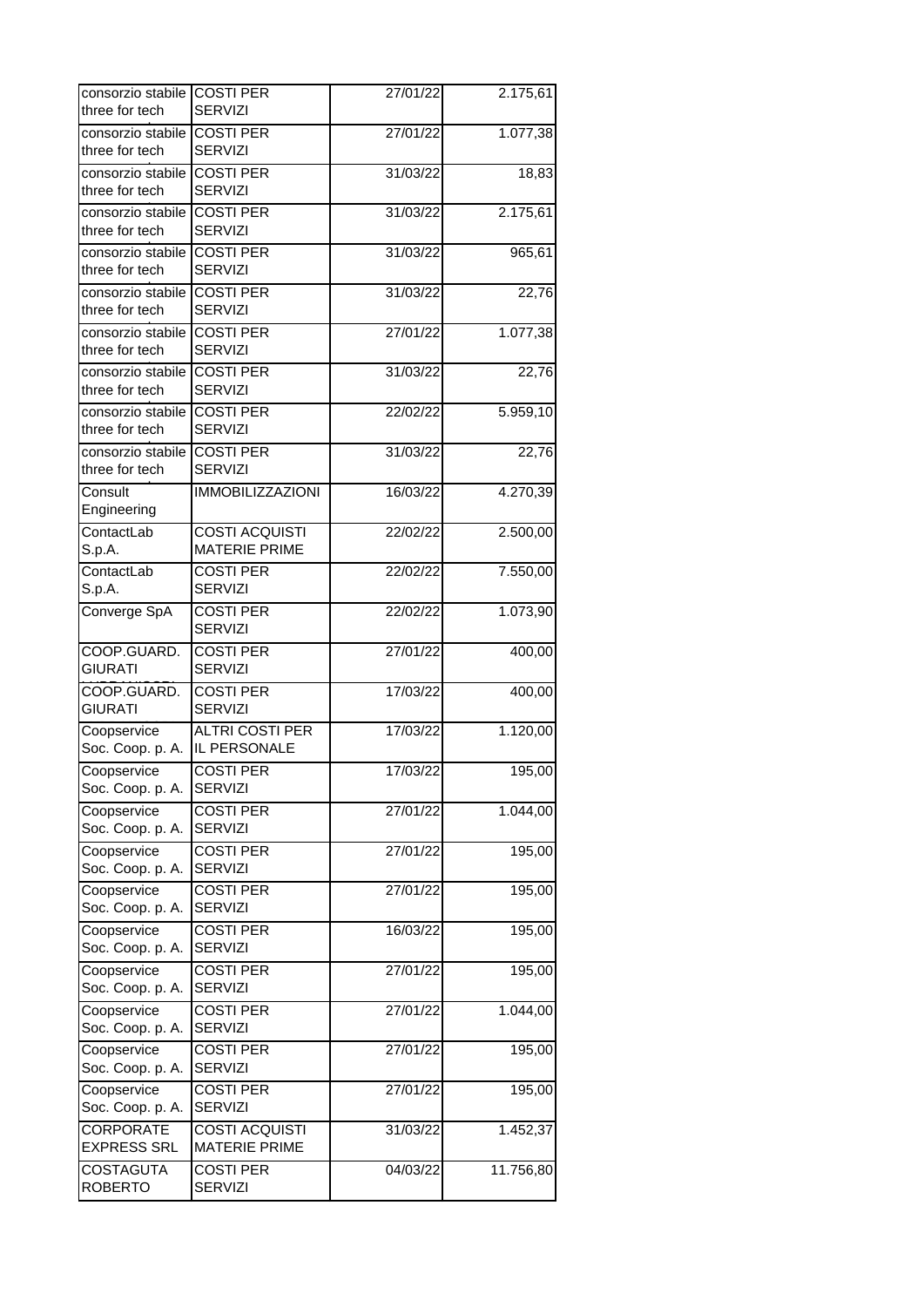| | | | |
|---|---|---|---|
| consorzio stabile three for tech | COSTI PER SERVIZI | 27/01/22 | 2.175,61 |
| consorzio stabile three for tech | COSTI PER SERVIZI | 27/01/22 | 1.077,38 |
| consorzio stabile three for tech | COSTI PER SERVIZI | 31/03/22 | 18,83 |
| consorzio stabile three for tech | COSTI PER SERVIZI | 31/03/22 | 2.175,61 |
| consorzio stabile three for tech | COSTI PER SERVIZI | 31/03/22 | 965,61 |
| consorzio stabile three for tech | COSTI PER SERVIZI | 31/03/22 | 22,76 |
| consorzio stabile three for tech | COSTI PER SERVIZI | 27/01/22 | 1.077,38 |
| consorzio stabile three for tech | COSTI PER SERVIZI | 31/03/22 | 22,76 |
| consorzio stabile three for tech | COSTI PER SERVIZI | 22/02/22 | 5.959,10 |
| consorzio stabile three for tech | COSTI PER SERVIZI | 31/03/22 | 22,76 |
| Consult Engineering | IMMOBILIZZAZIONI | 16/03/22 | 4.270,39 |
| ContactLab S.p.A. | COSTI ACQUISTI MATERIE PRIME | 22/02/22 | 2.500,00 |
| ContactLab S.p.A. | COSTI PER SERVIZI | 22/02/22 | 7.550,00 |
| Converge SpA | COSTI PER SERVIZI | 22/02/22 | 1.073,90 |
| COOP.GUARD. GIURATI | COSTI PER SERVIZI | 27/01/22 | 400,00 |
| COOP.GUARD. GIURATI | COSTI PER SERVIZI | 17/03/22 | 400,00 |
| Coopservice Soc. Coop. p. A. | ALTRI COSTI PER IL PERSONALE | 17/03/22 | 1.120,00 |
| Coopservice Soc. Coop. p. A. | COSTI PER SERVIZI | 17/03/22 | 195,00 |
| Coopservice Soc. Coop. p. A. | COSTI PER SERVIZI | 27/01/22 | 1.044,00 |
| Coopservice Soc. Coop. p. A. | COSTI PER SERVIZI | 27/01/22 | 195,00 |
| Coopservice Soc. Coop. p. A. | COSTI PER SERVIZI | 27/01/22 | 195,00 |
| Coopservice Soc. Coop. p. A. | COSTI PER SERVIZI | 16/03/22 | 195,00 |
| Coopservice Soc. Coop. p. A. | COSTI PER SERVIZI | 27/01/22 | 195,00 |
| Coopservice Soc. Coop. p. A. | COSTI PER SERVIZI | 27/01/22 | 1.044,00 |
| Coopservice Soc. Coop. p. A. | COSTI PER SERVIZI | 27/01/22 | 195,00 |
| Coopservice Soc. Coop. p. A. | COSTI PER SERVIZI | 27/01/22 | 195,00 |
| CORPORATE EXPRESS SRL | COSTI ACQUISTI MATERIE PRIME | 31/03/22 | 1.452,37 |
| COSTAGUTA ROBERTO | COSTI PER SERVIZI | 04/03/22 | 11.756,80 |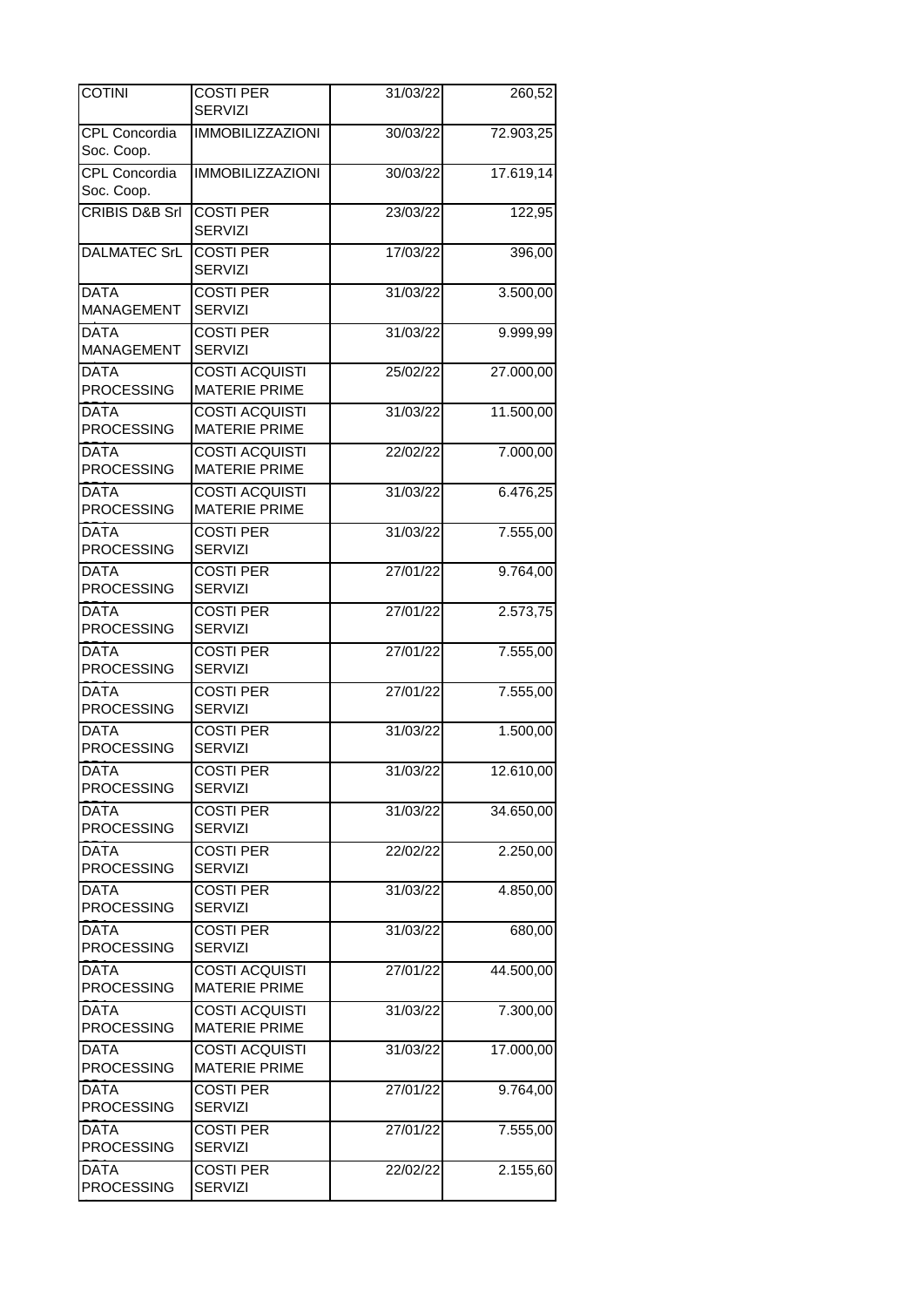| COTINI | COSTI PER SERVIZI | 31/03/22 | 260,52 |
|---|---|---|---|
| CPL Concordia Soc. Coop. | IMMOBILIZZAZIONI | 30/03/22 | 72.903,25 |
| CPL Concordia Soc. Coop. | IMMOBILIZZAZIONI | 30/03/22 | 17.619,14 |
| CRIBIS D&B Srl | COSTI PER SERVIZI | 23/03/22 | 122,95 |
| DALMATEC SrL | COSTI PER SERVIZI | 17/03/22 | 396,00 |
| DATA MANAGEMENT | COSTI PER SERVIZI | 31/03/22 | 3.500,00 |
| DATA MANAGEMENT | COSTI PER SERVIZI | 31/03/22 | 9.999,99 |
| DATA PROCESSING | COSTI ACQUISTI MATERIE PRIME | 25/02/22 | 27.000,00 |
| DATA PROCESSING | COSTI ACQUISTI MATERIE PRIME | 31/03/22 | 11.500,00 |
| DATA PROCESSING | COSTI ACQUISTI MATERIE PRIME | 22/02/22 | 7.000,00 |
| DATA PROCESSING | COSTI ACQUISTI MATERIE PRIME | 31/03/22 | 6.476,25 |
| DATA PROCESSING | COSTI PER SERVIZI | 31/03/22 | 7.555,00 |
| DATA PROCESSING | COSTI PER SERVIZI | 27/01/22 | 9.764,00 |
| DATA PROCESSING | COSTI PER SERVIZI | 27/01/22 | 2.573,75 |
| DATA PROCESSING | COSTI PER SERVIZI | 27/01/22 | 7.555,00 |
| DATA PROCESSING | COSTI PER SERVIZI | 27/01/22 | 7.555,00 |
| DATA PROCESSING | COSTI PER SERVIZI | 31/03/22 | 1.500,00 |
| DATA PROCESSING | COSTI PER SERVIZI | 31/03/22 | 12.610,00 |
| DATA PROCESSING | COSTI PER SERVIZI | 31/03/22 | 34.650,00 |
| DATA PROCESSING | COSTI PER SERVIZI | 22/02/22 | 2.250,00 |
| DATA PROCESSING | COSTI PER SERVIZI | 31/03/22 | 4.850,00 |
| DATA PROCESSING | COSTI PER SERVIZI | 31/03/22 | 680,00 |
| DATA PROCESSING | COSTI ACQUISTI MATERIE PRIME | 27/01/22 | 44.500,00 |
| DATA PROCESSING | COSTI ACQUISTI MATERIE PRIME | 31/03/22 | 7.300,00 |
| DATA PROCESSING | COSTI ACQUISTI MATERIE PRIME | 31/03/22 | 17.000,00 |
| DATA PROCESSING | COSTI PER SERVIZI | 27/01/22 | 9.764,00 |
| DATA PROCESSING | COSTI PER SERVIZI | 27/01/22 | 7.555,00 |
| DATA PROCESSING | COSTI PER SERVIZI | 22/02/22 | 2.155,60 |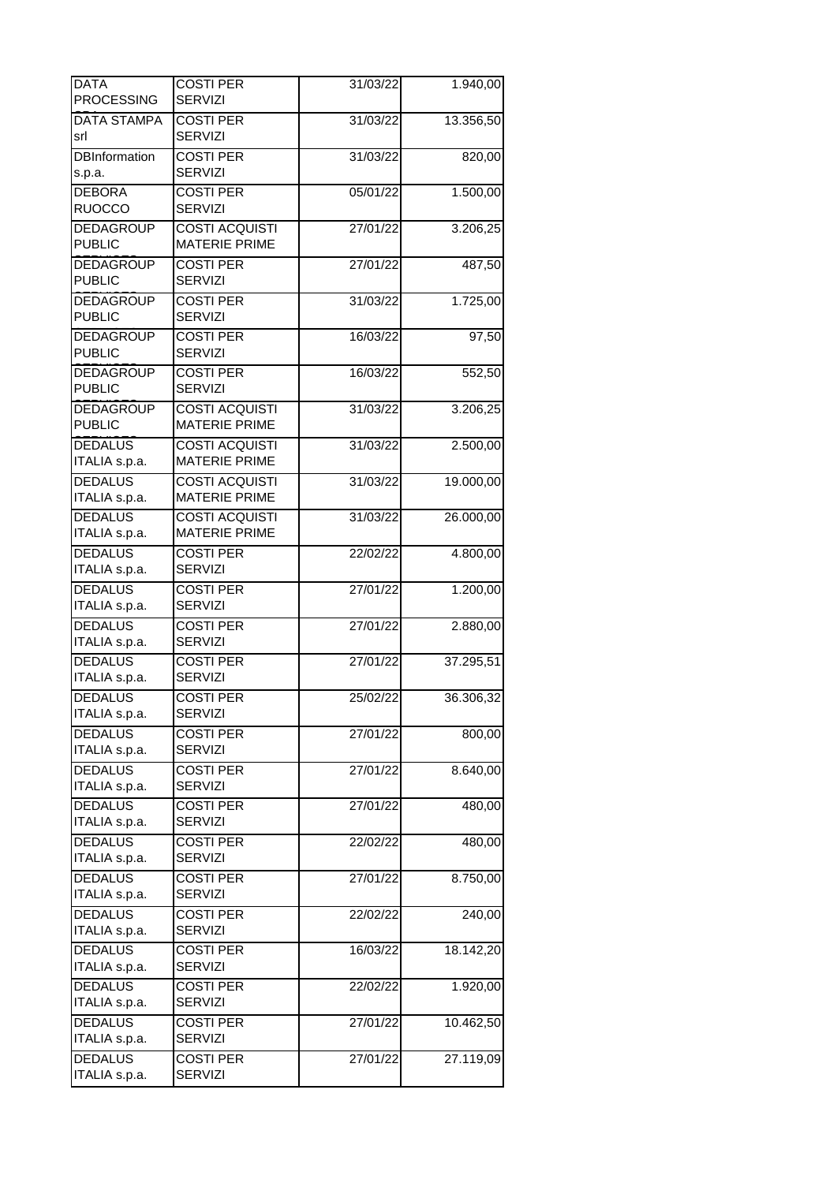| | | | |
|---|---|---|---|
| DATA PROCESSING | COSTI PER SERVIZI | 31/03/22 | 1.940,00 |
| DATA STAMPA srl | COSTI PER SERVIZI | 31/03/22 | 13.356,50 |
| DBInformation s.p.a. | COSTI PER SERVIZI | 31/03/22 | 820,00 |
| DEBORA RUOCCO | COSTI PER SERVIZI | 05/01/22 | 1.500,00 |
| DEDAGROUP PUBLIC | COSTI ACQUISTI MATERIE PRIME | 27/01/22 | 3.206,25 |
| DEDAGROUP PUBLIC | COSTI PER SERVIZI | 27/01/22 | 487,50 |
| DEDAGROUP PUBLIC | COSTI PER SERVIZI | 31/03/22 | 1.725,00 |
| DEDAGROUP PUBLIC | COSTI PER SERVIZI | 16/03/22 | 97,50 |
| DEDAGROUP PUBLIC | COSTI PER SERVIZI | 16/03/22 | 552,50 |
| DEDAGROUP PUBLIC | COSTI ACQUISTI MATERIE PRIME | 31/03/22 | 3.206,25 |
| DEDALUS ITALIA s.p.a. | COSTI ACQUISTI MATERIE PRIME | 31/03/22 | 2.500,00 |
| DEDALUS ITALIA s.p.a. | COSTI ACQUISTI MATERIE PRIME | 31/03/22 | 19.000,00 |
| DEDALUS ITALIA s.p.a. | COSTI ACQUISTI MATERIE PRIME | 31/03/22 | 26.000,00 |
| DEDALUS ITALIA s.p.a. | COSTI PER SERVIZI | 22/02/22 | 4.800,00 |
| DEDALUS ITALIA s.p.a. | COSTI PER SERVIZI | 27/01/22 | 1.200,00 |
| DEDALUS ITALIA s.p.a. | COSTI PER SERVIZI | 27/01/22 | 2.880,00 |
| DEDALUS ITALIA s.p.a. | COSTI PER SERVIZI | 27/01/22 | 37.295,51 |
| DEDALUS ITALIA s.p.a. | COSTI PER SERVIZI | 25/02/22 | 36.306,32 |
| DEDALUS ITALIA s.p.a. | COSTI PER SERVIZI | 27/01/22 | 800,00 |
| DEDALUS ITALIA s.p.a. | COSTI PER SERVIZI | 27/01/22 | 8.640,00 |
| DEDALUS ITALIA s.p.a. | COSTI PER SERVIZI | 27/01/22 | 480,00 |
| DEDALUS ITALIA s.p.a. | COSTI PER SERVIZI | 22/02/22 | 480,00 |
| DEDALUS ITALIA s.p.a. | COSTI PER SERVIZI | 27/01/22 | 8.750,00 |
| DEDALUS ITALIA s.p.a. | COSTI PER SERVIZI | 22/02/22 | 240,00 |
| DEDALUS ITALIA s.p.a. | COSTI PER SERVIZI | 16/03/22 | 18.142,20 |
| DEDALUS ITALIA s.p.a. | COSTI PER SERVIZI | 22/02/22 | 1.920,00 |
| DEDALUS ITALIA s.p.a. | COSTI PER SERVIZI | 27/01/22 | 10.462,50 |
| DEDALUS ITALIA s.p.a. | COSTI PER SERVIZI | 27/01/22 | 27.119,09 |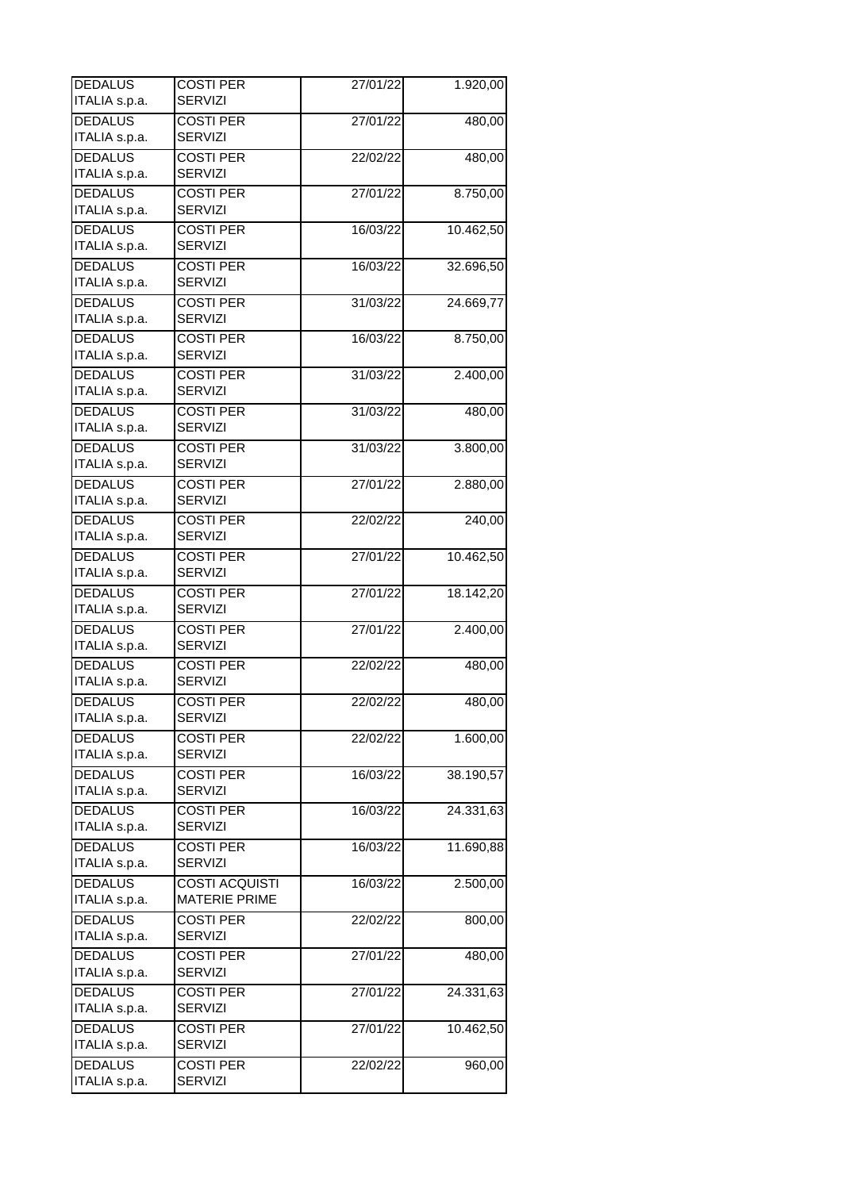| | | | |
|---|---|---|---|
| DEDALUS ITALIA s.p.a. | COSTI PER SERVIZI | 27/01/22 | 1.920,00 |
| DEDALUS ITALIA s.p.a. | COSTI PER SERVIZI | 27/01/22 | 480,00 |
| DEDALUS ITALIA s.p.a. | COSTI PER SERVIZI | 22/02/22 | 480,00 |
| DEDALUS ITALIA s.p.a. | COSTI PER SERVIZI | 27/01/22 | 8.750,00 |
| DEDALUS ITALIA s.p.a. | COSTI PER SERVIZI | 16/03/22 | 10.462,50 |
| DEDALUS ITALIA s.p.a. | COSTI PER SERVIZI | 16/03/22 | 32.696,50 |
| DEDALUS ITALIA s.p.a. | COSTI PER SERVIZI | 31/03/22 | 24.669,77 |
| DEDALUS ITALIA s.p.a. | COSTI PER SERVIZI | 16/03/22 | 8.750,00 |
| DEDALUS ITALIA s.p.a. | COSTI PER SERVIZI | 31/03/22 | 2.400,00 |
| DEDALUS ITALIA s.p.a. | COSTI PER SERVIZI | 31/03/22 | 480,00 |
| DEDALUS ITALIA s.p.a. | COSTI PER SERVIZI | 31/03/22 | 3.800,00 |
| DEDALUS ITALIA s.p.a. | COSTI PER SERVIZI | 27/01/22 | 2.880,00 |
| DEDALUS ITALIA s.p.a. | COSTI PER SERVIZI | 22/02/22 | 240,00 |
| DEDALUS ITALIA s.p.a. | COSTI PER SERVIZI | 27/01/22 | 10.462,50 |
| DEDALUS ITALIA s.p.a. | COSTI PER SERVIZI | 27/01/22 | 18.142,20 |
| DEDALUS ITALIA s.p.a. | COSTI PER SERVIZI | 27/01/22 | 2.400,00 |
| DEDALUS ITALIA s.p.a. | COSTI PER SERVIZI | 22/02/22 | 480,00 |
| DEDALUS ITALIA s.p.a. | COSTI PER SERVIZI | 22/02/22 | 480,00 |
| DEDALUS ITALIA s.p.a. | COSTI PER SERVIZI | 22/02/22 | 1.600,00 |
| DEDALUS ITALIA s.p.a. | COSTI PER SERVIZI | 16/03/22 | 38.190,57 |
| DEDALUS ITALIA s.p.a. | COSTI PER SERVIZI | 16/03/22 | 24.331,63 |
| DEDALUS ITALIA s.p.a. | COSTI PER SERVIZI | 16/03/22 | 11.690,88 |
| DEDALUS ITALIA s.p.a. | COSTI ACQUISTI MATERIE PRIME | 16/03/22 | 2.500,00 |
| DEDALUS ITALIA s.p.a. | COSTI PER SERVIZI | 22/02/22 | 800,00 |
| DEDALUS ITALIA s.p.a. | COSTI PER SERVIZI | 27/01/22 | 480,00 |
| DEDALUS ITALIA s.p.a. | COSTI PER SERVIZI | 27/01/22 | 24.331,63 |
| DEDALUS ITALIA s.p.a. | COSTI PER SERVIZI | 27/01/22 | 10.462,50 |
| DEDALUS ITALIA s.p.a. | COSTI PER SERVIZI | 22/02/22 | 960,00 |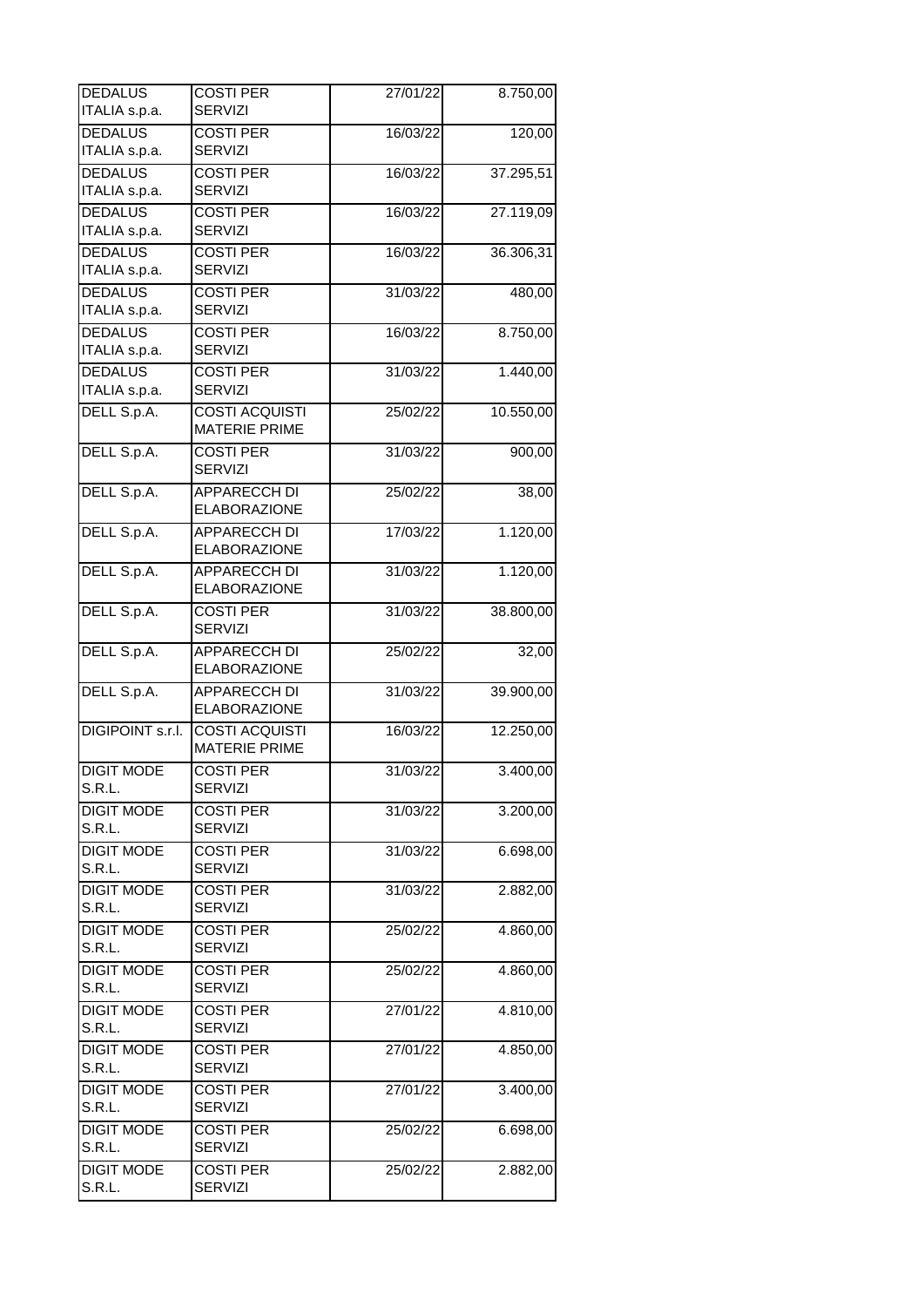| | | | |
|---|---|---|---|
| DEDALUS ITALIA s.p.a. | COSTI PER SERVIZI | 27/01/22 | 8.750,00 |
| DEDALUS ITALIA s.p.a. | COSTI PER SERVIZI | 16/03/22 | 120,00 |
| DEDALUS ITALIA s.p.a. | COSTI PER SERVIZI | 16/03/22 | 37.295,51 |
| DEDALUS ITALIA s.p.a. | COSTI PER SERVIZI | 16/03/22 | 27.119,09 |
| DEDALUS ITALIA s.p.a. | COSTI PER SERVIZI | 16/03/22 | 36.306,31 |
| DEDALUS ITALIA s.p.a. | COSTI PER SERVIZI | 31/03/22 | 480,00 |
| DEDALUS ITALIA s.p.a. | COSTI PER SERVIZI | 16/03/22 | 8.750,00 |
| DEDALUS ITALIA s.p.a. | COSTI PER SERVIZI | 31/03/22 | 1.440,00 |
| DELL S.p.A. | COSTI ACQUISTI MATERIE PRIME | 25/02/22 | 10.550,00 |
| DELL S.p.A. | COSTI PER SERVIZI | 31/03/22 | 900,00 |
| DELL S.p.A. | APPARECCH DI ELABORAZIONE | 25/02/22 | 38,00 |
| DELL S.p.A. | APPARECCH DI ELABORAZIONE | 17/03/22 | 1.120,00 |
| DELL S.p.A. | APPARECCH DI ELABORAZIONE | 31/03/22 | 1.120,00 |
| DELL S.p.A. | COSTI PER SERVIZI | 31/03/22 | 38.800,00 |
| DELL S.p.A. | APPARECCH DI ELABORAZIONE | 25/02/22 | 32,00 |
| DELL S.p.A. | APPARECCH DI ELABORAZIONE | 31/03/22 | 39.900,00 |
| DIGIPOINT s.r.l. | COSTI ACQUISTI MATERIE PRIME | 16/03/22 | 12.250,00 |
| DIGIT MODE S.R.L. | COSTI PER SERVIZI | 31/03/22 | 3.400,00 |
| DIGIT MODE S.R.L. | COSTI PER SERVIZI | 31/03/22 | 3.200,00 |
| DIGIT MODE S.R.L. | COSTI PER SERVIZI | 31/03/22 | 6.698,00 |
| DIGIT MODE S.R.L. | COSTI PER SERVIZI | 31/03/22 | 2.882,00 |
| DIGIT MODE S.R.L. | COSTI PER SERVIZI | 25/02/22 | 4.860,00 |
| DIGIT MODE S.R.L. | COSTI PER SERVIZI | 25/02/22 | 4.860,00 |
| DIGIT MODE S.R.L. | COSTI PER SERVIZI | 27/01/22 | 4.810,00 |
| DIGIT MODE S.R.L. | COSTI PER SERVIZI | 27/01/22 | 4.850,00 |
| DIGIT MODE S.R.L. | COSTI PER SERVIZI | 27/01/22 | 3.400,00 |
| DIGIT MODE S.R.L. | COSTI PER SERVIZI | 25/02/22 | 6.698,00 |
| DIGIT MODE S.R.L. | COSTI PER SERVIZI | 25/02/22 | 2.882,00 |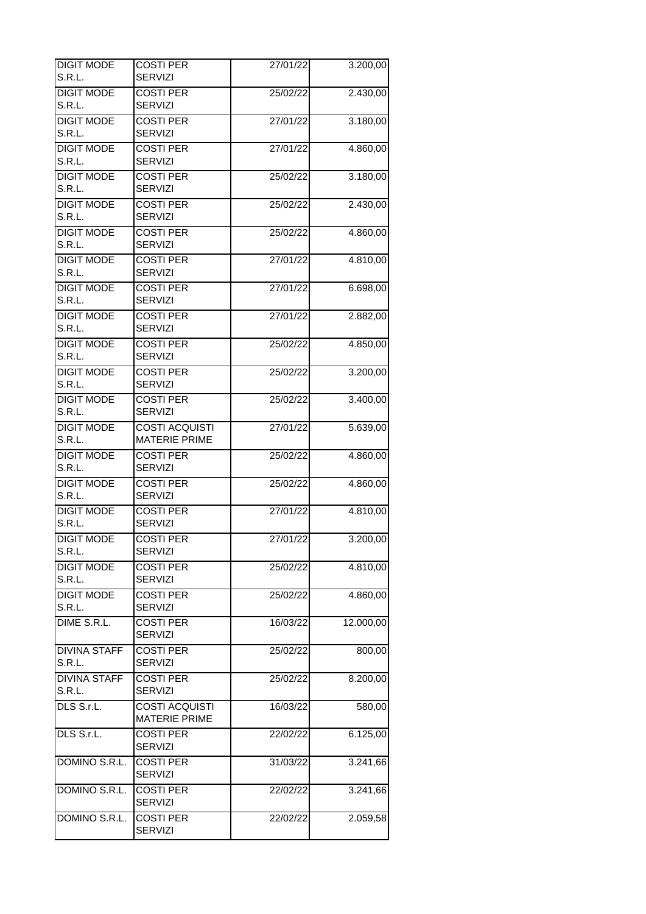| DIGIT MODE S.R.L. | COSTI PER SERVIZI | 27/01/22 | 3.200,00 |
|---|---|---|---|
| DIGIT MODE S.R.L. | COSTI PER SERVIZI | 25/02/22 | 2.430,00 |
| DIGIT MODE S.R.L. | COSTI PER SERVIZI | 27/01/22 | 3.180,00 |
| DIGIT MODE S.R.L. | COSTI PER SERVIZI | 27/01/22 | 4.860,00 |
| DIGIT MODE S.R.L. | COSTI PER SERVIZI | 25/02/22 | 3.180,00 |
| DIGIT MODE S.R.L. | COSTI PER SERVIZI | 25/02/22 | 2.430,00 |
| DIGIT MODE S.R.L. | COSTI PER SERVIZI | 25/02/22 | 4.860,00 |
| DIGIT MODE S.R.L. | COSTI PER SERVIZI | 27/01/22 | 4.810,00 |
| DIGIT MODE S.R.L. | COSTI PER SERVIZI | 27/01/22 | 6.698,00 |
| DIGIT MODE S.R.L. | COSTI PER SERVIZI | 27/01/22 | 2.882,00 |
| DIGIT MODE S.R.L. | COSTI PER SERVIZI | 25/02/22 | 4.850,00 |
| DIGIT MODE S.R.L. | COSTI PER SERVIZI | 25/02/22 | 3.200,00 |
| DIGIT MODE S.R.L. | COSTI PER SERVIZI | 25/02/22 | 3.400,00 |
| DIGIT MODE S.R.L. | COSTI ACQUISTI MATERIE PRIME | 27/01/22 | 5.639,00 |
| DIGIT MODE S.R.L. | COSTI PER SERVIZI | 25/02/22 | 4.860,00 |
| DIGIT MODE S.R.L. | COSTI PER SERVIZI | 25/02/22 | 4.860,00 |
| DIGIT MODE S.R.L. | COSTI PER SERVIZI | 27/01/22 | 4.810,00 |
| DIGIT MODE S.R.L. | COSTI PER SERVIZI | 27/01/22 | 3.200,00 |
| DIGIT MODE S.R.L. | COSTI PER SERVIZI | 25/02/22 | 4.810,00 |
| DIGIT MODE S.R.L. | COSTI PER SERVIZI | 25/02/22 | 4.860,00 |
| DIME S.R.L. | COSTI PER SERVIZI | 16/03/22 | 12.000,00 |
| DIVINA STAFF S.R.L. | COSTI PER SERVIZI | 25/02/22 | 800,00 |
| DIVINA STAFF S.R.L. | COSTI PER SERVIZI | 25/02/22 | 8.200,00 |
| DLS S.r.L. | COSTI ACQUISTI MATERIE PRIME | 16/03/22 | 580,00 |
| DLS S.r.L. | COSTI PER SERVIZI | 22/02/22 | 6.125,00 |
| DOMINO S.R.L. | COSTI PER SERVIZI | 31/03/22 | 3.241,66 |
| DOMINO S.R.L. | COSTI PER SERVIZI | 22/02/22 | 3.241,66 |
| DOMINO S.R.L. | COSTI PER SERVIZI | 22/02/22 | 2.059,58 |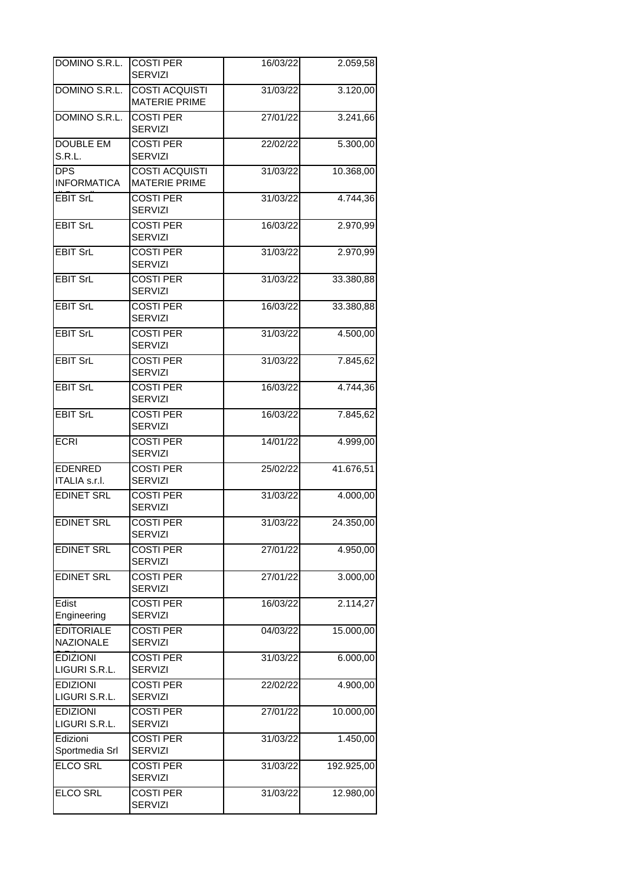| DOMINO S.R.L. | COSTI PER SERVIZI | 16/03/22 | 2.059,58 |
|---|---|---|---|
| DOMINO S.R.L. | COSTI ACQUISTI MATERIE PRIME | 31/03/22 | 3.120,00 |
| DOMINO S.R.L. | COSTI PER SERVIZI | 27/01/22 | 3.241,66 |
| DOUBLE EM S.R.L. | COSTI PER SERVIZI | 22/02/22 | 5.300,00 |
| DPS INFORMATICA | COSTI ACQUISTI MATERIE PRIME | 31/03/22 | 10.368,00 |
| EBIT SrL | COSTI PER SERVIZI | 31/03/22 | 4.744,36 |
| EBIT SrL | COSTI PER SERVIZI | 16/03/22 | 2.970,99 |
| EBIT SrL | COSTI PER SERVIZI | 31/03/22 | 2.970,99 |
| EBIT SrL | COSTI PER SERVIZI | 31/03/22 | 33.380,88 |
| EBIT SrL | COSTI PER SERVIZI | 16/03/22 | 33.380,88 |
| EBIT SrL | COSTI PER SERVIZI | 31/03/22 | 4.500,00 |
| EBIT SrL | COSTI PER SERVIZI | 31/03/22 | 7.845,62 |
| EBIT SrL | COSTI PER SERVIZI | 16/03/22 | 4.744,36 |
| EBIT SrL | COSTI PER SERVIZI | 16/03/22 | 7.845,62 |
| ECRI | COSTI PER SERVIZI | 14/01/22 | 4.999,00 |
| EDENRED ITALIA s.r.l. | COSTI PER SERVIZI | 25/02/22 | 41.676,51 |
| EDINET SRL | COSTI PER SERVIZI | 31/03/22 | 4.000,00 |
| EDINET SRL | COSTI PER SERVIZI | 31/03/22 | 24.350,00 |
| EDINET SRL | COSTI PER SERVIZI | 27/01/22 | 4.950,00 |
| EDINET SRL | COSTI PER SERVIZI | 27/01/22 | 3.000,00 |
| Edist Engineering | COSTI PER SERVIZI | 16/03/22 | 2.114,27 |
| EDITORIALE NAZIONALE | COSTI PER SERVIZI | 04/03/22 | 15.000,00 |
| EDIZIONI LIGURI S.R.L. | COSTI PER SERVIZI | 31/03/22 | 6.000,00 |
| EDIZIONI LIGURI S.R.L. | COSTI PER SERVIZI | 22/02/22 | 4.900,00 |
| EDIZIONI LIGURI S.R.L. | COSTI PER SERVIZI | 27/01/22 | 10.000,00 |
| Edizioni Sportmedia Srl | COSTI PER SERVIZI | 31/03/22 | 1.450,00 |
| ELCO SRL | COSTI PER SERVIZI | 31/03/22 | 192.925,00 |
| ELCO SRL | COSTI PER SERVIZI | 31/03/22 | 12.980,00 |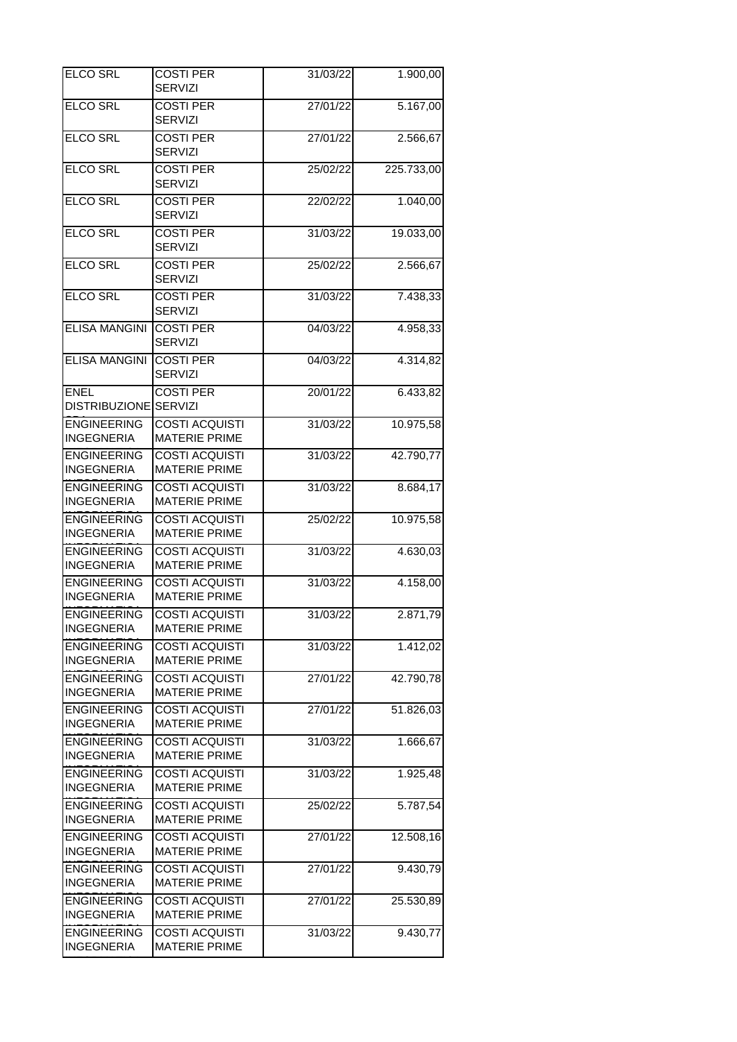| | | | |
|---|---|---|---|
| ELCO SRL | COSTI PER SERVIZI | 31/03/22 | 1.900,00 |
| ELCO SRL | COSTI PER SERVIZI | 27/01/22 | 5.167,00 |
| ELCO SRL | COSTI PER SERVIZI | 27/01/22 | 2.566,67 |
| ELCO SRL | COSTI PER SERVIZI | 25/02/22 | 225.733,00 |
| ELCO SRL | COSTI PER SERVIZI | 22/02/22 | 1.040,00 |
| ELCO SRL | COSTI PER SERVIZI | 31/03/22 | 19.033,00 |
| ELCO SRL | COSTI PER SERVIZI | 25/02/22 | 2.566,67 |
| ELCO SRL | COSTI PER SERVIZI | 31/03/22 | 7.438,33 |
| ELISA MANGINI | COSTI PER SERVIZI | 04/03/22 | 4.958,33 |
| ELISA MANGINI | COSTI PER SERVIZI | 04/03/22 | 4.314,82 |
| ENEL DISTRIBUZIONE | COSTI PER SERVIZI | 20/01/22 | 6.433,82 |
| ENGINEERING INGEGNERIA | COSTI ACQUISTI MATERIE PRIME | 31/03/22 | 10.975,58 |
| ENGINEERING INGEGNERIA | COSTI ACQUISTI MATERIE PRIME | 31/03/22 | 42.790,77 |
| ENGINEERING INGEGNERIA | COSTI ACQUISTI MATERIE PRIME | 31/03/22 | 8.684,17 |
| ENGINEERING INGEGNERIA | COSTI ACQUISTI MATERIE PRIME | 25/02/22 | 10.975,58 |
| ENGINEERING INGEGNERIA | COSTI ACQUISTI MATERIE PRIME | 31/03/22 | 4.630,03 |
| ENGINEERING INGEGNERIA | COSTI ACQUISTI MATERIE PRIME | 31/03/22 | 4.158,00 |
| ENGINEERING INGEGNERIA | COSTI ACQUISTI MATERIE PRIME | 31/03/22 | 2.871,79 |
| ENGINEERING INGEGNERIA | COSTI ACQUISTI MATERIE PRIME | 31/03/22 | 1.412,02 |
| ENGINEERING INGEGNERIA | COSTI ACQUISTI MATERIE PRIME | 27/01/22 | 42.790,78 |
| ENGINEERING INGEGNERIA | COSTI ACQUISTI MATERIE PRIME | 27/01/22 | 51.826,03 |
| ENGINEERING INGEGNERIA | COSTI ACQUISTI MATERIE PRIME | 31/03/22 | 1.666,67 |
| ENGINEERING INGEGNERIA | COSTI ACQUISTI MATERIE PRIME | 31/03/22 | 1.925,48 |
| ENGINEERING INGEGNERIA | COSTI ACQUISTI MATERIE PRIME | 25/02/22 | 5.787,54 |
| ENGINEERING INGEGNERIA | COSTI ACQUISTI MATERIE PRIME | 27/01/22 | 12.508,16 |
| ENGINEERING INGEGNERIA | COSTI ACQUISTI MATERIE PRIME | 27/01/22 | 9.430,79 |
| ENGINEERING INGEGNERIA | COSTI ACQUISTI MATERIE PRIME | 27/01/22 | 25.530,89 |
| ENGINEERING INGEGNERIA | COSTI ACQUISTI MATERIE PRIME | 31/03/22 | 9.430,77 |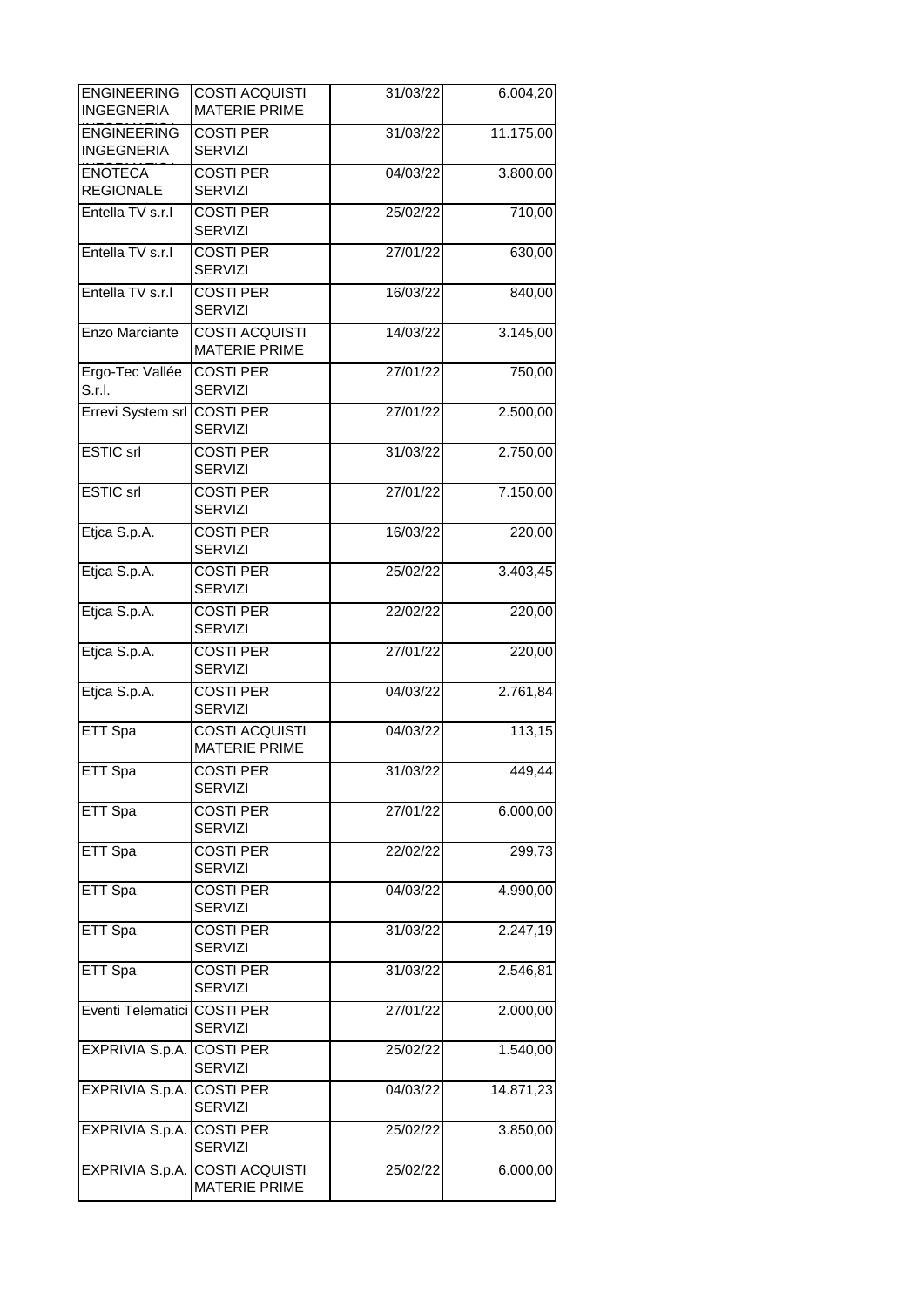| | | | |
|---|---|---|---|
| ENGINEERING INGEGNERIA | COSTI ACQUISTI MATERIE PRIME | 31/03/22 | 6.004,20 |
| ENGINEERING INGEGNERIA | COSTI PER SERVIZI | 31/03/22 | 11.175,00 |
| ENOTECA REGIONALE | COSTI PER SERVIZI | 04/03/22 | 3.800,00 |
| Entella TV s.r.l | COSTI PER SERVIZI | 25/02/22 | 710,00 |
| Entella TV s.r.l | COSTI PER SERVIZI | 27/01/22 | 630,00 |
| Entella TV s.r.l | COSTI PER SERVIZI | 16/03/22 | 840,00 |
| Enzo Marciante | COSTI ACQUISTI MATERIE PRIME | 14/03/22 | 3.145,00 |
| Ergo-Tec Vallée S.r.l. | COSTI PER SERVIZI | 27/01/22 | 750,00 |
| Errevi System srl | COSTI PER SERVIZI | 27/01/22 | 2.500,00 |
| ESTIC srl | COSTI PER SERVIZI | 31/03/22 | 2.750,00 |
| ESTIC srl | COSTI PER SERVIZI | 27/01/22 | 7.150,00 |
| Etjca S.p.A. | COSTI PER SERVIZI | 16/03/22 | 220,00 |
| Etjca S.p.A. | COSTI PER SERVIZI | 25/02/22 | 3.403,45 |
| Etjca S.p.A. | COSTI PER SERVIZI | 22/02/22 | 220,00 |
| Etjca S.p.A. | COSTI PER SERVIZI | 27/01/22 | 220,00 |
| Etjca S.p.A. | COSTI PER SERVIZI | 04/03/22 | 2.761,84 |
| ETT Spa | COSTI ACQUISTI MATERIE PRIME | 04/03/22 | 113,15 |
| ETT Spa | COSTI PER SERVIZI | 31/03/22 | 449,44 |
| ETT Spa | COSTI PER SERVIZI | 27/01/22 | 6.000,00 |
| ETT Spa | COSTI PER SERVIZI | 22/02/22 | 299,73 |
| ETT Spa | COSTI PER SERVIZI | 04/03/22 | 4.990,00 |
| ETT Spa | COSTI PER SERVIZI | 31/03/22 | 2.247,19 |
| ETT Spa | COSTI PER SERVIZI | 31/03/22 | 2.546,81 |
| Eventi Telematici | COSTI PER SERVIZI | 27/01/22 | 2.000,00 |
| EXPRIVIA S.p.A. | COSTI PER SERVIZI | 25/02/22 | 1.540,00 |
| EXPRIVIA S.p.A. | COSTI PER SERVIZI | 04/03/22 | 14.871,23 |
| EXPRIVIA S.p.A. | COSTI PER SERVIZI | 25/02/22 | 3.850,00 |
| EXPRIVIA S.p.A. | COSTI ACQUISTI MATERIE PRIME | 25/02/22 | 6.000,00 |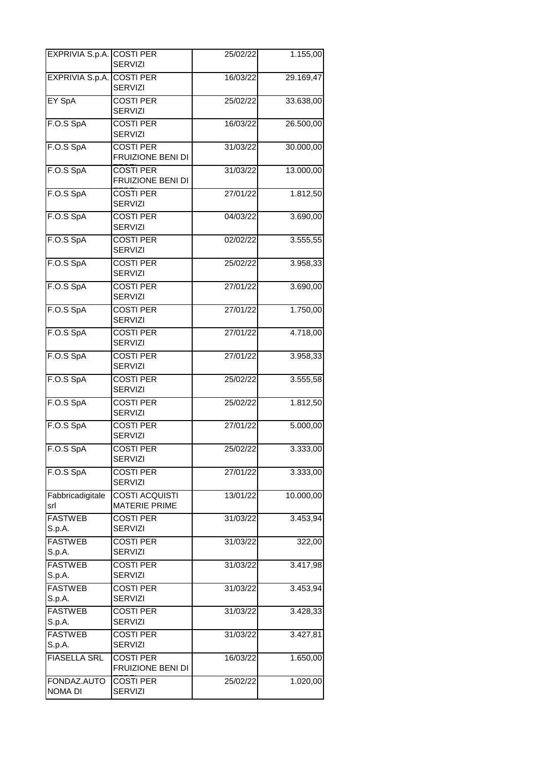| | | | |
|---|---|---|---|
| EXPRIVIA S.p.A. | COSTI PER SERVIZI | 25/02/22 | 1.155,00 |
| EXPRIVIA S.p.A. | COSTI PER SERVIZI | 16/03/22 | 29.169,47 |
| EY SpA | COSTI PER SERVIZI | 25/02/22 | 33.638,00 |
| F.O.S SpA | COSTI PER SERVIZI | 16/03/22 | 26.500,00 |
| F.O.S SpA | COSTI PER FRUIZIONE BENI DI | 31/03/22 | 30.000,00 |
| F.O.S SpA | COSTI PER FRUIZIONE BENI DI | 31/03/22 | 13.000,00 |
| F.O.S SpA | COSTI PER SERVIZI | 27/01/22 | 1.812,50 |
| F.O.S SpA | COSTI PER SERVIZI | 04/03/22 | 3.690,00 |
| F.O.S SpA | COSTI PER SERVIZI | 02/02/22 | 3.555,55 |
| F.O.S SpA | COSTI PER SERVIZI | 25/02/22 | 3.958,33 |
| F.O.S SpA | COSTI PER SERVIZI | 27/01/22 | 3.690,00 |
| F.O.S SpA | COSTI PER SERVIZI | 27/01/22 | 1.750,00 |
| F.O.S SpA | COSTI PER SERVIZI | 27/01/22 | 4.718,00 |
| F.O.S SpA | COSTI PER SERVIZI | 27/01/22 | 3.958,33 |
| F.O.S SpA | COSTI PER SERVIZI | 25/02/22 | 3.555,58 |
| F.O.S SpA | COSTI PER SERVIZI | 25/02/22 | 1.812,50 |
| F.O.S SpA | COSTI PER SERVIZI | 27/01/22 | 5.000,00 |
| F.O.S SpA | COSTI PER SERVIZI | 25/02/22 | 3.333,00 |
| F.O.S SpA | COSTI PER SERVIZI | 27/01/22 | 3.333,00 |
| Fabbricadigitale srl | COSTI ACQUISTI MATERIE PRIME | 13/01/22 | 10.000,00 |
| FASTWEB S.p.A. | COSTI PER SERVIZI | 31/03/22 | 3.453,94 |
| FASTWEB S.p.A. | COSTI PER SERVIZI | 31/03/22 | 322,00 |
| FASTWEB S.p.A. | COSTI PER SERVIZI | 31/03/22 | 3.417,98 |
| FASTWEB S.p.A. | COSTI PER SERVIZI | 31/03/22 | 3.453,94 |
| FASTWEB S.p.A. | COSTI PER SERVIZI | 31/03/22 | 3.428,33 |
| FASTWEB S.p.A. | COSTI PER SERVIZI | 31/03/22 | 3.427,81 |
| FIASELLA SRL | COSTI PER FRUIZIONE BENI DI | 16/03/22 | 1.650,00 |
| FONDAZ.AUTO NOMA DI | COSTI PER SERVIZI | 25/02/22 | 1.020,00 |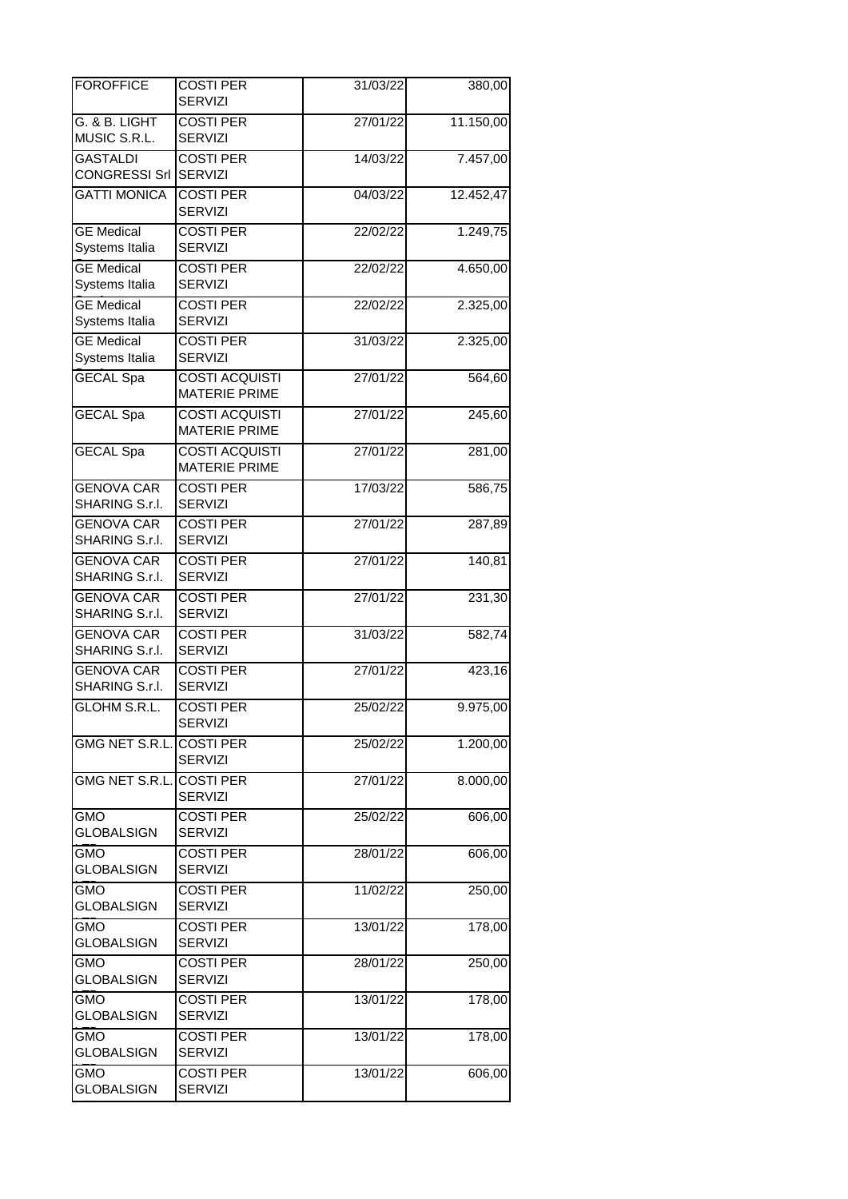| | | | |
|---|---|---|---|
| FOROFFICE | COSTI PER SERVIZI | 31/03/22 | 380,00 |
| G. & B. LIGHT MUSIC S.R.L. | COSTI PER SERVIZI | 27/01/22 | 11.150,00 |
| GASTALDI CONGRESSI Srl | COSTI PER SERVIZI | 14/03/22 | 7.457,00 |
| GATTI MONICA | COSTI PER SERVIZI | 04/03/22 | 12.452,47 |
| GE Medical Systems Italia | COSTI PER SERVIZI | 22/02/22 | 1.249,75 |
| GE Medical Systems Italia | COSTI PER SERVIZI | 22/02/22 | 4.650,00 |
| GE Medical Systems Italia | COSTI PER SERVIZI | 22/02/22 | 2.325,00 |
| GE Medical Systems Italia | COSTI PER SERVIZI | 31/03/22 | 2.325,00 |
| GECAL Spa | COSTI ACQUISTI MATERIE PRIME | 27/01/22 | 564,60 |
| GECAL Spa | COSTI ACQUISTI MATERIE PRIME | 27/01/22 | 245,60 |
| GECAL Spa | COSTI ACQUISTI MATERIE PRIME | 27/01/22 | 281,00 |
| GENOVA CAR SHARING S.r.l. | COSTI PER SERVIZI | 17/03/22 | 586,75 |
| GENOVA CAR SHARING S.r.l. | COSTI PER SERVIZI | 27/01/22 | 287,89 |
| GENOVA CAR SHARING S.r.l. | COSTI PER SERVIZI | 27/01/22 | 140,81 |
| GENOVA CAR SHARING S.r.l. | COSTI PER SERVIZI | 27/01/22 | 231,30 |
| GENOVA CAR SHARING S.r.l. | COSTI PER SERVIZI | 31/03/22 | 582,74 |
| GENOVA CAR SHARING S.r.l. | COSTI PER SERVIZI | 27/01/22 | 423,16 |
| GLOHM S.R.L. | COSTI PER SERVIZI | 25/02/22 | 9.975,00 |
| GMG NET S.R.L. | COSTI PER SERVIZI | 25/02/22 | 1.200,00 |
| GMG NET S.R.L. | COSTI PER SERVIZI | 27/01/22 | 8.000,00 |
| GMO GLOBALSIGN | COSTI PER SERVIZI | 25/02/22 | 606,00 |
| GMO GLOBALSIGN | COSTI PER SERVIZI | 28/01/22 | 606,00 |
| GMO GLOBALSIGN | COSTI PER SERVIZI | 11/02/22 | 250,00 |
| GMO GLOBALSIGN | COSTI PER SERVIZI | 13/01/22 | 178,00 |
| GMO GLOBALSIGN | COSTI PER SERVIZI | 28/01/22 | 250,00 |
| GMO GLOBALSIGN | COSTI PER SERVIZI | 13/01/22 | 178,00 |
| GMO GLOBALSIGN | COSTI PER SERVIZI | 13/01/22 | 178,00 |
| GMO GLOBALSIGN | COSTI PER SERVIZI | 13/01/22 | 606,00 |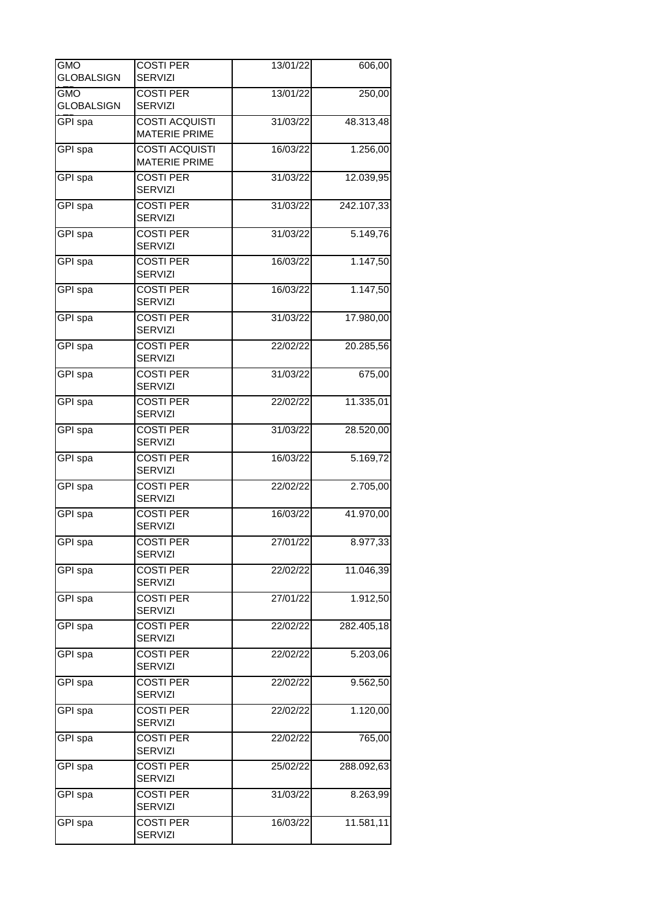| GMO GLOBALSIGN | COSTI PER SERVIZI | 13/01/22 | 606,00 |
|---|---|---|---|
| GMO GLOBALSIGN | COSTI PER SERVIZI | 13/01/22 | 250,00 |
| GPI spa | COSTI ACQUISTI MATERIE PRIME | 31/03/22 | 48.313,48 |
| GPI spa | COSTI ACQUISTI MATERIE PRIME | 16/03/22 | 1.256,00 |
| GPI spa | COSTI PER SERVIZI | 31/03/22 | 12.039,95 |
| GPI spa | COSTI PER SERVIZI | 31/03/22 | 242.107,33 |
| GPI spa | COSTI PER SERVIZI | 31/03/22 | 5.149,76 |
| GPI spa | COSTI PER SERVIZI | 16/03/22 | 1.147,50 |
| GPI spa | COSTI PER SERVIZI | 16/03/22 | 1.147,50 |
| GPI spa | COSTI PER SERVIZI | 31/03/22 | 17.980,00 |
| GPI spa | COSTI PER SERVIZI | 22/02/22 | 20.285,56 |
| GPI spa | COSTI PER SERVIZI | 31/03/22 | 675,00 |
| GPI spa | COSTI PER SERVIZI | 22/02/22 | 11.335,01 |
| GPI spa | COSTI PER SERVIZI | 31/03/22 | 28.520,00 |
| GPI spa | COSTI PER SERVIZI | 16/03/22 | 5.169,72 |
| GPI spa | COSTI PER SERVIZI | 22/02/22 | 2.705,00 |
| GPI spa | COSTI PER SERVIZI | 16/03/22 | 41.970,00 |
| GPI spa | COSTI PER SERVIZI | 27/01/22 | 8.977,33 |
| GPI spa | COSTI PER SERVIZI | 22/02/22 | 11.046,39 |
| GPI spa | COSTI PER SERVIZI | 27/01/22 | 1.912,50 |
| GPI spa | COSTI PER SERVIZI | 22/02/22 | 282.405,18 |
| GPI spa | COSTI PER SERVIZI | 22/02/22 | 5.203,06 |
| GPI spa | COSTI PER SERVIZI | 22/02/22 | 9.562,50 |
| GPI spa | COSTI PER SERVIZI | 22/02/22 | 1.120,00 |
| GPI spa | COSTI PER SERVIZI | 22/02/22 | 765,00 |
| GPI spa | COSTI PER SERVIZI | 25/02/22 | 288.092,63 |
| GPI spa | COSTI PER SERVIZI | 31/03/22 | 8.263,99 |
| GPI spa | COSTI PER SERVIZI | 16/03/22 | 11.581,11 |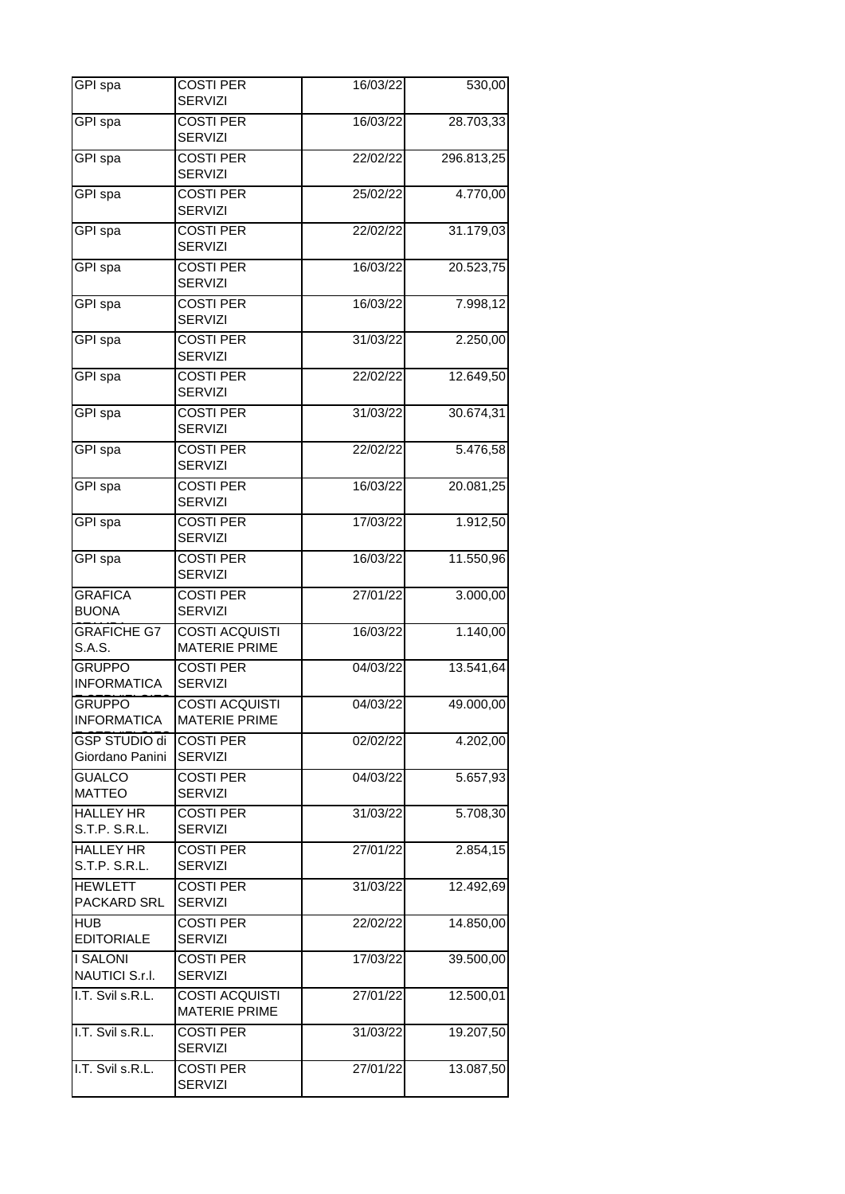| GPI spa | COSTI PER SERVIZI | 16/03/22 | 530,00 |
|---|---|---|---|
| GPI spa | COSTI PER SERVIZI | 16/03/22 | 28.703,33 |
| GPI spa | COSTI PER SERVIZI | 22/02/22 | 296.813,25 |
| GPI spa | COSTI PER SERVIZI | 25/02/22 | 4.770,00 |
| GPI spa | COSTI PER SERVIZI | 22/02/22 | 31.179,03 |
| GPI spa | COSTI PER SERVIZI | 16/03/22 | 20.523,75 |
| GPI spa | COSTI PER SERVIZI | 16/03/22 | 7.998,12 |
| GPI spa | COSTI PER SERVIZI | 31/03/22 | 2.250,00 |
| GPI spa | COSTI PER SERVIZI | 22/02/22 | 12.649,50 |
| GPI spa | COSTI PER SERVIZI | 31/03/22 | 30.674,31 |
| GPI spa | COSTI PER SERVIZI | 22/02/22 | 5.476,58 |
| GPI spa | COSTI PER SERVIZI | 16/03/22 | 20.081,25 |
| GPI spa | COSTI PER SERVIZI | 17/03/22 | 1.912,50 |
| GPI spa | COSTI PER SERVIZI | 16/03/22 | 11.550,96 |
| GRAFICA BUONA | COSTI PER SERVIZI | 27/01/22 | 3.000,00 |
| GRAFICHE G7 S.A.S. | COSTI ACQUISTI MATERIE PRIME | 16/03/22 | 1.140,00 |
| GRUPPO INFORMATICA | COSTI PER SERVIZI | 04/03/22 | 13.541,64 |
| GRUPPO INFORMATICA | COSTI ACQUISTI MATERIE PRIME | 04/03/22 | 49.000,00 |
| GSP STUDIO di Giordano Panini | COSTI PER SERVIZI | 02/02/22 | 4.202,00 |
| GUALCO MATTEO | COSTI PER SERVIZI | 04/03/22 | 5.657,93 |
| HALLEY HR S.T.P. S.R.L. | COSTI PER SERVIZI | 31/03/22 | 5.708,30 |
| HALLEY HR S.T.P. S.R.L. | COSTI PER SERVIZI | 27/01/22 | 2.854,15 |
| HEWLETT PACKARD SRL | COSTI PER SERVIZI | 31/03/22 | 12.492,69 |
| HUB EDITORIALE | COSTI PER SERVIZI | 22/02/22 | 14.850,00 |
| I SALONI NAUTICI S.r.l. | COSTI PER SERVIZI | 17/03/22 | 39.500,00 |
| I.T. Svil s.R.L. | COSTI ACQUISTI MATERIE PRIME | 27/01/22 | 12.500,01 |
| I.T. Svil s.R.L. | COSTI PER SERVIZI | 31/03/22 | 19.207,50 |
| I.T. Svil s.R.L. | COSTI PER SERVIZI | 27/01/22 | 13.087,50 |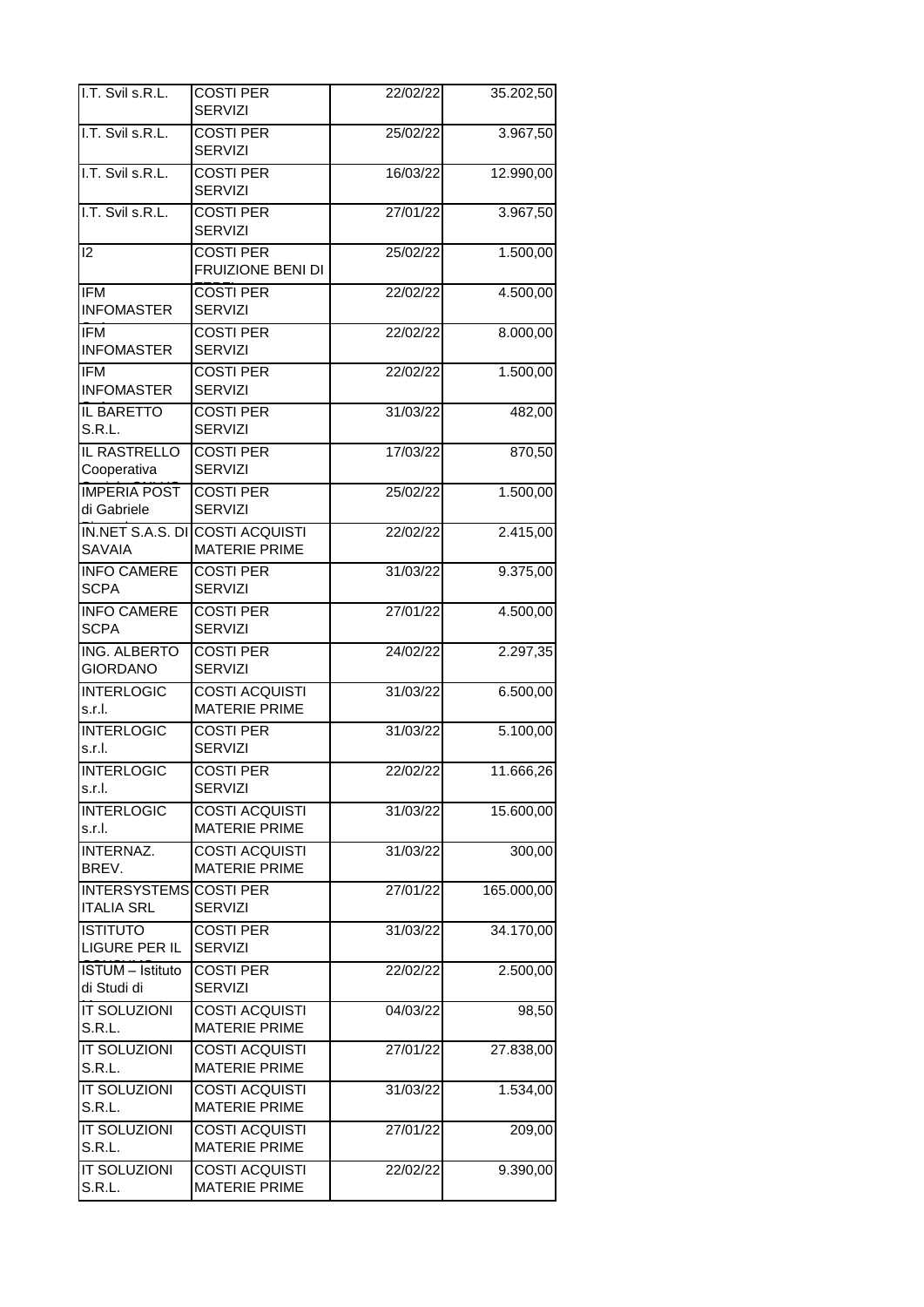| | | | |
|---|---|---|---|
| I.T. Svil s.R.L. | COSTI PER SERVIZI | 22/02/22 | 35.202,50 |
| I.T. Svil s.R.L. | COSTI PER SERVIZI | 25/02/22 | 3.967,50 |
| I.T. Svil s.R.L. | COSTI PER SERVIZI | 16/03/22 | 12.990,00 |
| I.T. Svil s.R.L. | COSTI PER SERVIZI | 27/01/22 | 3.967,50 |
| I2 | COSTI PER FRUIZIONE BENI DI | 25/02/22 | 1.500,00 |
| IFM INFOMASTER | COSTI PER SERVIZI | 22/02/22 | 4.500,00 |
| IFM INFOMASTER | COSTI PER SERVIZI | 22/02/22 | 8.000,00 |
| IFM INFOMASTER | COSTI PER SERVIZI | 22/02/22 | 1.500,00 |
| IL BARETTO S.R.L. | COSTI PER SERVIZI | 31/03/22 | 482,00 |
| IL RASTRELLO Cooperativa | COSTI PER SERVIZI | 17/03/22 | 870,50 |
| IMPERIA POST di Gabriele | COSTI PER SERVIZI | 25/02/22 | 1.500,00 |
| IN.NET S.A.S. DI SAVAIA | COSTI ACQUISTI MATERIE PRIME | 22/02/22 | 2.415,00 |
| INFO CAMERE SCPA | COSTI PER SERVIZI | 31/03/22 | 9.375,00 |
| INFO CAMERE SCPA | COSTI PER SERVIZI | 27/01/22 | 4.500,00 |
| ING. ALBERTO GIORDANO | COSTI PER SERVIZI | 24/02/22 | 2.297,35 |
| INTERLOGIC s.r.l. | COSTI ACQUISTI MATERIE PRIME | 31/03/22 | 6.500,00 |
| INTERLOGIC s.r.l. | COSTI PER SERVIZI | 31/03/22 | 5.100,00 |
| INTERLOGIC s.r.l. | COSTI PER SERVIZI | 22/02/22 | 11.666,26 |
| INTERLOGIC s.r.l. | COSTI ACQUISTI MATERIE PRIME | 31/03/22 | 15.600,00 |
| INTERNAZ. BREV. | COSTI ACQUISTI MATERIE PRIME | 31/03/22 | 300,00 |
| INTERSYSTEMS ITALIA SRL | COSTI PER SERVIZI | 27/01/22 | 165.000,00 |
| ISTITUTO LIGURE PER IL | COSTI PER SERVIZI | 31/03/22 | 34.170,00 |
| ISTUM – Istituto di Studi di | COSTI PER SERVIZI | 22/02/22 | 2.500,00 |
| IT SOLUZIONI S.R.L. | COSTI ACQUISTI MATERIE PRIME | 04/03/22 | 98,50 |
| IT SOLUZIONI S.R.L. | COSTI ACQUISTI MATERIE PRIME | 27/01/22 | 27.838,00 |
| IT SOLUZIONI S.R.L. | COSTI ACQUISTI MATERIE PRIME | 31/03/22 | 1.534,00 |
| IT SOLUZIONI S.R.L. | COSTI ACQUISTI MATERIE PRIME | 27/01/22 | 209,00 |
| IT SOLUZIONI S.R.L. | COSTI ACQUISTI MATERIE PRIME | 22/02/22 | 9.390,00 |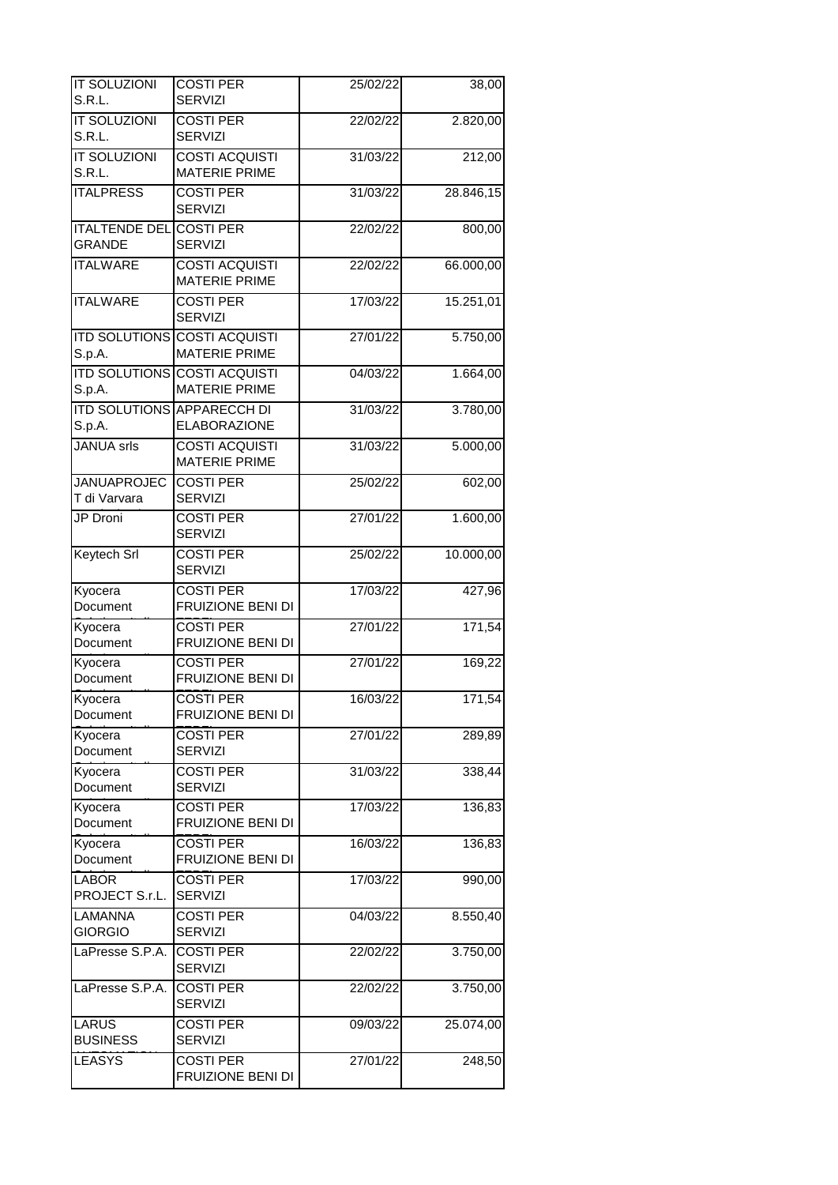| | | | |
|---|---|---|---|
| IT SOLUZIONI S.R.L. | COSTI PER SERVIZI | 25/02/22 | 38,00 |
| IT SOLUZIONI S.R.L. | COSTI PER SERVIZI | 22/02/22 | 2.820,00 |
| IT SOLUZIONI S.R.L. | COSTI ACQUISTI MATERIE PRIME | 31/03/22 | 212,00 |
| ITALPRESS | COSTI PER SERVIZI | 31/03/22 | 28.846,15 |
| ITALTENDE DEL GRANDE | COSTI PER SERVIZI | 22/02/22 | 800,00 |
| ITALWARE | COSTI ACQUISTI MATERIE PRIME | 22/02/22 | 66.000,00 |
| ITALWARE | COSTI PER SERVIZI | 17/03/22 | 15.251,01 |
| ITD SOLUTIONS S.p.A. | COSTI ACQUISTI MATERIE PRIME | 27/01/22 | 5.750,00 |
| ITD SOLUTIONS S.p.A. | COSTI ACQUISTI MATERIE PRIME | 04/03/22 | 1.664,00 |
| ITD SOLUTIONS S.p.A. | APPARECCH DI ELABORAZIONE | 31/03/22 | 3.780,00 |
| JANUA srls | COSTI ACQUISTI MATERIE PRIME | 31/03/22 | 5.000,00 |
| JANUAPROJEC T di Varvara | COSTI PER SERVIZI | 25/02/22 | 602,00 |
| JP Droni | COSTI PER SERVIZI | 27/01/22 | 1.600,00 |
| Keytech Srl | COSTI PER SERVIZI | 25/02/22 | 10.000,00 |
| Kyocera Document | COSTI PER FRUIZIONE BENI DI | 17/03/22 | 427,96 |
| Kyocera Document | COSTI PER FRUIZIONE BENI DI | 27/01/22 | 171,54 |
| Kyocera Document | COSTI PER FRUIZIONE BENI DI | 27/01/22 | 169,22 |
| Kyocera Document | COSTI PER FRUIZIONE BENI DI | 16/03/22 | 171,54 |
| Kyocera Document | COSTI PER SERVIZI | 27/01/22 | 289,89 |
| Kyocera Document | COSTI PER SERVIZI | 31/03/22 | 338,44 |
| Kyocera Document | COSTI PER FRUIZIONE BENI DI | 17/03/22 | 136,83 |
| Kyocera Document | COSTI PER FRUIZIONE BENI DI | 16/03/22 | 136,83 |
| LABOR PROJECT S.r.L. | COSTI PER SERVIZI | 17/03/22 | 990,00 |
| LAMANNA GIORGIO | COSTI PER SERVIZI | 04/03/22 | 8.550,40 |
| LaPresse S.P.A. | COSTI PER SERVIZI | 22/02/22 | 3.750,00 |
| LaPresse S.P.A. | COSTI PER SERVIZI | 22/02/22 | 3.750,00 |
| LARUS BUSINESS | COSTI PER SERVIZI | 09/03/22 | 25.074,00 |
| LEASYS | COSTI PER FRUIZIONE BENI DI | 27/01/22 | 248,50 |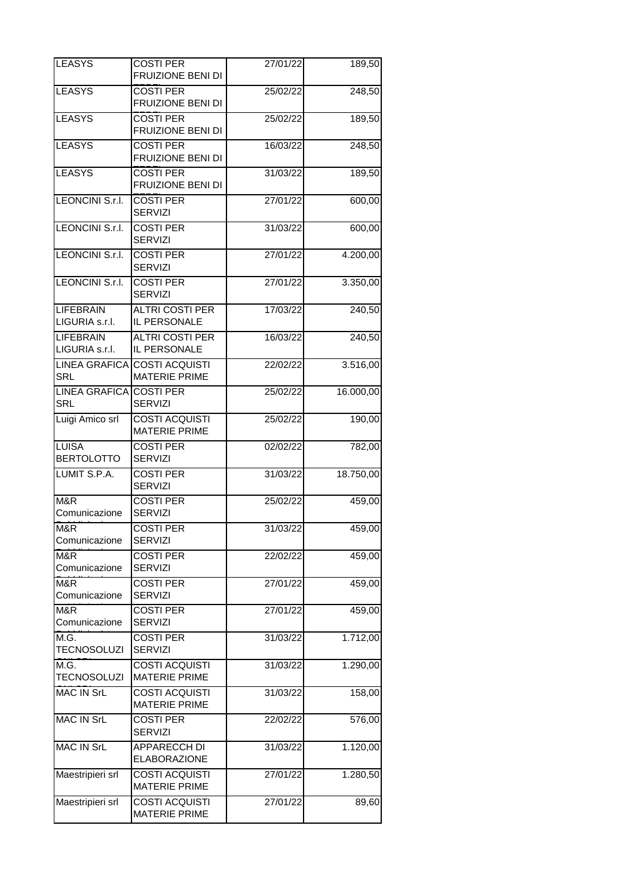| LEASYS | COSTI PER FRUIZIONE BENI DI | 27/01/22 | 189,50 |
|---|---|---|---|
| LEASYS | COSTI PER FRUIZIONE BENI DI | 25/02/22 | 248,50 |
| LEASYS | COSTI PER FRUIZIONE BENI DI | 25/02/22 | 189,50 |
| LEASYS | COSTI PER FRUIZIONE BENI DI | 16/03/22 | 248,50 |
| LEASYS | COSTI PER FRUIZIONE BENI DI | 31/03/22 | 189,50 |
| LEONCINI S.r.l. | COSTI PER SERVIZI | 27/01/22 | 600,00 |
| LEONCINI S.r.l. | COSTI PER SERVIZI | 31/03/22 | 600,00 |
| LEONCINI S.r.l. | COSTI PER SERVIZI | 27/01/22 | 4.200,00 |
| LEONCINI S.r.l. | COSTI PER SERVIZI | 27/01/22 | 3.350,00 |
| LIFEBRAIN LIGURIA s.r.l. | ALTRI COSTI PER IL PERSONALE | 17/03/22 | 240,50 |
| LIFEBRAIN LIGURIA s.r.l. | ALTRI COSTI PER IL PERSONALE | 16/03/22 | 240,50 |
| LINEA GRAFICA SRL | COSTI ACQUISTI MATERIE PRIME | 22/02/22 | 3.516,00 |
| LINEA GRAFICA SRL | COSTI PER SERVIZI | 25/02/22 | 16.000,00 |
| Luigi Amico srl | COSTI ACQUISTI MATERIE PRIME | 25/02/22 | 190,00 |
| LUISA BERTOLOTTO | COSTI PER SERVIZI | 02/02/22 | 782,00 |
| LUMIT S.P.A. | COSTI PER SERVIZI | 31/03/22 | 18.750,00 |
| M&R Comunicazione | COSTI PER SERVIZI | 25/02/22 | 459,00 |
| M&R Comunicazione | COSTI PER SERVIZI | 31/03/22 | 459,00 |
| M&R Comunicazione | COSTI PER SERVIZI | 22/02/22 | 459,00 |
| M&R Comunicazione | COSTI PER SERVIZI | 27/01/22 | 459,00 |
| M&R Comunicazione | COSTI PER SERVIZI | 27/01/22 | 459,00 |
| M.G. TECNOSOLUZI | COSTI PER SERVIZI | 31/03/22 | 1.712,00 |
| M.G. TECNOSOLUZI | COSTI ACQUISTI MATERIE PRIME | 31/03/22 | 1.290,00 |
| MAC IN SrL | COSTI ACQUISTI MATERIE PRIME | 31/03/22 | 158,00 |
| MAC IN SrL | COSTI PER SERVIZI | 22/02/22 | 576,00 |
| MAC IN SrL | APPARECCH DI ELABORAZIONE | 31/03/22 | 1.120,00 |
| Maestripieri srl | COSTI ACQUISTI MATERIE PRIME | 27/01/22 | 1.280,50 |
| Maestripieri srl | COSTI ACQUISTI MATERIE PRIME | 27/01/22 | 89,60 |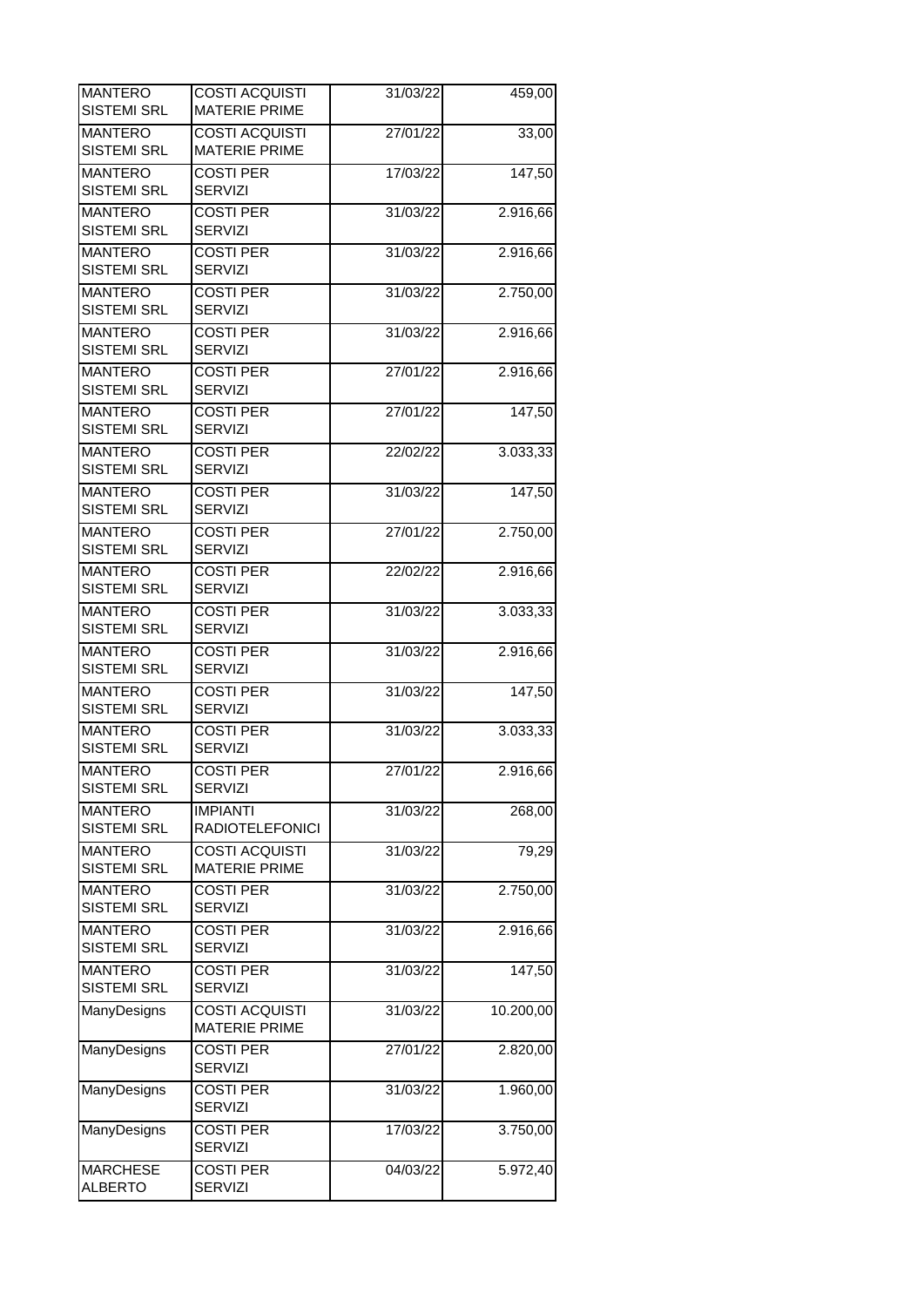| | | | |
|---|---|---|---|
| MANTERO SISTEMI SRL | COSTI ACQUISTI MATERIE PRIME | 31/03/22 | 459,00 |
| MANTERO SISTEMI SRL | COSTI ACQUISTI MATERIE PRIME | 27/01/22 | 33,00 |
| MANTERO SISTEMI SRL | COSTI PER SERVIZI | 17/03/22 | 147,50 |
| MANTERO SISTEMI SRL | COSTI PER SERVIZI | 31/03/22 | 2.916,66 |
| MANTERO SISTEMI SRL | COSTI PER SERVIZI | 31/03/22 | 2.916,66 |
| MANTERO SISTEMI SRL | COSTI PER SERVIZI | 31/03/22 | 2.750,00 |
| MANTERO SISTEMI SRL | COSTI PER SERVIZI | 31/03/22 | 2.916,66 |
| MANTERO SISTEMI SRL | COSTI PER SERVIZI | 27/01/22 | 2.916,66 |
| MANTERO SISTEMI SRL | COSTI PER SERVIZI | 27/01/22 | 147,50 |
| MANTERO SISTEMI SRL | COSTI PER SERVIZI | 22/02/22 | 3.033,33 |
| MANTERO SISTEMI SRL | COSTI PER SERVIZI | 31/03/22 | 147,50 |
| MANTERO SISTEMI SRL | COSTI PER SERVIZI | 27/01/22 | 2.750,00 |
| MANTERO SISTEMI SRL | COSTI PER SERVIZI | 22/02/22 | 2.916,66 |
| MANTERO SISTEMI SRL | COSTI PER SERVIZI | 31/03/22 | 3.033,33 |
| MANTERO SISTEMI SRL | COSTI PER SERVIZI | 31/03/22 | 2.916,66 |
| MANTERO SISTEMI SRL | COSTI PER SERVIZI | 31/03/22 | 147,50 |
| MANTERO SISTEMI SRL | COSTI PER SERVIZI | 31/03/22 | 3.033,33 |
| MANTERO SISTEMI SRL | COSTI PER SERVIZI | 27/01/22 | 2.916,66 |
| MANTERO SISTEMI SRL | IMPIANTI RADIOTELEFONICI | 31/03/22 | 268,00 |
| MANTERO SISTEMI SRL | COSTI ACQUISTI MATERIE PRIME | 31/03/22 | 79,29 |
| MANTERO SISTEMI SRL | COSTI PER SERVIZI | 31/03/22 | 2.750,00 |
| MANTERO SISTEMI SRL | COSTI PER SERVIZI | 31/03/22 | 2.916,66 |
| MANTERO SISTEMI SRL | COSTI PER SERVIZI | 31/03/22 | 147,50 |
| ManyDesigns | COSTI ACQUISTI MATERIE PRIME | 31/03/22 | 10.200,00 |
| ManyDesigns | COSTI PER SERVIZI | 27/01/22 | 2.820,00 |
| ManyDesigns | COSTI PER SERVIZI | 31/03/22 | 1.960,00 |
| ManyDesigns | COSTI PER SERVIZI | 17/03/22 | 3.750,00 |
| MARCHESE ALBERTO | COSTI PER SERVIZI | 04/03/22 | 5.972,40 |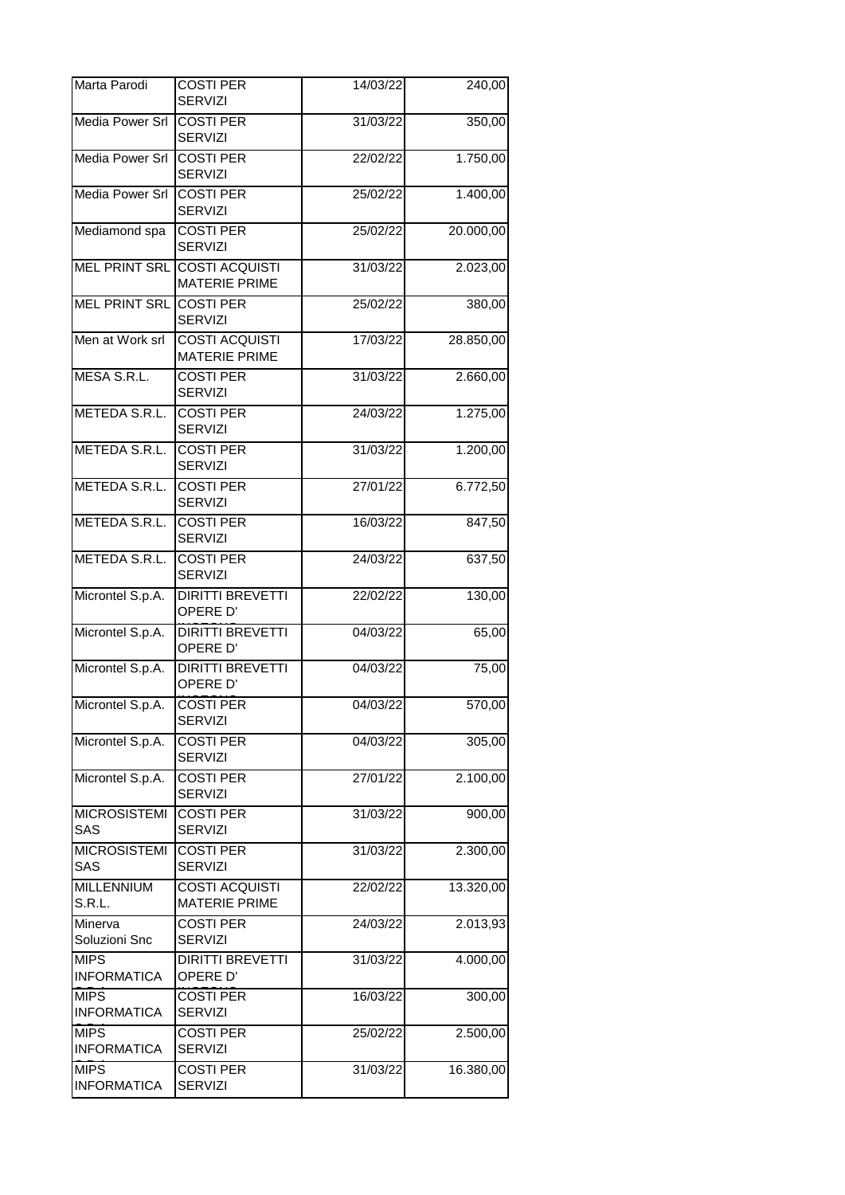| | | | |
|---|---|---|---|
| Marta Parodi | COSTI PER SERVIZI | 14/03/22 | 240,00 |
| Media Power Srl | COSTI PER SERVIZI | 31/03/22 | 350,00 |
| Media Power Srl | COSTI PER SERVIZI | 22/02/22 | 1.750,00 |
| Media Power Srl | COSTI PER SERVIZI | 25/02/22 | 1.400,00 |
| Mediamond spa | COSTI PER SERVIZI | 25/02/22 | 20.000,00 |
| MEL PRINT SRL | COSTI ACQUISTI MATERIE PRIME | 31/03/22 | 2.023,00 |
| MEL PRINT SRL | COSTI PER SERVIZI | 25/02/22 | 380,00 |
| Men at Work srl | COSTI ACQUISTI MATERIE PRIME | 17/03/22 | 28.850,00 |
| MESA S.R.L. | COSTI PER SERVIZI | 31/03/22 | 2.660,00 |
| METEDA S.R.L. | COSTI PER SERVIZI | 24/03/22 | 1.275,00 |
| METEDA S.R.L. | COSTI PER SERVIZI | 31/03/22 | 1.200,00 |
| METEDA S.R.L. | COSTI PER SERVIZI | 27/01/22 | 6.772,50 |
| METEDA S.R.L. | COSTI PER SERVIZI | 16/03/22 | 847,50 |
| METEDA S.R.L. | COSTI PER SERVIZI | 24/03/22 | 637,50 |
| Microntel S.p.A. | DIRITTI BREVETTI OPERE D' | 22/02/22 | 130,00 |
| Microntel S.p.A. | DIRITTI BREVETTI OPERE D' | 04/03/22 | 65,00 |
| Microntel S.p.A. | DIRITTI BREVETTI OPERE D' | 04/03/22 | 75,00 |
| Microntel S.p.A. | COSTI PER SERVIZI | 04/03/22 | 570,00 |
| Microntel S.p.A. | COSTI PER SERVIZI | 04/03/22 | 305,00 |
| Microntel S.p.A. | COSTI PER SERVIZI | 27/01/22 | 2.100,00 |
| MICROSISTEMI SAS | COSTI PER SERVIZI | 31/03/22 | 900,00 |
| MICROSISTEMI SAS | COSTI PER SERVIZI | 31/03/22 | 2.300,00 |
| MILLENNIUM S.R.L. | COSTI ACQUISTI MATERIE PRIME | 22/02/22 | 13.320,00 |
| Minerva Soluzioni Snc | COSTI PER SERVIZI | 24/03/22 | 2.013,93 |
| MIPS INFORMATICA | DIRITTI BREVETTI OPERE D' | 31/03/22 | 4.000,00 |
| MIPS INFORMATICA | COSTI PER SERVIZI | 16/03/22 | 300,00 |
| MIPS INFORMATICA | COSTI PER SERVIZI | 25/02/22 | 2.500,00 |
| MIPS INFORMATICA | COSTI PER SERVIZI | 31/03/22 | 16.380,00 |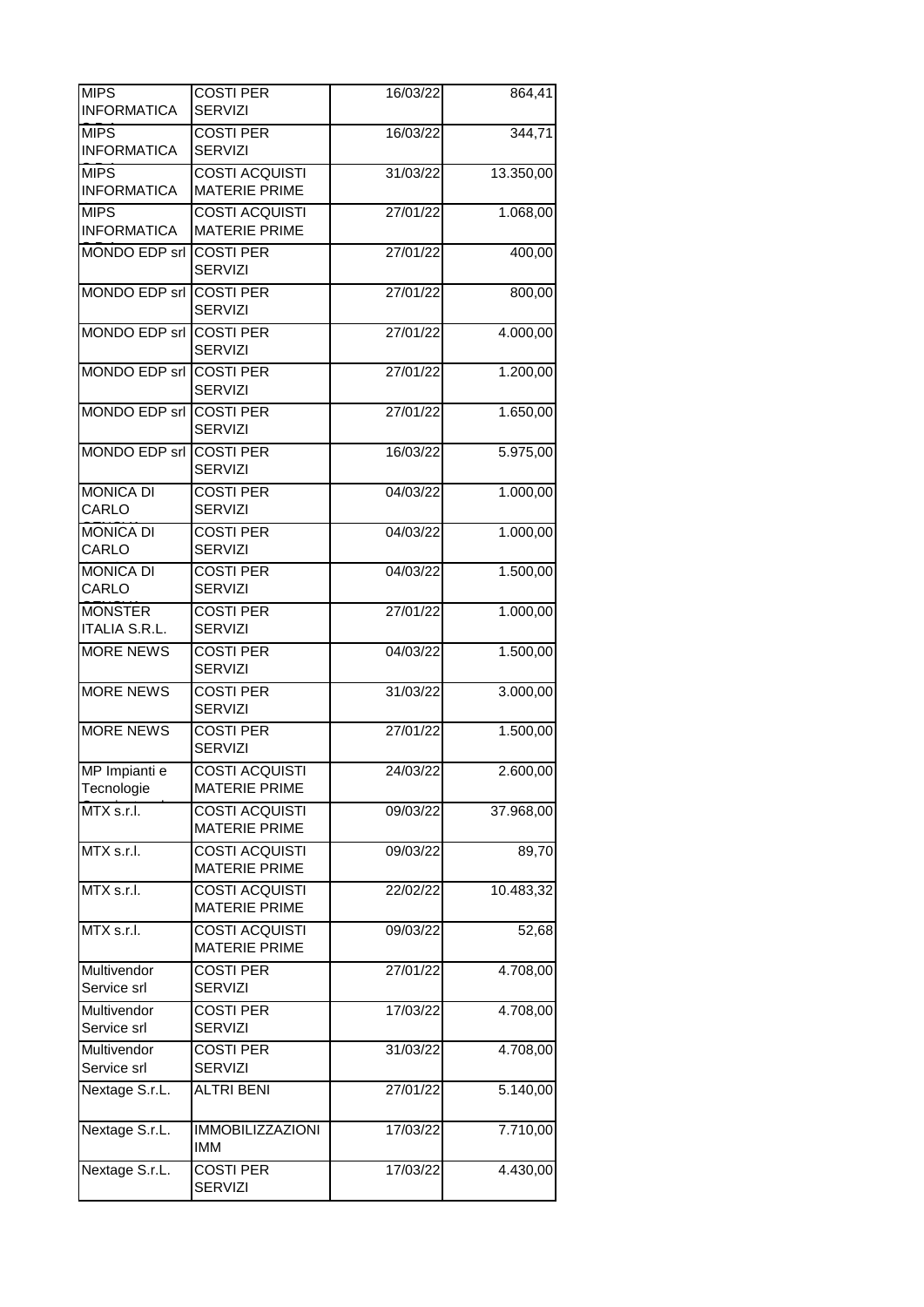| | | | |
|---|---|---|---|
| MIPS INFORMATICA | COSTI PER SERVIZI | 16/03/22 | 864,41 |
| MIPS INFORMATICA | COSTI PER SERVIZI | 16/03/22 | 344,71 |
| MIPS INFORMATICA | COSTI ACQUISTI MATERIE PRIME | 31/03/22 | 13.350,00 |
| MIPS INFORMATICA | COSTI ACQUISTI MATERIE PRIME | 27/01/22 | 1.068,00 |
| MONDO EDP srl | COSTI PER SERVIZI | 27/01/22 | 400,00 |
| MONDO EDP srl | COSTI PER SERVIZI | 27/01/22 | 800,00 |
| MONDO EDP srl | COSTI PER SERVIZI | 27/01/22 | 4.000,00 |
| MONDO EDP srl | COSTI PER SERVIZI | 27/01/22 | 1.200,00 |
| MONDO EDP srl | COSTI PER SERVIZI | 27/01/22 | 1.650,00 |
| MONDO EDP srl | COSTI PER SERVIZI | 16/03/22 | 5.975,00 |
| MONICA DI CARLO | COSTI PER SERVIZI | 04/03/22 | 1.000,00 |
| MONICA DI CARLO | COSTI PER SERVIZI | 04/03/22 | 1.000,00 |
| MONICA DI CARLO | COSTI PER SERVIZI | 04/03/22 | 1.500,00 |
| MONSTER ITALIA S.R.L. | COSTI PER SERVIZI | 27/01/22 | 1.000,00 |
| MORE NEWS | COSTI PER SERVIZI | 04/03/22 | 1.500,00 |
| MORE NEWS | COSTI PER SERVIZI | 31/03/22 | 3.000,00 |
| MORE NEWS | COSTI PER SERVIZI | 27/01/22 | 1.500,00 |
| MP Impianti e Tecnologie | COSTI ACQUISTI MATERIE PRIME | 24/03/22 | 2.600,00 |
| MTX s.r.l. | COSTI ACQUISTI MATERIE PRIME | 09/03/22 | 37.968,00 |
| MTX s.r.l. | COSTI ACQUISTI MATERIE PRIME | 09/03/22 | 89,70 |
| MTX s.r.l. | COSTI ACQUISTI MATERIE PRIME | 22/02/22 | 10.483,32 |
| MTX s.r.l. | COSTI ACQUISTI MATERIE PRIME | 09/03/22 | 52,68 |
| Multivendor Service srl | COSTI PER SERVIZI | 27/01/22 | 4.708,00 |
| Multivendor Service srl | COSTI PER SERVIZI | 17/03/22 | 4.708,00 |
| Multivendor Service srl | COSTI PER SERVIZI | 31/03/22 | 4.708,00 |
| Nextage S.r.L. | ALTRI BENI | 27/01/22 | 5.140,00 |
| Nextage S.r.L. | IMMOBILIZZAZIONI IMM | 17/03/22 | 7.710,00 |
| Nextage S.r.L. | COSTI PER SERVIZI | 17/03/22 | 4.430,00 |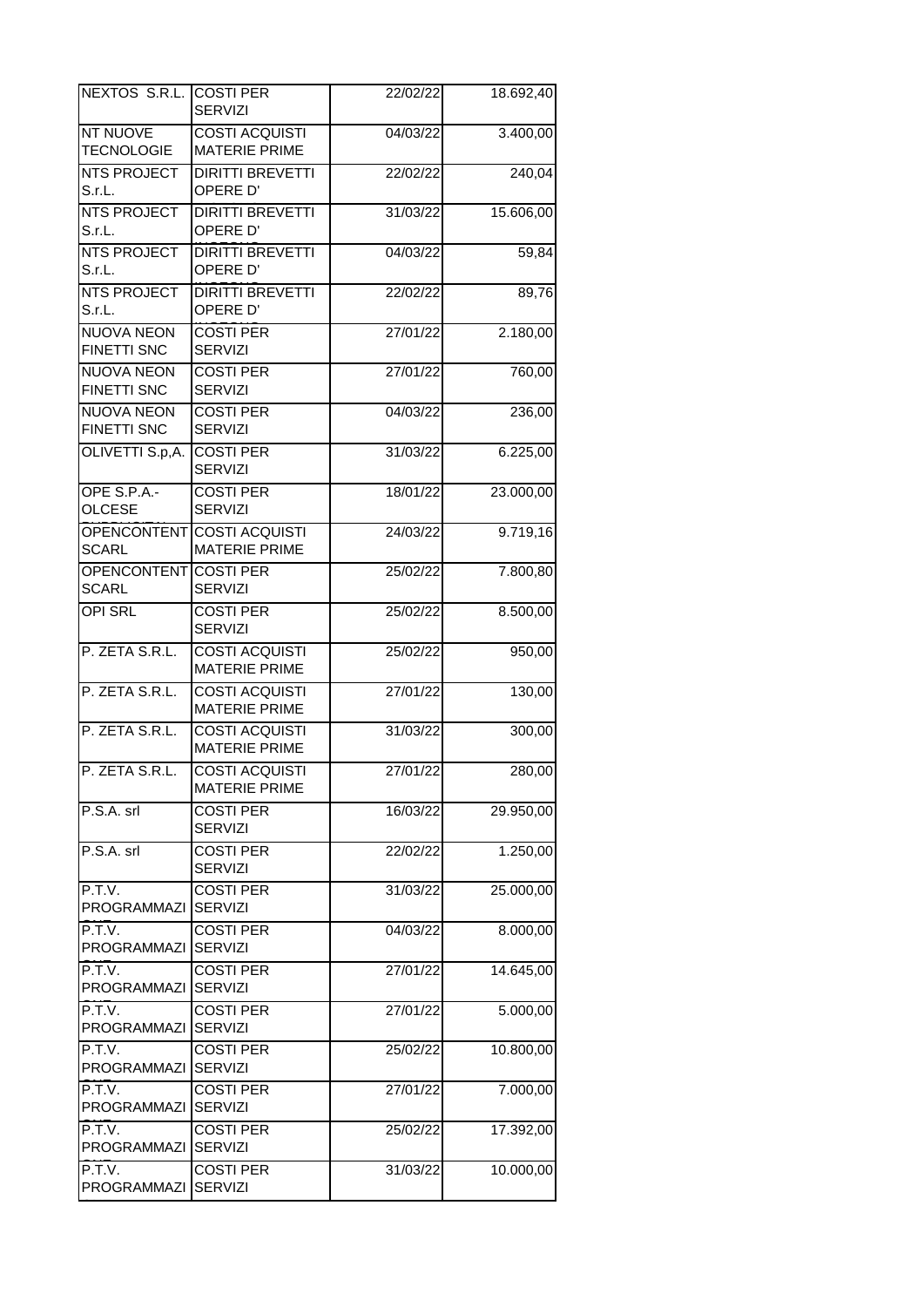| | | | |
|---|---|---|---|
| NEXTOS S.R.L. | COSTI PER SERVIZI | 22/02/22 | 18.692,40 |
| NT NUOVE TECNOLOGIE | COSTI ACQUISTI MATERIE PRIME | 04/03/22 | 3.400,00 |
| NTS PROJECT S.r.L. | DIRITTI BREVETTI OPERE D' | 22/02/22 | 240,04 |
| NTS PROJECT S.r.L. | DIRITTI BREVETTI OPERE D' | 31/03/22 | 15.606,00 |
| NTS PROJECT S.r.L. | DIRITTI BREVETTI OPERE D' | 04/03/22 | 59,84 |
| NTS PROJECT S.r.L. | DIRITTI BREVETTI OPERE D' | 22/02/22 | 89,76 |
| NUOVA NEON FINETTI SNC | COSTI PER SERVIZI | 27/01/22 | 2.180,00 |
| NUOVA NEON FINETTI SNC | COSTI PER SERVIZI | 27/01/22 | 760,00 |
| NUOVA NEON FINETTI SNC | COSTI PER SERVIZI | 04/03/22 | 236,00 |
| OLIVETTI S.p,A. | COSTI PER SERVIZI | 31/03/22 | 6.225,00 |
| OPE S.P.A.- OLCESE | COSTI PER SERVIZI | 18/01/22 | 23.000,00 |
| OPENCONTENT SCARL | COSTI ACQUISTI MATERIE PRIME | 24/03/22 | 9.719,16 |
| OPENCONTENT SCARL | COSTI PER SERVIZI | 25/02/22 | 7.800,80 |
| OPI SRL | COSTI PER SERVIZI | 25/02/22 | 8.500,00 |
| P. ZETA S.R.L. | COSTI ACQUISTI MATERIE PRIME | 25/02/22 | 950,00 |
| P. ZETA S.R.L. | COSTI ACQUISTI MATERIE PRIME | 27/01/22 | 130,00 |
| P. ZETA S.R.L. | COSTI ACQUISTI MATERIE PRIME | 31/03/22 | 300,00 |
| P. ZETA S.R.L. | COSTI ACQUISTI MATERIE PRIME | 27/01/22 | 280,00 |
| P.S.A. srl | COSTI PER SERVIZI | 16/03/22 | 29.950,00 |
| P.S.A. srl | COSTI PER SERVIZI | 22/02/22 | 1.250,00 |
| P.T.V. PROGRAMMAZI | COSTI PER SERVIZI | 31/03/22 | 25.000,00 |
| P.T.V. PROGRAMMAZI | COSTI PER SERVIZI | 04/03/22 | 8.000,00 |
| P.T.V. PROGRAMMAZI | COSTI PER SERVIZI | 27/01/22 | 14.645,00 |
| P.T.V. PROGRAMMAZI | COSTI PER SERVIZI | 27/01/22 | 5.000,00 |
| P.T.V. PROGRAMMAZI | COSTI PER SERVIZI | 25/02/22 | 10.800,00 |
| P.T.V. PROGRAMMAZI | COSTI PER SERVIZI | 27/01/22 | 7.000,00 |
| P.T.V. PROGRAMMAZI | COSTI PER SERVIZI | 25/02/22 | 17.392,00 |
| P.T.V. PROGRAMMAZI | COSTI PER SERVIZI | 31/03/22 | 10.000,00 |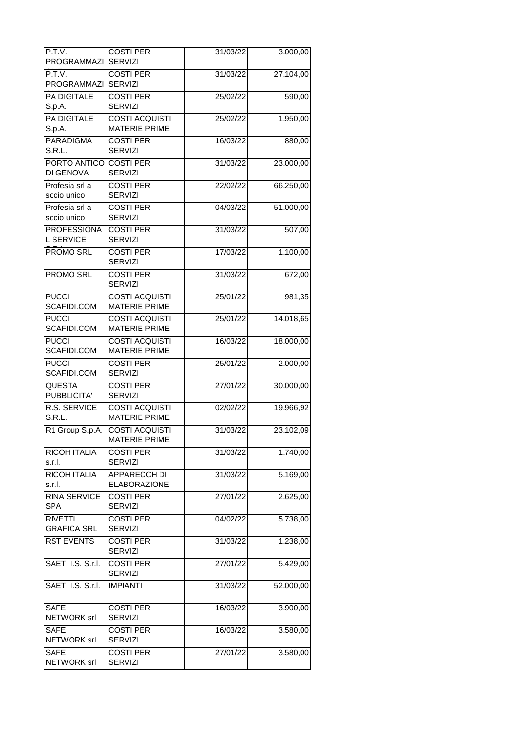| | | | |
|---|---|---|---|
| P.T.V. PROGRAMMAZI | COSTI PER SERVIZI | 31/03/22 | 3.000,00 |
| P.T.V. PROGRAMMAZI | COSTI PER SERVIZI | 31/03/22 | 27.104,00 |
| PA DIGITALE S.p.A. | COSTI PER SERVIZI | 25/02/22 | 590,00 |
| PA DIGITALE S.p.A. | COSTI ACQUISTI MATERIE PRIME | 25/02/22 | 1.950,00 |
| PARADIGMA S.R.L. | COSTI PER SERVIZI | 16/03/22 | 880,00 |
| PORTO ANTICO DI GENOVA | COSTI PER SERVIZI | 31/03/22 | 23.000,00 |
| Profesia srl a socio unico | COSTI PER SERVIZI | 22/02/22 | 66.250,00 |
| Profesia srl a socio unico | COSTI PER SERVIZI | 04/03/22 | 51.000,00 |
| PROFESSIONA L SERVICE | COSTI PER SERVIZI | 31/03/22 | 507,00 |
| PROMO SRL | COSTI PER SERVIZI | 17/03/22 | 1.100,00 |
| PROMO SRL | COSTI PER SERVIZI | 31/03/22 | 672,00 |
| PUCCI SCAFIDI.COM | COSTI ACQUISTI MATERIE PRIME | 25/01/22 | 981,35 |
| PUCCI SCAFIDI.COM | COSTI ACQUISTI MATERIE PRIME | 25/01/22 | 14.018,65 |
| PUCCI SCAFIDI.COM | COSTI ACQUISTI MATERIE PRIME | 16/03/22 | 18.000,00 |
| PUCCI SCAFIDI.COM | COSTI PER SERVIZI | 25/01/22 | 2.000,00 |
| QUESTA PUBBLICITA' | COSTI PER SERVIZI | 27/01/22 | 30.000,00 |
| R.S. SERVICE S.R.L. | COSTI ACQUISTI MATERIE PRIME | 02/02/22 | 19.966,92 |
| R1 Group S.p.A. | COSTI ACQUISTI MATERIE PRIME | 31/03/22 | 23.102,09 |
| RICOH ITALIA s.r.l. | COSTI PER SERVIZI | 31/03/22 | 1.740,00 |
| RICOH ITALIA s.r.l. | APPARECCH DI ELABORAZIONE | 31/03/22 | 5.169,00 |
| RINA SERVICE SPA | COSTI PER SERVIZI | 27/01/22 | 2.625,00 |
| RIVETTI GRAFICA SRL | COSTI PER SERVIZI | 04/02/22 | 5.738,00 |
| RST EVENTS | COSTI PER SERVIZI | 31/03/22 | 1.238,00 |
| SAET I.S. S.r.l. | COSTI PER SERVIZI | 27/01/22 | 5.429,00 |
| SAET I.S. S.r.l. | IMPIANTI | 31/03/22 | 52.000,00 |
| SAFE NETWORK srl | COSTI PER SERVIZI | 16/03/22 | 3.900,00 |
| SAFE NETWORK srl | COSTI PER SERVIZI | 16/03/22 | 3.580,00 |
| SAFE NETWORK srl | COSTI PER SERVIZI | 27/01/22 | 3.580,00 |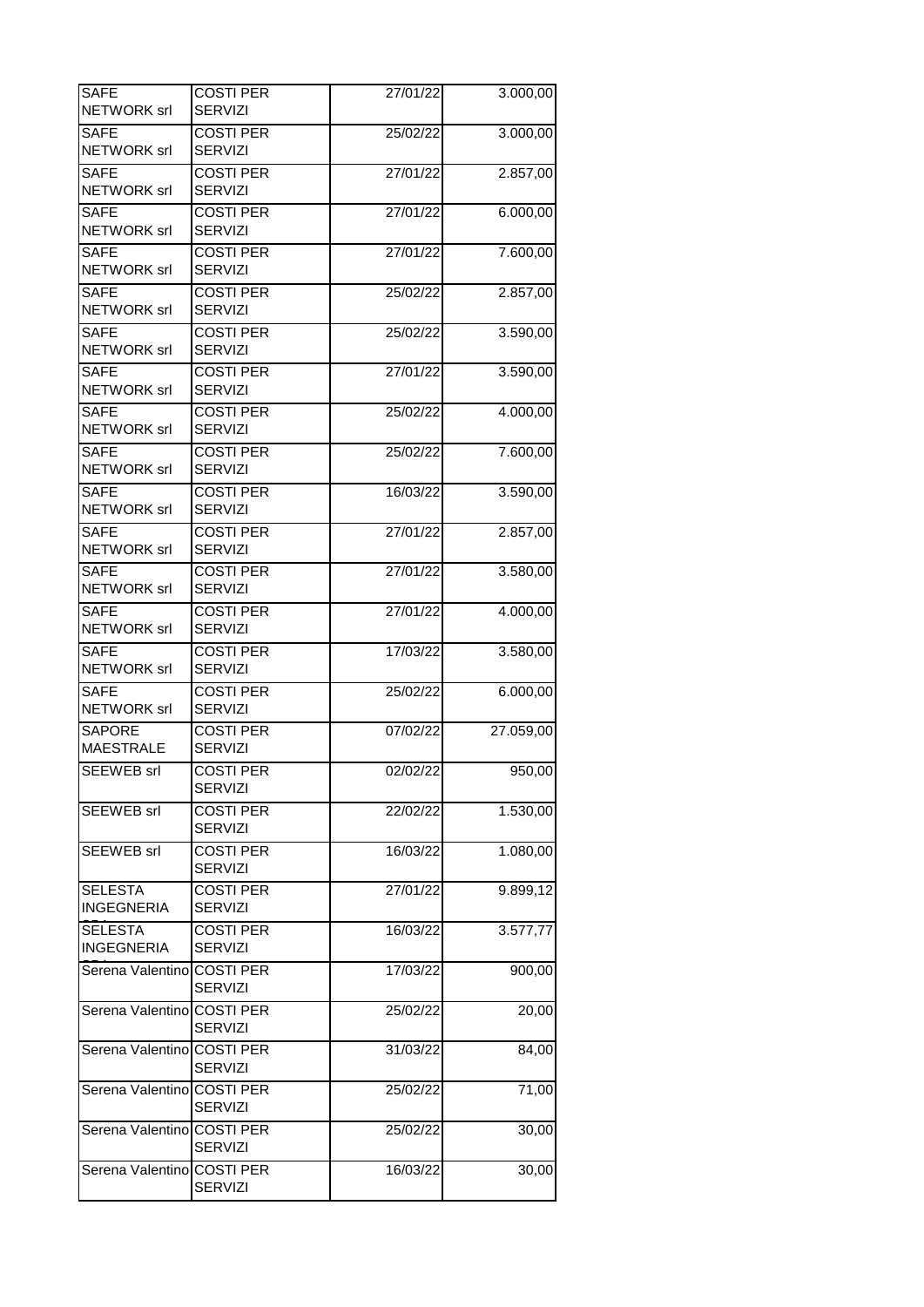| | | | |
|---|---|---|---|
| SAFE NETWORK srl | COSTI PER SERVIZI | 27/01/22 | 3.000,00 |
| SAFE NETWORK srl | COSTI PER SERVIZI | 25/02/22 | 3.000,00 |
| SAFE NETWORK srl | COSTI PER SERVIZI | 27/01/22 | 2.857,00 |
| SAFE NETWORK srl | COSTI PER SERVIZI | 27/01/22 | 6.000,00 |
| SAFE NETWORK srl | COSTI PER SERVIZI | 27/01/22 | 7.600,00 |
| SAFE NETWORK srl | COSTI PER SERVIZI | 25/02/22 | 2.857,00 |
| SAFE NETWORK srl | COSTI PER SERVIZI | 25/02/22 | 3.590,00 |
| SAFE NETWORK srl | COSTI PER SERVIZI | 27/01/22 | 3.590,00 |
| SAFE NETWORK srl | COSTI PER SERVIZI | 25/02/22 | 4.000,00 |
| SAFE NETWORK srl | COSTI PER SERVIZI | 25/02/22 | 7.600,00 |
| SAFE NETWORK srl | COSTI PER SERVIZI | 16/03/22 | 3.590,00 |
| SAFE NETWORK srl | COSTI PER SERVIZI | 27/01/22 | 2.857,00 |
| SAFE NETWORK srl | COSTI PER SERVIZI | 27/01/22 | 3.580,00 |
| SAFE NETWORK srl | COSTI PER SERVIZI | 27/01/22 | 4.000,00 |
| SAFE NETWORK srl | COSTI PER SERVIZI | 17/03/22 | 3.580,00 |
| SAFE NETWORK srl | COSTI PER SERVIZI | 25/02/22 | 6.000,00 |
| SAPORE MAESTRALE | COSTI PER SERVIZI | 07/02/22 | 27.059,00 |
| SEEWEB srl | COSTI PER SERVIZI | 02/02/22 | 950,00 |
| SEEWEB srl | COSTI PER SERVIZI | 22/02/22 | 1.530,00 |
| SEEWEB srl | COSTI PER SERVIZI | 16/03/22 | 1.080,00 |
| SELESTA INGEGNERIA SPA | COSTI PER SERVIZI | 27/01/22 | 9.899,12 |
| SELESTA INGEGNERIA SPA | COSTI PER SERVIZI | 16/03/22 | 3.577,77 |
| Serena Valentino | COSTI PER SERVIZI | 17/03/22 | 900,00 |
| Serena Valentino | COSTI PER SERVIZI | 25/02/22 | 20,00 |
| Serena Valentino | COSTI PER SERVIZI | 31/03/22 | 84,00 |
| Serena Valentino | COSTI PER SERVIZI | 25/02/22 | 71,00 |
| Serena Valentino | COSTI PER SERVIZI | 25/02/22 | 30,00 |
| Serena Valentino | COSTI PER SERVIZI | 16/03/22 | 30,00 |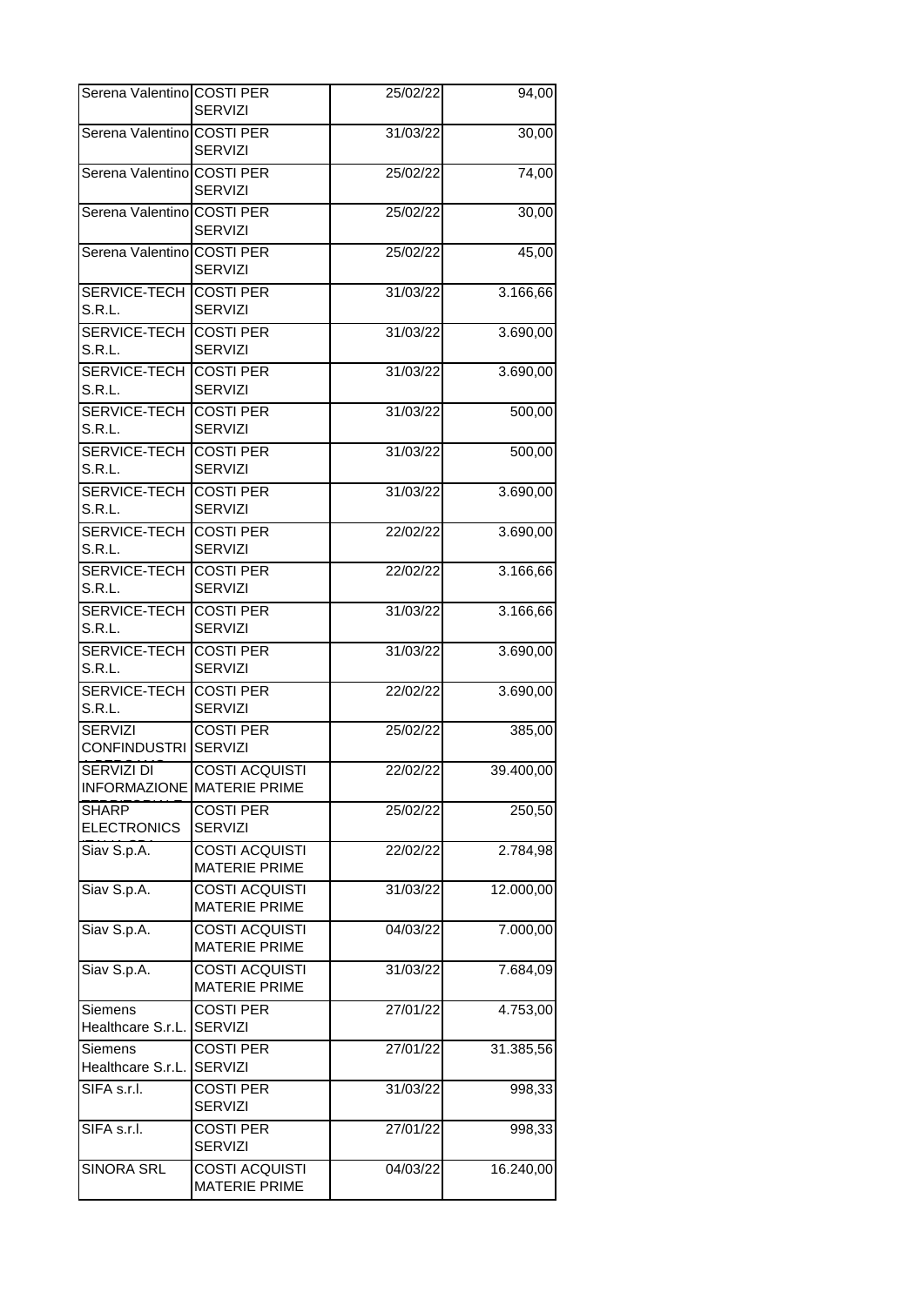| | | | |
|---|---|---|---|
| Serena Valentino | COSTI PER SERVIZI | 25/02/22 | 94,00 |
| Serena Valentino | COSTI PER SERVIZI | 31/03/22 | 30,00 |
| Serena Valentino | COSTI PER SERVIZI | 25/02/22 | 74,00 |
| Serena Valentino | COSTI PER SERVIZI | 25/02/22 | 30,00 |
| Serena Valentino | COSTI PER SERVIZI | 25/02/22 | 45,00 |
| SERVICE-TECH S.R.L. | COSTI PER SERVIZI | 31/03/22 | 3.166,66 |
| SERVICE-TECH S.R.L. | COSTI PER SERVIZI | 31/03/22 | 3.690,00 |
| SERVICE-TECH S.R.L. | COSTI PER SERVIZI | 31/03/22 | 3.690,00 |
| SERVICE-TECH S.R.L. | COSTI PER SERVIZI | 31/03/22 | 500,00 |
| SERVICE-TECH S.R.L. | COSTI PER SERVIZI | 31/03/22 | 500,00 |
| SERVICE-TECH S.R.L. | COSTI PER SERVIZI | 31/03/22 | 3.690,00 |
| SERVICE-TECH S.R.L. | COSTI PER SERVIZI | 22/02/22 | 3.690,00 |
| SERVICE-TECH S.R.L. | COSTI PER SERVIZI | 22/02/22 | 3.166,66 |
| SERVICE-TECH S.R.L. | COSTI PER SERVIZI | 31/03/22 | 3.166,66 |
| SERVICE-TECH S.R.L. | COSTI PER SERVIZI | 31/03/22 | 3.690,00 |
| SERVICE-TECH S.R.L. | COSTI PER SERVIZI | 22/02/22 | 3.690,00 |
| SERVIZI CONFINDUSTRI | COSTI PER SERVIZI | 25/02/22 | 385,00 |
| SERVIZI DI INFORMAZIONE | COSTI ACQUISTI MATERIE PRIME | 22/02/22 | 39.400,00 |
| SHARP ELECTRONICS | COSTI PER SERVIZI | 25/02/22 | 250,50 |
| Siav S.p.A. | COSTI ACQUISTI MATERIE PRIME | 22/02/22 | 2.784,98 |
| Siav S.p.A. | COSTI ACQUISTI MATERIE PRIME | 31/03/22 | 12.000,00 |
| Siav S.p.A. | COSTI ACQUISTI MATERIE PRIME | 04/03/22 | 7.000,00 |
| Siav S.p.A. | COSTI ACQUISTI MATERIE PRIME | 31/03/22 | 7.684,09 |
| Siemens Healthcare S.r.L. | COSTI PER SERVIZI | 27/01/22 | 4.753,00 |
| Siemens Healthcare S.r.L. | COSTI PER SERVIZI | 27/01/22 | 31.385,56 |
| SIFA s.r.l. | COSTI PER SERVIZI | 31/03/22 | 998,33 |
| SIFA s.r.l. | COSTI PER SERVIZI | 27/01/22 | 998,33 |
| SINORA SRL | COSTI ACQUISTI MATERIE PRIME | 04/03/22 | 16.240,00 |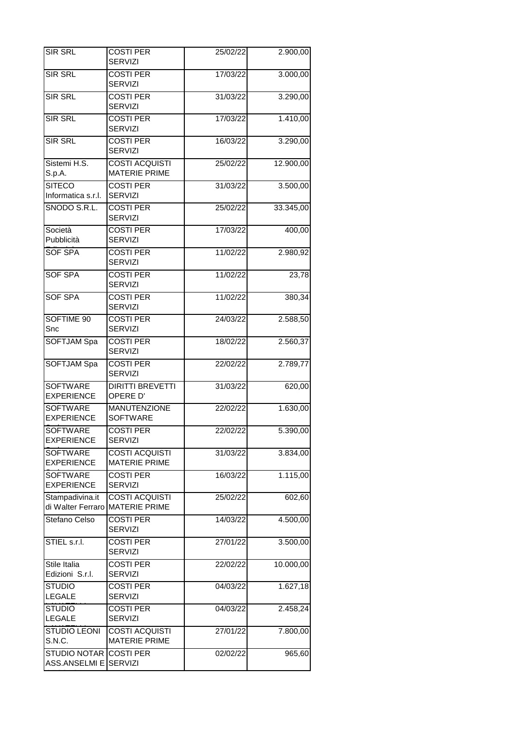| | | | |
|---|---|---|---|
| SIR SRL | COSTI PER SERVIZI | 25/02/22 | 2.900,00 |
| SIR SRL | COSTI PER SERVIZI | 17/03/22 | 3.000,00 |
| SIR SRL | COSTI PER SERVIZI | 31/03/22 | 3.290,00 |
| SIR SRL | COSTI PER SERVIZI | 17/03/22 | 1.410,00 |
| SIR SRL | COSTI PER SERVIZI | 16/03/22 | 3.290,00 |
| Sistemi H.S. S.p.A. | COSTI ACQUISTI MATERIE PRIME | 25/02/22 | 12.900,00 |
| SITECO Informatica s.r.l. | COSTI PER SERVIZI | 31/03/22 | 3.500,00 |
| SNODO S.R.L. | COSTI PER SERVIZI | 25/02/22 | 33.345,00 |
| Società Pubblicità | COSTI PER SERVIZI | 17/03/22 | 400,00 |
| SOF SPA | COSTI PER SERVIZI | 11/02/22 | 2.980,92 |
| SOF SPA | COSTI PER SERVIZI | 11/02/22 | 23,78 |
| SOF SPA | COSTI PER SERVIZI | 11/02/22 | 380,34 |
| SOFTIME 90 Snc | COSTI PER SERVIZI | 24/03/22 | 2.588,50 |
| SOFTJAM Spa | COSTI PER SERVIZI | 18/02/22 | 2.560,37 |
| SOFTJAM Spa | COSTI PER SERVIZI | 22/02/22 | 2.789,77 |
| SOFTWARE EXPERIENCE | DIRITTI BREVETTI OPERE D' | 31/03/22 | 620,00 |
| SOFTWARE EXPERIENCE | MANUTENZIONE SOFTWARE | 22/02/22 | 1.630,00 |
| SOFTWARE EXPERIENCE | COSTI PER SERVIZI | 22/02/22 | 5.390,00 |
| SOFTWARE EXPERIENCE | COSTI ACQUISTI MATERIE PRIME | 31/03/22 | 3.834,00 |
| SOFTWARE EXPERIENCE | COSTI PER SERVIZI | 16/03/22 | 1.115,00 |
| Stampadivina.it di Walter Ferraro | COSTI ACQUISTI MATERIE PRIME | 25/02/22 | 602,60 |
| Stefano Celso | COSTI PER SERVIZI | 14/03/22 | 4.500,00 |
| STIEL s.r.l. | COSTI PER SERVIZI | 27/01/22 | 3.500,00 |
| Stile Italia Edizioni S.r.l. | COSTI PER SERVIZI | 22/02/22 | 10.000,00 |
| STUDIO LEGALE | COSTI PER SERVIZI | 04/03/22 | 1.627,18 |
| STUDIO LEGALE | COSTI PER SERVIZI | 04/03/22 | 2.458,24 |
| STUDIO LEONI S.N.C. | COSTI ACQUISTI MATERIE PRIME | 27/01/22 | 7.800,00 |
| STUDIO NOTAR ASS.ANSELMI E | COSTI PER SERVIZI | 02/02/22 | 965,60 |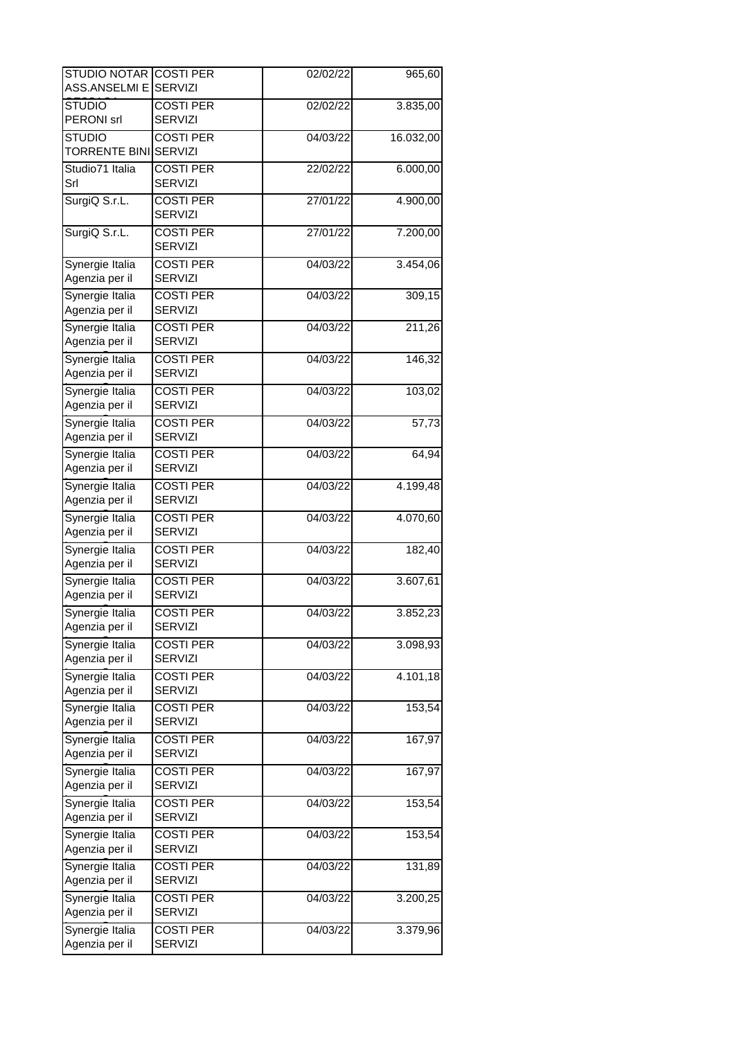| | | | |
|---|---|---|---|
| STUDIO NOTAR ASS.ANSELMI E | COSTI PER SERVIZI | 02/02/22 | 965,60 |
| STUDIO PERONI srl | COSTI PER SERVIZI | 02/02/22 | 3.835,00 |
| STUDIO TORRENTE BINI | COSTI PER SERVIZI | 04/03/22 | 16.032,00 |
| Studio71 Italia Srl | COSTI PER SERVIZI | 22/02/22 | 6.000,00 |
| SurgiQ S.r.L. | COSTI PER SERVIZI | 27/01/22 | 4.900,00 |
| SurgiQ S.r.L. | COSTI PER SERVIZI | 27/01/22 | 7.200,00 |
| Synergie Italia Agenzia per il | COSTI PER SERVIZI | 04/03/22 | 3.454,06 |
| Synergie Italia Agenzia per il | COSTI PER SERVIZI | 04/03/22 | 309,15 |
| Synergie Italia Agenzia per il | COSTI PER SERVIZI | 04/03/22 | 211,26 |
| Synergie Italia Agenzia per il | COSTI PER SERVIZI | 04/03/22 | 146,32 |
| Synergie Italia Agenzia per il | COSTI PER SERVIZI | 04/03/22 | 103,02 |
| Synergie Italia Agenzia per il | COSTI PER SERVIZI | 04/03/22 | 57,73 |
| Synergie Italia Agenzia per il | COSTI PER SERVIZI | 04/03/22 | 64,94 |
| Synergie Italia Agenzia per il | COSTI PER SERVIZI | 04/03/22 | 4.199,48 |
| Synergie Italia Agenzia per il | COSTI PER SERVIZI | 04/03/22 | 4.070,60 |
| Synergie Italia Agenzia per il | COSTI PER SERVIZI | 04/03/22 | 182,40 |
| Synergie Italia Agenzia per il | COSTI PER SERVIZI | 04/03/22 | 3.607,61 |
| Synergie Italia Agenzia per il | COSTI PER SERVIZI | 04/03/22 | 3.852,23 |
| Synergie Italia Agenzia per il | COSTI PER SERVIZI | 04/03/22 | 3.098,93 |
| Synergie Italia Agenzia per il | COSTI PER SERVIZI | 04/03/22 | 4.101,18 |
| Synergie Italia Agenzia per il | COSTI PER SERVIZI | 04/03/22 | 153,54 |
| Synergie Italia Agenzia per il | COSTI PER SERVIZI | 04/03/22 | 167,97 |
| Synergie Italia Agenzia per il | COSTI PER SERVIZI | 04/03/22 | 167,97 |
| Synergie Italia Agenzia per il | COSTI PER SERVIZI | 04/03/22 | 153,54 |
| Synergie Italia Agenzia per il | COSTI PER SERVIZI | 04/03/22 | 153,54 |
| Synergie Italia Agenzia per il | COSTI PER SERVIZI | 04/03/22 | 131,89 |
| Synergie Italia Agenzia per il | COSTI PER SERVIZI | 04/03/22 | 3.200,25 |
| Synergie Italia Agenzia per il | COSTI PER SERVIZI | 04/03/22 | 3.379,96 |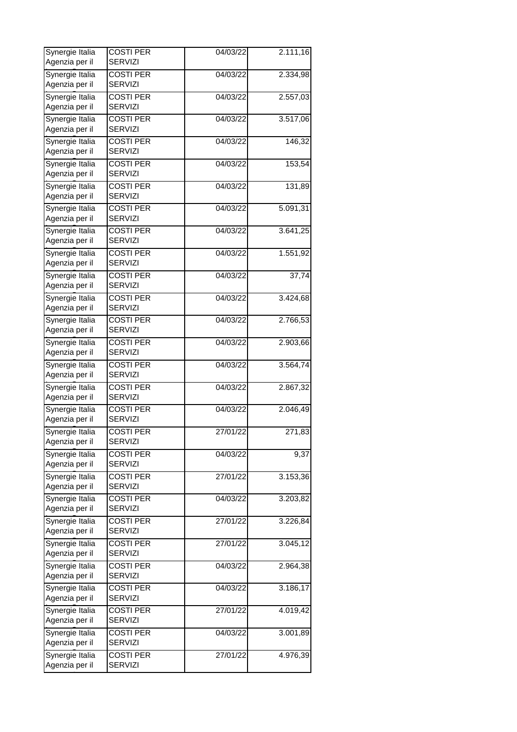| | | | |
|---|---|---|---|
| Synergie Italia Agenzia per il | COSTI PER SERVIZI | 04/03/22 | 2.111,16 |
| Synergie Italia Agenzia per il | COSTI PER SERVIZI | 04/03/22 | 2.334,98 |
| Synergie Italia Agenzia per il | COSTI PER SERVIZI | 04/03/22 | 2.557,03 |
| Synergie Italia Agenzia per il | COSTI PER SERVIZI | 04/03/22 | 3.517,06 |
| Synergie Italia Agenzia per il | COSTI PER SERVIZI | 04/03/22 | 146,32 |
| Synergie Italia Agenzia per il | COSTI PER SERVIZI | 04/03/22 | 153,54 |
| Synergie Italia Agenzia per il | COSTI PER SERVIZI | 04/03/22 | 131,89 |
| Synergie Italia Agenzia per il | COSTI PER SERVIZI | 04/03/22 | 5.091,31 |
| Synergie Italia Agenzia per il | COSTI PER SERVIZI | 04/03/22 | 3.641,25 |
| Synergie Italia Agenzia per il | COSTI PER SERVIZI | 04/03/22 | 1.551,92 |
| Synergie Italia Agenzia per il | COSTI PER SERVIZI | 04/03/22 | 37,74 |
| Synergie Italia Agenzia per il | COSTI PER SERVIZI | 04/03/22 | 3.424,68 |
| Synergie Italia Agenzia per il | COSTI PER SERVIZI | 04/03/22 | 2.766,53 |
| Synergie Italia Agenzia per il | COSTI PER SERVIZI | 04/03/22 | 2.903,66 |
| Synergie Italia Agenzia per il | COSTI PER SERVIZI | 04/03/22 | 3.564,74 |
| Synergie Italia Agenzia per il | COSTI PER SERVIZI | 04/03/22 | 2.867,32 |
| Synergie Italia Agenzia per il | COSTI PER SERVIZI | 04/03/22 | 2.046,49 |
| Synergie Italia Agenzia per il | COSTI PER SERVIZI | 27/01/22 | 271,83 |
| Synergie Italia Agenzia per il | COSTI PER SERVIZI | 04/03/22 | 9,37 |
| Synergie Italia Agenzia per il | COSTI PER SERVIZI | 27/01/22 | 3.153,36 |
| Synergie Italia Agenzia per il | COSTI PER SERVIZI | 04/03/22 | 3.203,82 |
| Synergie Italia Agenzia per il | COSTI PER SERVIZI | 27/01/22 | 3.226,84 |
| Synergie Italia Agenzia per il | COSTI PER SERVIZI | 27/01/22 | 3.045,12 |
| Synergie Italia Agenzia per il | COSTI PER SERVIZI | 04/03/22 | 2.964,38 |
| Synergie Italia Agenzia per il | COSTI PER SERVIZI | 04/03/22 | 3.186,17 |
| Synergie Italia Agenzia per il | COSTI PER SERVIZI | 27/01/22 | 4.019,42 |
| Synergie Italia Agenzia per il | COSTI PER SERVIZI | 04/03/22 | 3.001,89 |
| Synergie Italia Agenzia per il | COSTI PER SERVIZI | 27/01/22 | 4.976,39 |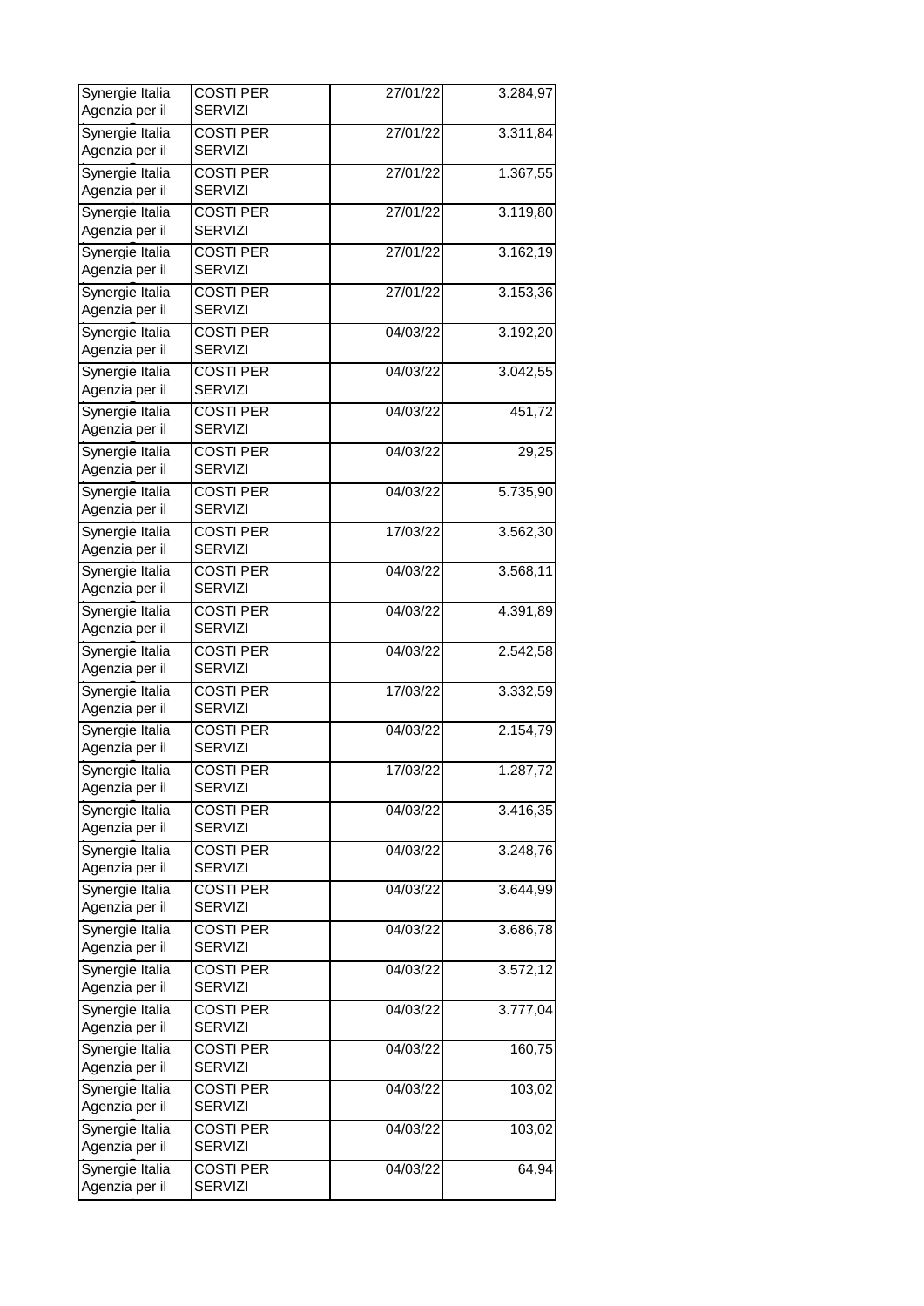| | | | |
|---|---|---|---|
| Synergie Italia Agenzia per il | COSTI PER SERVIZI | 27/01/22 | 3.284,97 |
| Synergie Italia Agenzia per il | COSTI PER SERVIZI | 27/01/22 | 3.311,84 |
| Synergie Italia Agenzia per il | COSTI PER SERVIZI | 27/01/22 | 1.367,55 |
| Synergie Italia Agenzia per il | COSTI PER SERVIZI | 27/01/22 | 3.119,80 |
| Synergie Italia Agenzia per il | COSTI PER SERVIZI | 27/01/22 | 3.162,19 |
| Synergie Italia Agenzia per il | COSTI PER SERVIZI | 27/01/22 | 3.153,36 |
| Synergie Italia Agenzia per il | COSTI PER SERVIZI | 04/03/22 | 3.192,20 |
| Synergie Italia Agenzia per il | COSTI PER SERVIZI | 04/03/22 | 3.042,55 |
| Synergie Italia Agenzia per il | COSTI PER SERVIZI | 04/03/22 | 451,72 |
| Synergie Italia Agenzia per il | COSTI PER SERVIZI | 04/03/22 | 29,25 |
| Synergie Italia Agenzia per il | COSTI PER SERVIZI | 04/03/22 | 5.735,90 |
| Synergie Italia Agenzia per il | COSTI PER SERVIZI | 17/03/22 | 3.562,30 |
| Synergie Italia Agenzia per il | COSTI PER SERVIZI | 04/03/22 | 3.568,11 |
| Synergie Italia Agenzia per il | COSTI PER SERVIZI | 04/03/22 | 4.391,89 |
| Synergie Italia Agenzia per il | COSTI PER SERVIZI | 04/03/22 | 2.542,58 |
| Synergie Italia Agenzia per il | COSTI PER SERVIZI | 17/03/22 | 3.332,59 |
| Synergie Italia Agenzia per il | COSTI PER SERVIZI | 04/03/22 | 2.154,79 |
| Synergie Italia Agenzia per il | COSTI PER SERVIZI | 17/03/22 | 1.287,72 |
| Synergie Italia Agenzia per il | COSTI PER SERVIZI | 04/03/22 | 3.416,35 |
| Synergie Italia Agenzia per il | COSTI PER SERVIZI | 04/03/22 | 3.248,76 |
| Synergie Italia Agenzia per il | COSTI PER SERVIZI | 04/03/22 | 3.644,99 |
| Synergie Italia Agenzia per il | COSTI PER SERVIZI | 04/03/22 | 3.686,78 |
| Synergie Italia Agenzia per il | COSTI PER SERVIZI | 04/03/22 | 3.572,12 |
| Synergie Italia Agenzia per il | COSTI PER SERVIZI | 04/03/22 | 3.777,04 |
| Synergie Italia Agenzia per il | COSTI PER SERVIZI | 04/03/22 | 160,75 |
| Synergie Italia Agenzia per il | COSTI PER SERVIZI | 04/03/22 | 103,02 |
| Synergie Italia Agenzia per il | COSTI PER SERVIZI | 04/03/22 | 103,02 |
| Synergie Italia Agenzia per il | COSTI PER SERVIZI | 04/03/22 | 64,94 |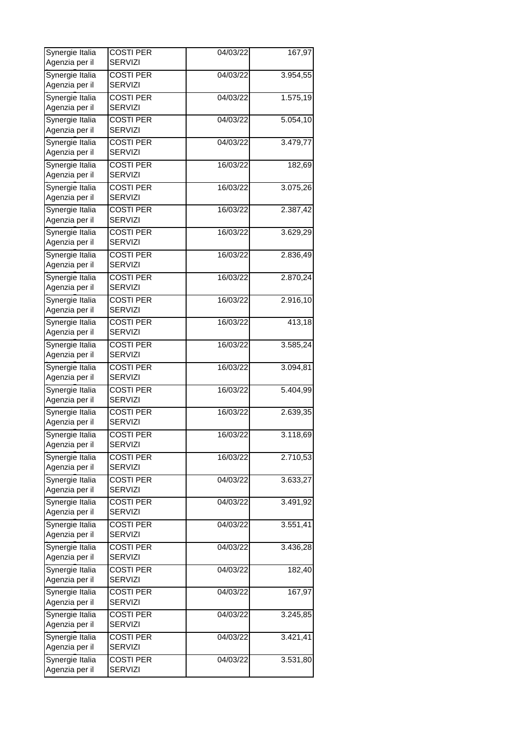| | | | |
|---|---|---|---|
| Synergie Italia Agenzia per il | COSTI PER SERVIZI | 04/03/22 | 167,97 |
| Synergie Italia Agenzia per il | COSTI PER SERVIZI | 04/03/22 | 3.954,55 |
| Synergie Italia Agenzia per il | COSTI PER SERVIZI | 04/03/22 | 1.575,19 |
| Synergie Italia Agenzia per il | COSTI PER SERVIZI | 04/03/22 | 5.054,10 |
| Synergie Italia Agenzia per il | COSTI PER SERVIZI | 04/03/22 | 3.479,77 |
| Synergie Italia Agenzia per il | COSTI PER SERVIZI | 16/03/22 | 182,69 |
| Synergie Italia Agenzia per il | COSTI PER SERVIZI | 16/03/22 | 3.075,26 |
| Synergie Italia Agenzia per il | COSTI PER SERVIZI | 16/03/22 | 2.387,42 |
| Synergie Italia Agenzia per il | COSTI PER SERVIZI | 16/03/22 | 3.629,29 |
| Synergie Italia Agenzia per il | COSTI PER SERVIZI | 16/03/22 | 2.836,49 |
| Synergie Italia Agenzia per il | COSTI PER SERVIZI | 16/03/22 | 2.870,24 |
| Synergie Italia Agenzia per il | COSTI PER SERVIZI | 16/03/22 | 2.916,10 |
| Synergie Italia Agenzia per il | COSTI PER SERVIZI | 16/03/22 | 413,18 |
| Synergie Italia Agenzia per il | COSTI PER SERVIZI | 16/03/22 | 3.585,24 |
| Synergie Italia Agenzia per il | COSTI PER SERVIZI | 16/03/22 | 3.094,81 |
| Synergie Italia Agenzia per il | COSTI PER SERVIZI | 16/03/22 | 5.404,99 |
| Synergie Italia Agenzia per il | COSTI PER SERVIZI | 16/03/22 | 2.639,35 |
| Synergie Italia Agenzia per il | COSTI PER SERVIZI | 16/03/22 | 3.118,69 |
| Synergie Italia Agenzia per il | COSTI PER SERVIZI | 16/03/22 | 2.710,53 |
| Synergie Italia Agenzia per il | COSTI PER SERVIZI | 04/03/22 | 3.633,27 |
| Synergie Italia Agenzia per il | COSTI PER SERVIZI | 04/03/22 | 3.491,92 |
| Synergie Italia Agenzia per il | COSTI PER SERVIZI | 04/03/22 | 3.551,41 |
| Synergie Italia Agenzia per il | COSTI PER SERVIZI | 04/03/22 | 3.436,28 |
| Synergie Italia Agenzia per il | COSTI PER SERVIZI | 04/03/22 | 182,40 |
| Synergie Italia Agenzia per il | COSTI PER SERVIZI | 04/03/22 | 167,97 |
| Synergie Italia Agenzia per il | COSTI PER SERVIZI | 04/03/22 | 3.245,85 |
| Synergie Italia Agenzia per il | COSTI PER SERVIZI | 04/03/22 | 3.421,41 |
| Synergie Italia Agenzia per il | COSTI PER SERVIZI | 04/03/22 | 3.531,80 |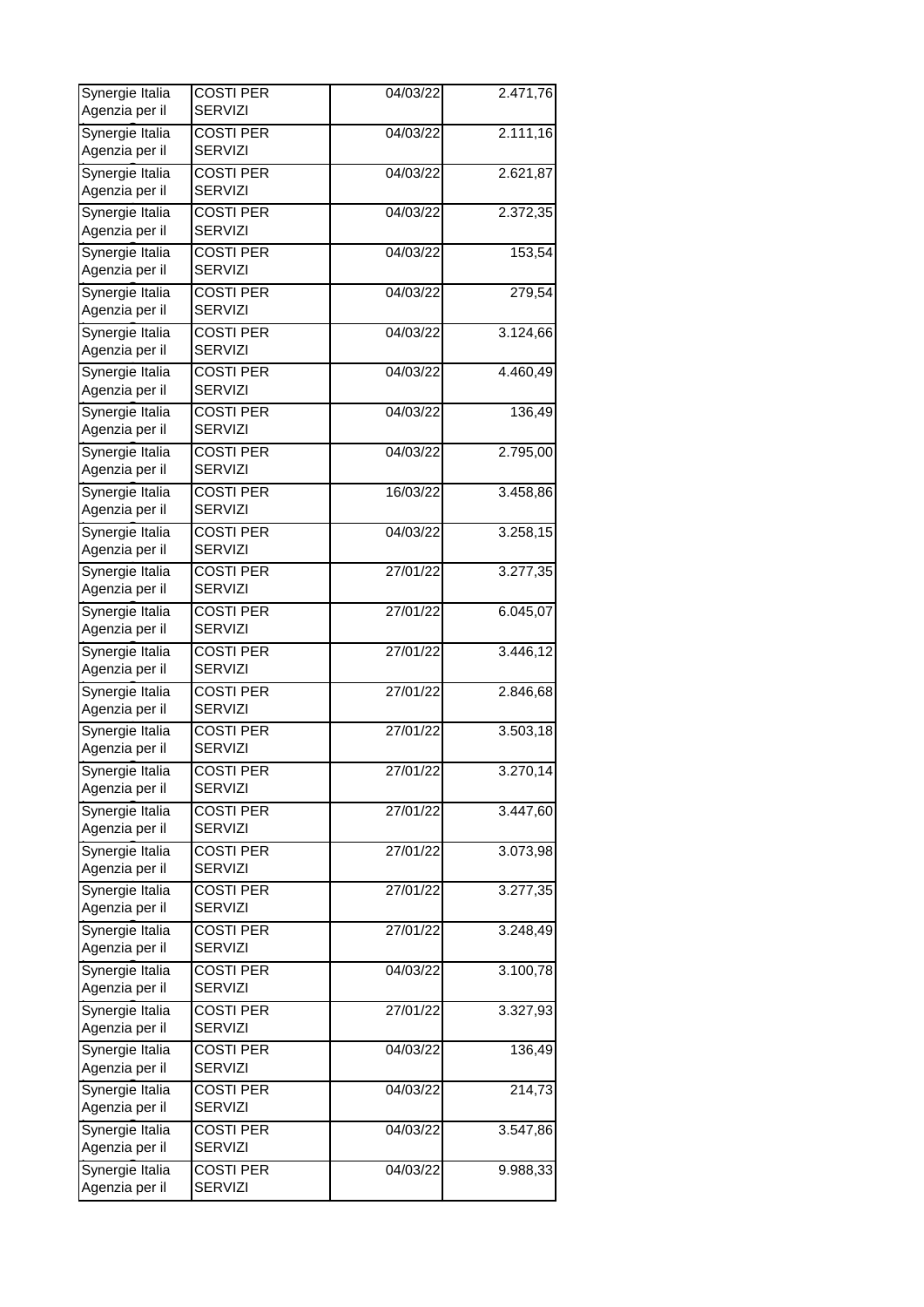| | | | |
|---|---|---|---|
| Synergie Italia Agenzia per il | COSTI PER SERVIZI | 04/03/22 | 2.471,76 |
| Synergie Italia Agenzia per il | COSTI PER SERVIZI | 04/03/22 | 2.111,16 |
| Synergie Italia Agenzia per il | COSTI PER SERVIZI | 04/03/22 | 2.621,87 |
| Synergie Italia Agenzia per il | COSTI PER SERVIZI | 04/03/22 | 2.372,35 |
| Synergie Italia Agenzia per il | COSTI PER SERVIZI | 04/03/22 | 153,54 |
| Synergie Italia Agenzia per il | COSTI PER SERVIZI | 04/03/22 | 279,54 |
| Synergie Italia Agenzia per il | COSTI PER SERVIZI | 04/03/22 | 3.124,66 |
| Synergie Italia Agenzia per il | COSTI PER SERVIZI | 04/03/22 | 4.460,49 |
| Synergie Italia Agenzia per il | COSTI PER SERVIZI | 04/03/22 | 136,49 |
| Synergie Italia Agenzia per il | COSTI PER SERVIZI | 04/03/22 | 2.795,00 |
| Synergie Italia Agenzia per il | COSTI PER SERVIZI | 16/03/22 | 3.458,86 |
| Synergie Italia Agenzia per il | COSTI PER SERVIZI | 04/03/22 | 3.258,15 |
| Synergie Italia Agenzia per il | COSTI PER SERVIZI | 27/01/22 | 3.277,35 |
| Synergie Italia Agenzia per il | COSTI PER SERVIZI | 27/01/22 | 6.045,07 |
| Synergie Italia Agenzia per il | COSTI PER SERVIZI | 27/01/22 | 3.446,12 |
| Synergie Italia Agenzia per il | COSTI PER SERVIZI | 27/01/22 | 2.846,68 |
| Synergie Italia Agenzia per il | COSTI PER SERVIZI | 27/01/22 | 3.503,18 |
| Synergie Italia Agenzia per il | COSTI PER SERVIZI | 27/01/22 | 3.270,14 |
| Synergie Italia Agenzia per il | COSTI PER SERVIZI | 27/01/22 | 3.447,60 |
| Synergie Italia Agenzia per il | COSTI PER SERVIZI | 27/01/22 | 3.073,98 |
| Synergie Italia Agenzia per il | COSTI PER SERVIZI | 27/01/22 | 3.277,35 |
| Synergie Italia Agenzia per il | COSTI PER SERVIZI | 27/01/22 | 3.248,49 |
| Synergie Italia Agenzia per il | COSTI PER SERVIZI | 04/03/22 | 3.100,78 |
| Synergie Italia Agenzia per il | COSTI PER SERVIZI | 27/01/22 | 3.327,93 |
| Synergie Italia Agenzia per il | COSTI PER SERVIZI | 04/03/22 | 136,49 |
| Synergie Italia Agenzia per il | COSTI PER SERVIZI | 04/03/22 | 214,73 |
| Synergie Italia Agenzia per il | COSTI PER SERVIZI | 04/03/22 | 3.547,86 |
| Synergie Italia Agenzia per il | COSTI PER SERVIZI | 04/03/22 | 9.988,33 |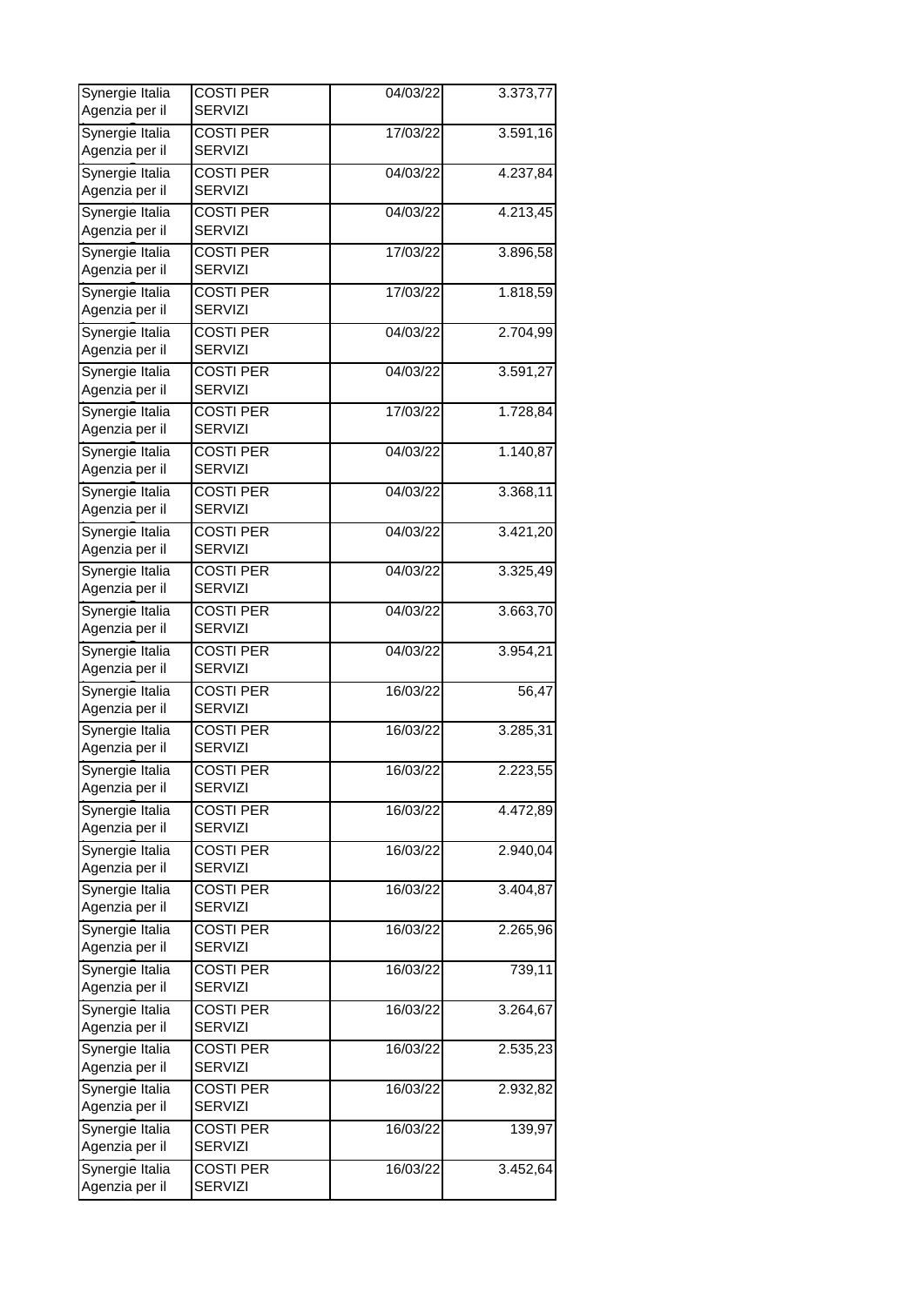| | | | |
|---|---|---|---|
| Synergie Italia Agenzia per il | COSTI PER SERVIZI | 04/03/22 | 3.373,77 |
| Synergie Italia Agenzia per il | COSTI PER SERVIZI | 17/03/22 | 3.591,16 |
| Synergie Italia Agenzia per il | COSTI PER SERVIZI | 04/03/22 | 4.237,84 |
| Synergie Italia Agenzia per il | COSTI PER SERVIZI | 04/03/22 | 4.213,45 |
| Synergie Italia Agenzia per il | COSTI PER SERVIZI | 17/03/22 | 3.896,58 |
| Synergie Italia Agenzia per il | COSTI PER SERVIZI | 17/03/22 | 1.818,59 |
| Synergie Italia Agenzia per il | COSTI PER SERVIZI | 04/03/22 | 2.704,99 |
| Synergie Italia Agenzia per il | COSTI PER SERVIZI | 04/03/22 | 3.591,27 |
| Synergie Italia Agenzia per il | COSTI PER SERVIZI | 17/03/22 | 1.728,84 |
| Synergie Italia Agenzia per il | COSTI PER SERVIZI | 04/03/22 | 1.140,87 |
| Synergie Italia Agenzia per il | COSTI PER SERVIZI | 04/03/22 | 3.368,11 |
| Synergie Italia Agenzia per il | COSTI PER SERVIZI | 04/03/22 | 3.421,20 |
| Synergie Italia Agenzia per il | COSTI PER SERVIZI | 04/03/22 | 3.325,49 |
| Synergie Italia Agenzia per il | COSTI PER SERVIZI | 04/03/22 | 3.663,70 |
| Synergie Italia Agenzia per il | COSTI PER SERVIZI | 04/03/22 | 3.954,21 |
| Synergie Italia Agenzia per il | COSTI PER SERVIZI | 16/03/22 | 56,47 |
| Synergie Italia Agenzia per il | COSTI PER SERVIZI | 16/03/22 | 3.285,31 |
| Synergie Italia Agenzia per il | COSTI PER SERVIZI | 16/03/22 | 2.223,55 |
| Synergie Italia Agenzia per il | COSTI PER SERVIZI | 16/03/22 | 4.472,89 |
| Synergie Italia Agenzia per il | COSTI PER SERVIZI | 16/03/22 | 2.940,04 |
| Synergie Italia Agenzia per il | COSTI PER SERVIZI | 16/03/22 | 3.404,87 |
| Synergie Italia Agenzia per il | COSTI PER SERVIZI | 16/03/22 | 2.265,96 |
| Synergie Italia Agenzia per il | COSTI PER SERVIZI | 16/03/22 | 739,11 |
| Synergie Italia Agenzia per il | COSTI PER SERVIZI | 16/03/22 | 3.264,67 |
| Synergie Italia Agenzia per il | COSTI PER SERVIZI | 16/03/22 | 2.535,23 |
| Synergie Italia Agenzia per il | COSTI PER SERVIZI | 16/03/22 | 2.932,82 |
| Synergie Italia Agenzia per il | COSTI PER SERVIZI | 16/03/22 | 139,97 |
| Synergie Italia Agenzia per il | COSTI PER SERVIZI | 16/03/22 | 3.452,64 |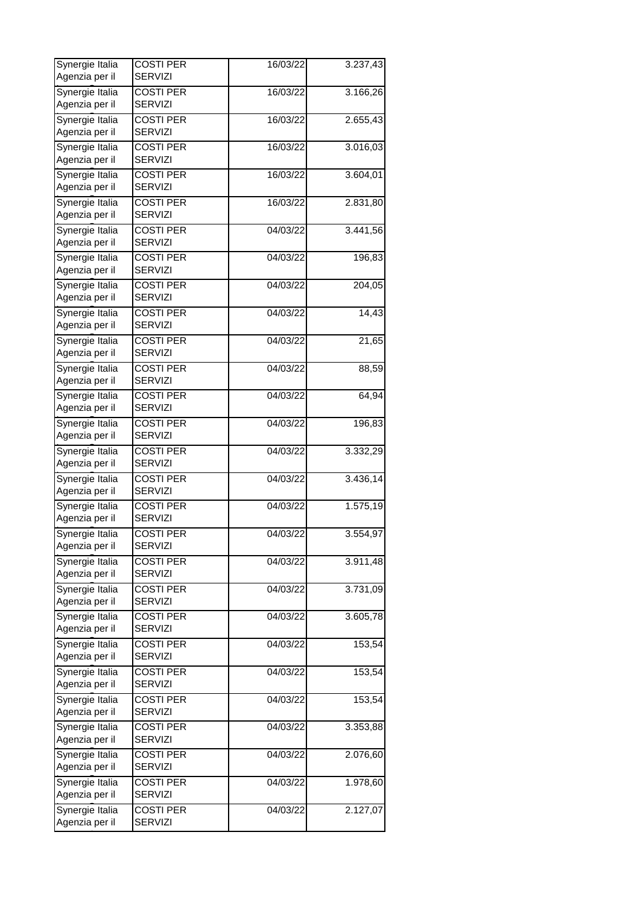| | | | |
|---|---|---|---|
| Synergie Italia Agenzia per il | COSTI PER SERVIZI | 16/03/22 | 3.237,43 |
| Synergie Italia Agenzia per il | COSTI PER SERVIZI | 16/03/22 | 3.166,26 |
| Synergie Italia Agenzia per il | COSTI PER SERVIZI | 16/03/22 | 2.655,43 |
| Synergie Italia Agenzia per il | COSTI PER SERVIZI | 16/03/22 | 3.016,03 |
| Synergie Italia Agenzia per il | COSTI PER SERVIZI | 16/03/22 | 3.604,01 |
| Synergie Italia Agenzia per il | COSTI PER SERVIZI | 16/03/22 | 2.831,80 |
| Synergie Italia Agenzia per il | COSTI PER SERVIZI | 04/03/22 | 3.441,56 |
| Synergie Italia Agenzia per il | COSTI PER SERVIZI | 04/03/22 | 196,83 |
| Synergie Italia Agenzia per il | COSTI PER SERVIZI | 04/03/22 | 204,05 |
| Synergie Italia Agenzia per il | COSTI PER SERVIZI | 04/03/22 | 14,43 |
| Synergie Italia Agenzia per il | COSTI PER SERVIZI | 04/03/22 | 21,65 |
| Synergie Italia Agenzia per il | COSTI PER SERVIZI | 04/03/22 | 88,59 |
| Synergie Italia Agenzia per il | COSTI PER SERVIZI | 04/03/22 | 64,94 |
| Synergie Italia Agenzia per il | COSTI PER SERVIZI | 04/03/22 | 196,83 |
| Synergie Italia Agenzia per il | COSTI PER SERVIZI | 04/03/22 | 3.332,29 |
| Synergie Italia Agenzia per il | COSTI PER SERVIZI | 04/03/22 | 3.436,14 |
| Synergie Italia Agenzia per il | COSTI PER SERVIZI | 04/03/22 | 1.575,19 |
| Synergie Italia Agenzia per il | COSTI PER SERVIZI | 04/03/22 | 3.554,97 |
| Synergie Italia Agenzia per il | COSTI PER SERVIZI | 04/03/22 | 3.911,48 |
| Synergie Italia Agenzia per il | COSTI PER SERVIZI | 04/03/22 | 3.731,09 |
| Synergie Italia Agenzia per il | COSTI PER SERVIZI | 04/03/22 | 3.605,78 |
| Synergie Italia Agenzia per il | COSTI PER SERVIZI | 04/03/22 | 153,54 |
| Synergie Italia Agenzia per il | COSTI PER SERVIZI | 04/03/22 | 153,54 |
| Synergie Italia Agenzia per il | COSTI PER SERVIZI | 04/03/22 | 153,54 |
| Synergie Italia Agenzia per il | COSTI PER SERVIZI | 04/03/22 | 3.353,88 |
| Synergie Italia Agenzia per il | COSTI PER SERVIZI | 04/03/22 | 2.076,60 |
| Synergie Italia Agenzia per il | COSTI PER SERVIZI | 04/03/22 | 1.978,60 |
| Synergie Italia Agenzia per il | COSTI PER SERVIZI | 04/03/22 | 2.127,07 |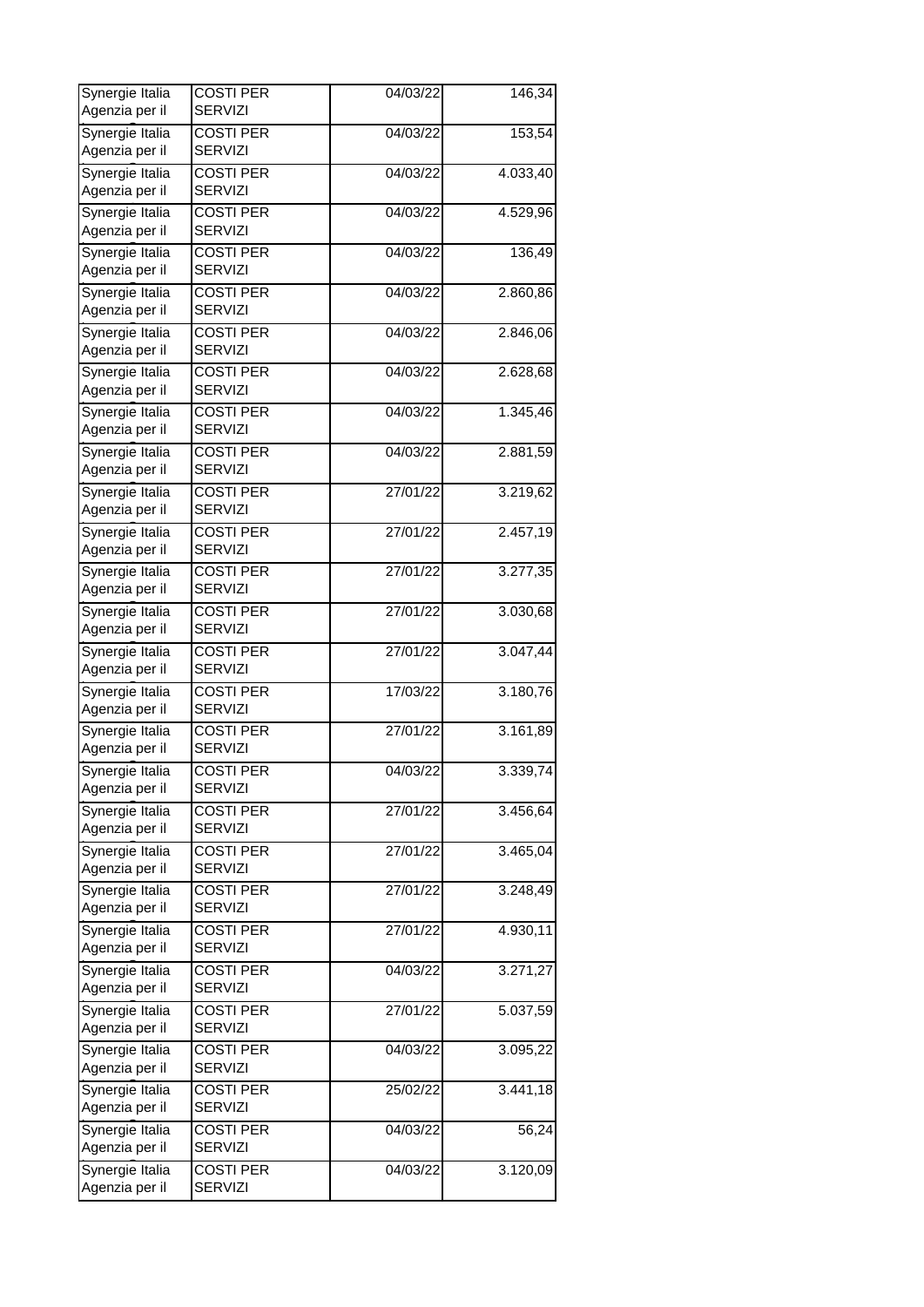| Synergie Italia Agenzia per il | COSTI PER SERVIZI | 04/03/22 | 146,34 |
|---|---|---|---|
| Synergie Italia Agenzia per il | COSTI PER SERVIZI | 04/03/22 | 153,54 |
| Synergie Italia Agenzia per il | COSTI PER SERVIZI | 04/03/22 | 4.033,40 |
| Synergie Italia Agenzia per il | COSTI PER SERVIZI | 04/03/22 | 4.529,96 |
| Synergie Italia Agenzia per il | COSTI PER SERVIZI | 04/03/22 | 136,49 |
| Synergie Italia Agenzia per il | COSTI PER SERVIZI | 04/03/22 | 2.860,86 |
| Synergie Italia Agenzia per il | COSTI PER SERVIZI | 04/03/22 | 2.846,06 |
| Synergie Italia Agenzia per il | COSTI PER SERVIZI | 04/03/22 | 2.628,68 |
| Synergie Italia Agenzia per il | COSTI PER SERVIZI | 04/03/22 | 1.345,46 |
| Synergie Italia Agenzia per il | COSTI PER SERVIZI | 04/03/22 | 2.881,59 |
| Synergie Italia Agenzia per il | COSTI PER SERVIZI | 27/01/22 | 3.219,62 |
| Synergie Italia Agenzia per il | COSTI PER SERVIZI | 27/01/22 | 2.457,19 |
| Synergie Italia Agenzia per il | COSTI PER SERVIZI | 27/01/22 | 3.277,35 |
| Synergie Italia Agenzia per il | COSTI PER SERVIZI | 27/01/22 | 3.030,68 |
| Synergie Italia Agenzia per il | COSTI PER SERVIZI | 27/01/22 | 3.047,44 |
| Synergie Italia Agenzia per il | COSTI PER SERVIZI | 17/03/22 | 3.180,76 |
| Synergie Italia Agenzia per il | COSTI PER SERVIZI | 27/01/22 | 3.161,89 |
| Synergie Italia Agenzia per il | COSTI PER SERVIZI | 04/03/22 | 3.339,74 |
| Synergie Italia Agenzia per il | COSTI PER SERVIZI | 27/01/22 | 3.456,64 |
| Synergie Italia Agenzia per il | COSTI PER SERVIZI | 27/01/22 | 3.465,04 |
| Synergie Italia Agenzia per il | COSTI PER SERVIZI | 27/01/22 | 3.248,49 |
| Synergie Italia Agenzia per il | COSTI PER SERVIZI | 27/01/22 | 4.930,11 |
| Synergie Italia Agenzia per il | COSTI PER SERVIZI | 04/03/22 | 3.271,27 |
| Synergie Italia Agenzia per il | COSTI PER SERVIZI | 27/01/22 | 5.037,59 |
| Synergie Italia Agenzia per il | COSTI PER SERVIZI | 04/03/22 | 3.095,22 |
| Synergie Italia Agenzia per il | COSTI PER SERVIZI | 25/02/22 | 3.441,18 |
| Synergie Italia Agenzia per il | COSTI PER SERVIZI | 04/03/22 | 56,24 |
| Synergie Italia Agenzia per il | COSTI PER SERVIZI | 04/03/22 | 3.120,09 |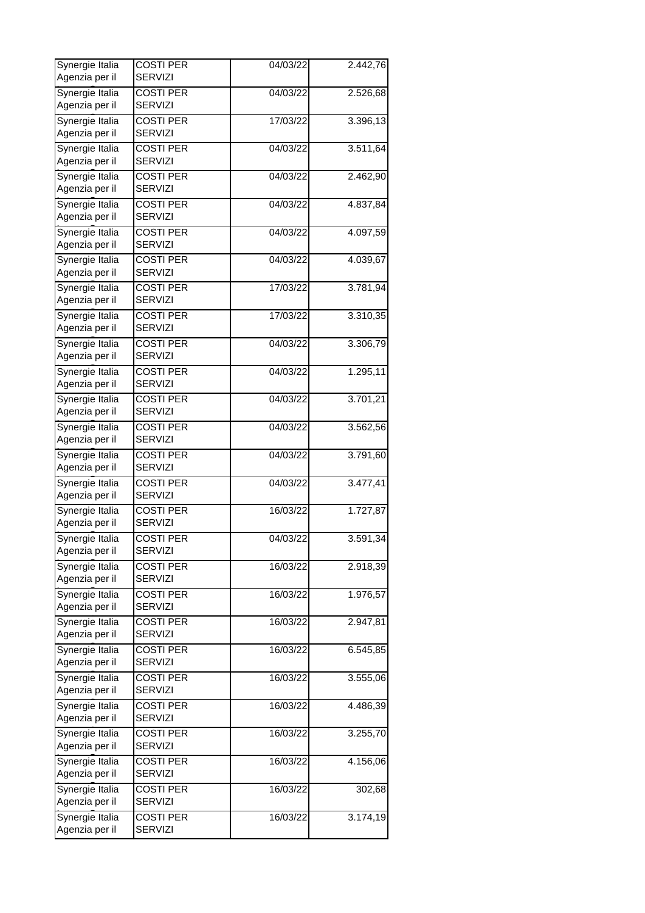| | | | |
|---|---|---|---|
| Synergie Italia Agenzia per il | COSTI PER SERVIZI | 04/03/22 | 2.442,76 |
| Synergie Italia Agenzia per il | COSTI PER SERVIZI | 04/03/22 | 2.526,68 |
| Synergie Italia Agenzia per il | COSTI PER SERVIZI | 17/03/22 | 3.396,13 |
| Synergie Italia Agenzia per il | COSTI PER SERVIZI | 04/03/22 | 3.511,64 |
| Synergie Italia Agenzia per il | COSTI PER SERVIZI | 04/03/22 | 2.462,90 |
| Synergie Italia Agenzia per il | COSTI PER SERVIZI | 04/03/22 | 4.837,84 |
| Synergie Italia Agenzia per il | COSTI PER SERVIZI | 04/03/22 | 4.097,59 |
| Synergie Italia Agenzia per il | COSTI PER SERVIZI | 04/03/22 | 4.039,67 |
| Synergie Italia Agenzia per il | COSTI PER SERVIZI | 17/03/22 | 3.781,94 |
| Synergie Italia Agenzia per il | COSTI PER SERVIZI | 17/03/22 | 3.310,35 |
| Synergie Italia Agenzia per il | COSTI PER SERVIZI | 04/03/22 | 3.306,79 |
| Synergie Italia Agenzia per il | COSTI PER SERVIZI | 04/03/22 | 1.295,11 |
| Synergie Italia Agenzia per il | COSTI PER SERVIZI | 04/03/22 | 3.701,21 |
| Synergie Italia Agenzia per il | COSTI PER SERVIZI | 04/03/22 | 3.562,56 |
| Synergie Italia Agenzia per il | COSTI PER SERVIZI | 04/03/22 | 3.791,60 |
| Synergie Italia Agenzia per il | COSTI PER SERVIZI | 04/03/22 | 3.477,41 |
| Synergie Italia Agenzia per il | COSTI PER SERVIZI | 16/03/22 | 1.727,87 |
| Synergie Italia Agenzia per il | COSTI PER SERVIZI | 04/03/22 | 3.591,34 |
| Synergie Italia Agenzia per il | COSTI PER SERVIZI | 16/03/22 | 2.918,39 |
| Synergie Italia Agenzia per il | COSTI PER SERVIZI | 16/03/22 | 1.976,57 |
| Synergie Italia Agenzia per il | COSTI PER SERVIZI | 16/03/22 | 2.947,81 |
| Synergie Italia Agenzia per il | COSTI PER SERVIZI | 16/03/22 | 6.545,85 |
| Synergie Italia Agenzia per il | COSTI PER SERVIZI | 16/03/22 | 3.555,06 |
| Synergie Italia Agenzia per il | COSTI PER SERVIZI | 16/03/22 | 4.486,39 |
| Synergie Italia Agenzia per il | COSTI PER SERVIZI | 16/03/22 | 3.255,70 |
| Synergie Italia Agenzia per il | COSTI PER SERVIZI | 16/03/22 | 4.156,06 |
| Synergie Italia Agenzia per il | COSTI PER SERVIZI | 16/03/22 | 302,68 |
| Synergie Italia Agenzia per il | COSTI PER SERVIZI | 16/03/22 | 3.174,19 |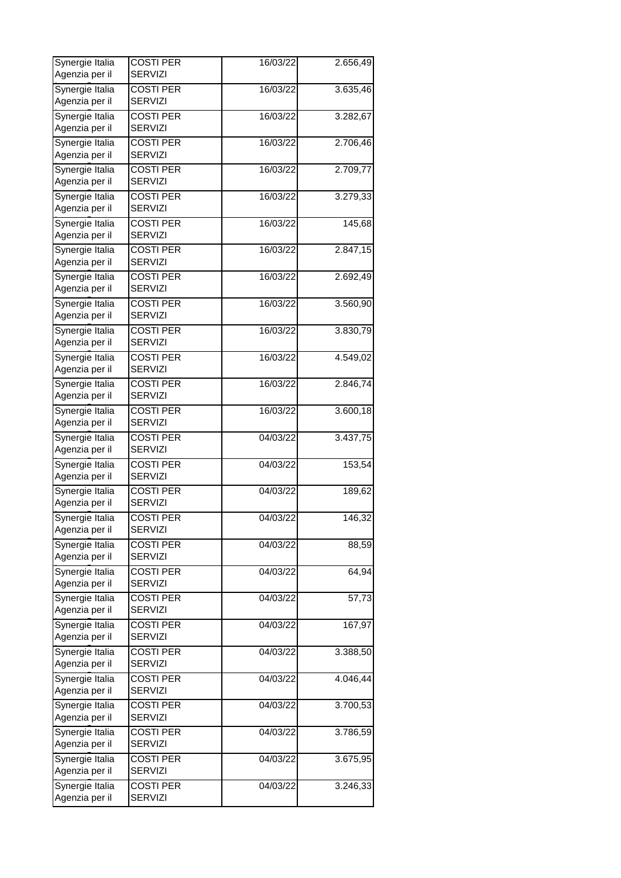| | | | |
|---|---|---|---|
| Synergie Italia Agenzia per il | COSTI PER SERVIZI | 16/03/22 | 2.656,49 |
| Synergie Italia Agenzia per il | COSTI PER SERVIZI | 16/03/22 | 3.635,46 |
| Synergie Italia Agenzia per il | COSTI PER SERVIZI | 16/03/22 | 3.282,67 |
| Synergie Italia Agenzia per il | COSTI PER SERVIZI | 16/03/22 | 2.706,46 |
| Synergie Italia Agenzia per il | COSTI PER SERVIZI | 16/03/22 | 2.709,77 |
| Synergie Italia Agenzia per il | COSTI PER SERVIZI | 16/03/22 | 3.279,33 |
| Synergie Italia Agenzia per il | COSTI PER SERVIZI | 16/03/22 | 145,68 |
| Synergie Italia Agenzia per il | COSTI PER SERVIZI | 16/03/22 | 2.847,15 |
| Synergie Italia Agenzia per il | COSTI PER SERVIZI | 16/03/22 | 2.692,49 |
| Synergie Italia Agenzia per il | COSTI PER SERVIZI | 16/03/22 | 3.560,90 |
| Synergie Italia Agenzia per il | COSTI PER SERVIZI | 16/03/22 | 3.830,79 |
| Synergie Italia Agenzia per il | COSTI PER SERVIZI | 16/03/22 | 4.549,02 |
| Synergie Italia Agenzia per il | COSTI PER SERVIZI | 16/03/22 | 2.846,74 |
| Synergie Italia Agenzia per il | COSTI PER SERVIZI | 16/03/22 | 3.600,18 |
| Synergie Italia Agenzia per il | COSTI PER SERVIZI | 04/03/22 | 3.437,75 |
| Synergie Italia Agenzia per il | COSTI PER SERVIZI | 04/03/22 | 153,54 |
| Synergie Italia Agenzia per il | COSTI PER SERVIZI | 04/03/22 | 189,62 |
| Synergie Italia Agenzia per il | COSTI PER SERVIZI | 04/03/22 | 146,32 |
| Synergie Italia Agenzia per il | COSTI PER SERVIZI | 04/03/22 | 88,59 |
| Synergie Italia Agenzia per il | COSTI PER SERVIZI | 04/03/22 | 64,94 |
| Synergie Italia Agenzia per il | COSTI PER SERVIZI | 04/03/22 | 57,73 |
| Synergie Italia Agenzia per il | COSTI PER SERVIZI | 04/03/22 | 167,97 |
| Synergie Italia Agenzia per il | COSTI PER SERVIZI | 04/03/22 | 3.388,50 |
| Synergie Italia Agenzia per il | COSTI PER SERVIZI | 04/03/22 | 4.046,44 |
| Synergie Italia Agenzia per il | COSTI PER SERVIZI | 04/03/22 | 3.700,53 |
| Synergie Italia Agenzia per il | COSTI PER SERVIZI | 04/03/22 | 3.786,59 |
| Synergie Italia Agenzia per il | COSTI PER SERVIZI | 04/03/22 | 3.675,95 |
| Synergie Italia Agenzia per il | COSTI PER SERVIZI | 04/03/22 | 3.246,33 |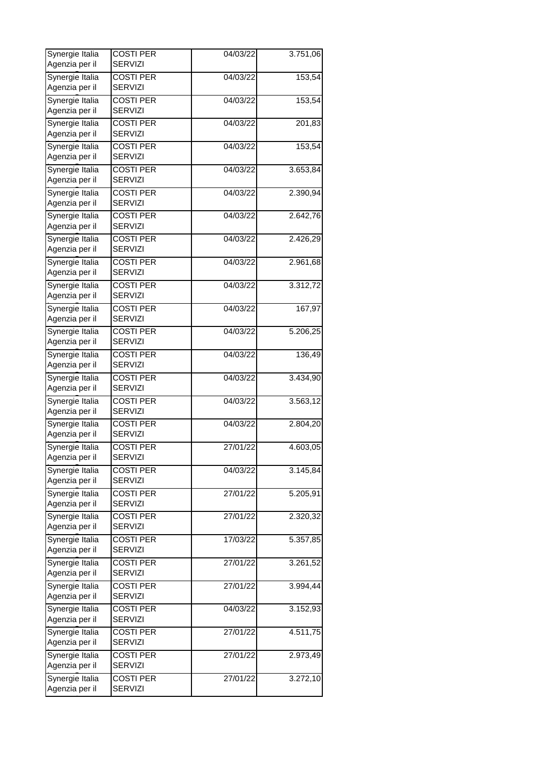| | | | |
|---|---|---|---|
| Synergie Italia Agenzia per il | COSTI PER SERVIZI | 04/03/22 | 3.751,06 |
| Synergie Italia Agenzia per il | COSTI PER SERVIZI | 04/03/22 | 153,54 |
| Synergie Italia Agenzia per il | COSTI PER SERVIZI | 04/03/22 | 153,54 |
| Synergie Italia Agenzia per il | COSTI PER SERVIZI | 04/03/22 | 201,83 |
| Synergie Italia Agenzia per il | COSTI PER SERVIZI | 04/03/22 | 153,54 |
| Synergie Italia Agenzia per il | COSTI PER SERVIZI | 04/03/22 | 3.653,84 |
| Synergie Italia Agenzia per il | COSTI PER SERVIZI | 04/03/22 | 2.390,94 |
| Synergie Italia Agenzia per il | COSTI PER SERVIZI | 04/03/22 | 2.642,76 |
| Synergie Italia Agenzia per il | COSTI PER SERVIZI | 04/03/22 | 2.426,29 |
| Synergie Italia Agenzia per il | COSTI PER SERVIZI | 04/03/22 | 2.961,68 |
| Synergie Italia Agenzia per il | COSTI PER SERVIZI | 04/03/22 | 3.312,72 |
| Synergie Italia Agenzia per il | COSTI PER SERVIZI | 04/03/22 | 167,97 |
| Synergie Italia Agenzia per il | COSTI PER SERVIZI | 04/03/22 | 5.206,25 |
| Synergie Italia Agenzia per il | COSTI PER SERVIZI | 04/03/22 | 136,49 |
| Synergie Italia Agenzia per il | COSTI PER SERVIZI | 04/03/22 | 3.434,90 |
| Synergie Italia Agenzia per il | COSTI PER SERVIZI | 04/03/22 | 3.563,12 |
| Synergie Italia Agenzia per il | COSTI PER SERVIZI | 04/03/22 | 2.804,20 |
| Synergie Italia Agenzia per il | COSTI PER SERVIZI | 27/01/22 | 4.603,05 |
| Synergie Italia Agenzia per il | COSTI PER SERVIZI | 04/03/22 | 3.145,84 |
| Synergie Italia Agenzia per il | COSTI PER SERVIZI | 27/01/22 | 5.205,91 |
| Synergie Italia Agenzia per il | COSTI PER SERVIZI | 27/01/22 | 2.320,32 |
| Synergie Italia Agenzia per il | COSTI PER SERVIZI | 17/03/22 | 5.357,85 |
| Synergie Italia Agenzia per il | COSTI PER SERVIZI | 27/01/22 | 3.261,52 |
| Synergie Italia Agenzia per il | COSTI PER SERVIZI | 27/01/22 | 3.994,44 |
| Synergie Italia Agenzia per il | COSTI PER SERVIZI | 04/03/22 | 3.152,93 |
| Synergie Italia Agenzia per il | COSTI PER SERVIZI | 27/01/22 | 4.511,75 |
| Synergie Italia Agenzia per il | COSTI PER SERVIZI | 27/01/22 | 2.973,49 |
| Synergie Italia Agenzia per il | COSTI PER SERVIZI | 27/01/22 | 3.272,10 |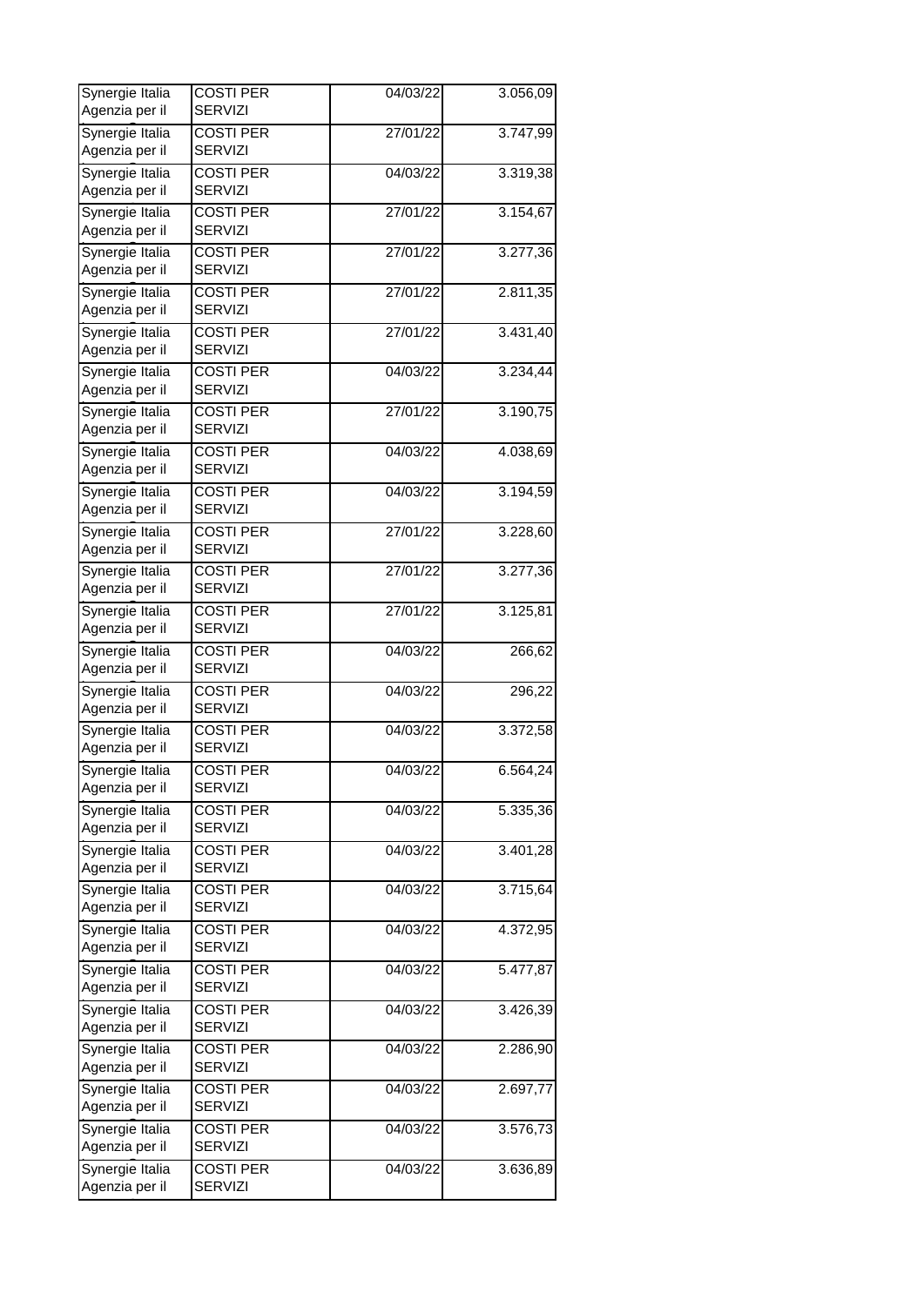| Synergie Italia Agenzia per il | COSTI PER SERVIZI | 04/03/22 | 3.056,09 |
|---|---|---|---|
| Synergie Italia Agenzia per il | COSTI PER SERVIZI | 27/01/22 | 3.747,99 |
| Synergie Italia Agenzia per il | COSTI PER SERVIZI | 04/03/22 | 3.319,38 |
| Synergie Italia Agenzia per il | COSTI PER SERVIZI | 27/01/22 | 3.154,67 |
| Synergie Italia Agenzia per il | COSTI PER SERVIZI | 27/01/22 | 3.277,36 |
| Synergie Italia Agenzia per il | COSTI PER SERVIZI | 27/01/22 | 2.811,35 |
| Synergie Italia Agenzia per il | COSTI PER SERVIZI | 27/01/22 | 3.431,40 |
| Synergie Italia Agenzia per il | COSTI PER SERVIZI | 04/03/22 | 3.234,44 |
| Synergie Italia Agenzia per il | COSTI PER SERVIZI | 27/01/22 | 3.190,75 |
| Synergie Italia Agenzia per il | COSTI PER SERVIZI | 04/03/22 | 4.038,69 |
| Synergie Italia Agenzia per il | COSTI PER SERVIZI | 04/03/22 | 3.194,59 |
| Synergie Italia Agenzia per il | COSTI PER SERVIZI | 27/01/22 | 3.228,60 |
| Synergie Italia Agenzia per il | COSTI PER SERVIZI | 27/01/22 | 3.277,36 |
| Synergie Italia Agenzia per il | COSTI PER SERVIZI | 27/01/22 | 3.125,81 |
| Synergie Italia Agenzia per il | COSTI PER SERVIZI | 04/03/22 | 266,62 |
| Synergie Italia Agenzia per il | COSTI PER SERVIZI | 04/03/22 | 296,22 |
| Synergie Italia Agenzia per il | COSTI PER SERVIZI | 04/03/22 | 3.372,58 |
| Synergie Italia Agenzia per il | COSTI PER SERVIZI | 04/03/22 | 6.564,24 |
| Synergie Italia Agenzia per il | COSTI PER SERVIZI | 04/03/22 | 5.335,36 |
| Synergie Italia Agenzia per il | COSTI PER SERVIZI | 04/03/22 | 3.401,28 |
| Synergie Italia Agenzia per il | COSTI PER SERVIZI | 04/03/22 | 3.715,64 |
| Synergie Italia Agenzia per il | COSTI PER SERVIZI | 04/03/22 | 4.372,95 |
| Synergie Italia Agenzia per il | COSTI PER SERVIZI | 04/03/22 | 5.477,87 |
| Synergie Italia Agenzia per il | COSTI PER SERVIZI | 04/03/22 | 3.426,39 |
| Synergie Italia Agenzia per il | COSTI PER SERVIZI | 04/03/22 | 2.286,90 |
| Synergie Italia Agenzia per il | COSTI PER SERVIZI | 04/03/22 | 2.697,77 |
| Synergie Italia Agenzia per il | COSTI PER SERVIZI | 04/03/22 | 3.576,73 |
| Synergie Italia Agenzia per il | COSTI PER SERVIZI | 04/03/22 | 3.636,89 |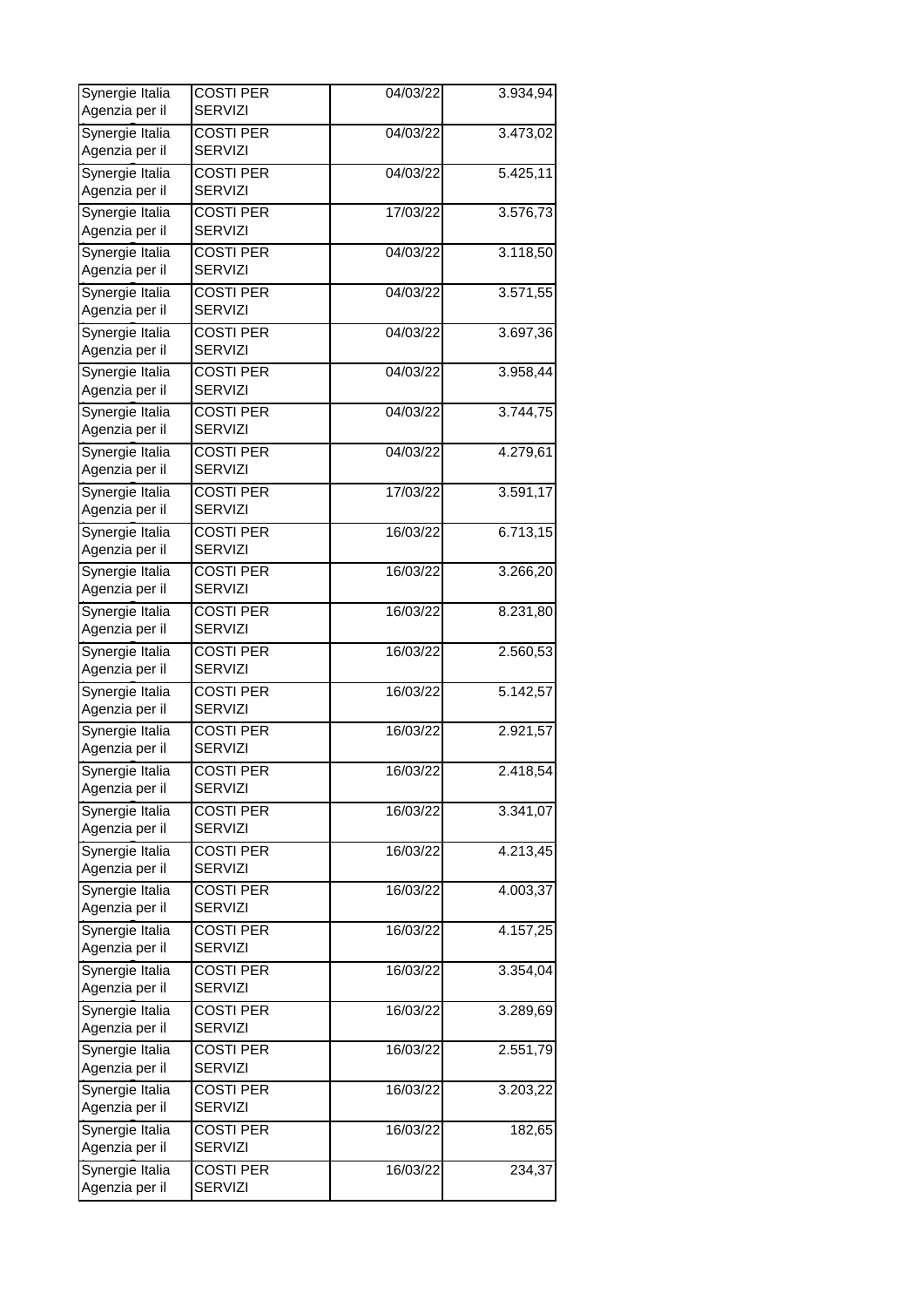| | | | |
|---|---|---|---|
| Synergie Italia Agenzia per il | COSTI PER SERVIZI | 04/03/22 | 3.934,94 |
| Synergie Italia Agenzia per il | COSTI PER SERVIZI | 04/03/22 | 3.473,02 |
| Synergie Italia Agenzia per il | COSTI PER SERVIZI | 04/03/22 | 5.425,11 |
| Synergie Italia Agenzia per il | COSTI PER SERVIZI | 17/03/22 | 3.576,73 |
| Synergie Italia Agenzia per il | COSTI PER SERVIZI | 04/03/22 | 3.118,50 |
| Synergie Italia Agenzia per il | COSTI PER SERVIZI | 04/03/22 | 3.571,55 |
| Synergie Italia Agenzia per il | COSTI PER SERVIZI | 04/03/22 | 3.697,36 |
| Synergie Italia Agenzia per il | COSTI PER SERVIZI | 04/03/22 | 3.958,44 |
| Synergie Italia Agenzia per il | COSTI PER SERVIZI | 04/03/22 | 3.744,75 |
| Synergie Italia Agenzia per il | COSTI PER SERVIZI | 04/03/22 | 4.279,61 |
| Synergie Italia Agenzia per il | COSTI PER SERVIZI | 17/03/22 | 3.591,17 |
| Synergie Italia Agenzia per il | COSTI PER SERVIZI | 16/03/22 | 6.713,15 |
| Synergie Italia Agenzia per il | COSTI PER SERVIZI | 16/03/22 | 3.266,20 |
| Synergie Italia Agenzia per il | COSTI PER SERVIZI | 16/03/22 | 8.231,80 |
| Synergie Italia Agenzia per il | COSTI PER SERVIZI | 16/03/22 | 2.560,53 |
| Synergie Italia Agenzia per il | COSTI PER SERVIZI | 16/03/22 | 5.142,57 |
| Synergie Italia Agenzia per il | COSTI PER SERVIZI | 16/03/22 | 2.921,57 |
| Synergie Italia Agenzia per il | COSTI PER SERVIZI | 16/03/22 | 2.418,54 |
| Synergie Italia Agenzia per il | COSTI PER SERVIZI | 16/03/22 | 3.341,07 |
| Synergie Italia Agenzia per il | COSTI PER SERVIZI | 16/03/22 | 4.213,45 |
| Synergie Italia Agenzia per il | COSTI PER SERVIZI | 16/03/22 | 4.003,37 |
| Synergie Italia Agenzia per il | COSTI PER SERVIZI | 16/03/22 | 4.157,25 |
| Synergie Italia Agenzia per il | COSTI PER SERVIZI | 16/03/22 | 3.354,04 |
| Synergie Italia Agenzia per il | COSTI PER SERVIZI | 16/03/22 | 3.289,69 |
| Synergie Italia Agenzia per il | COSTI PER SERVIZI | 16/03/22 | 2.551,79 |
| Synergie Italia Agenzia per il | COSTI PER SERVIZI | 16/03/22 | 3.203,22 |
| Synergie Italia Agenzia per il | COSTI PER SERVIZI | 16/03/22 | 182,65 |
| Synergie Italia Agenzia per il | COSTI PER SERVIZI | 16/03/22 | 234,37 |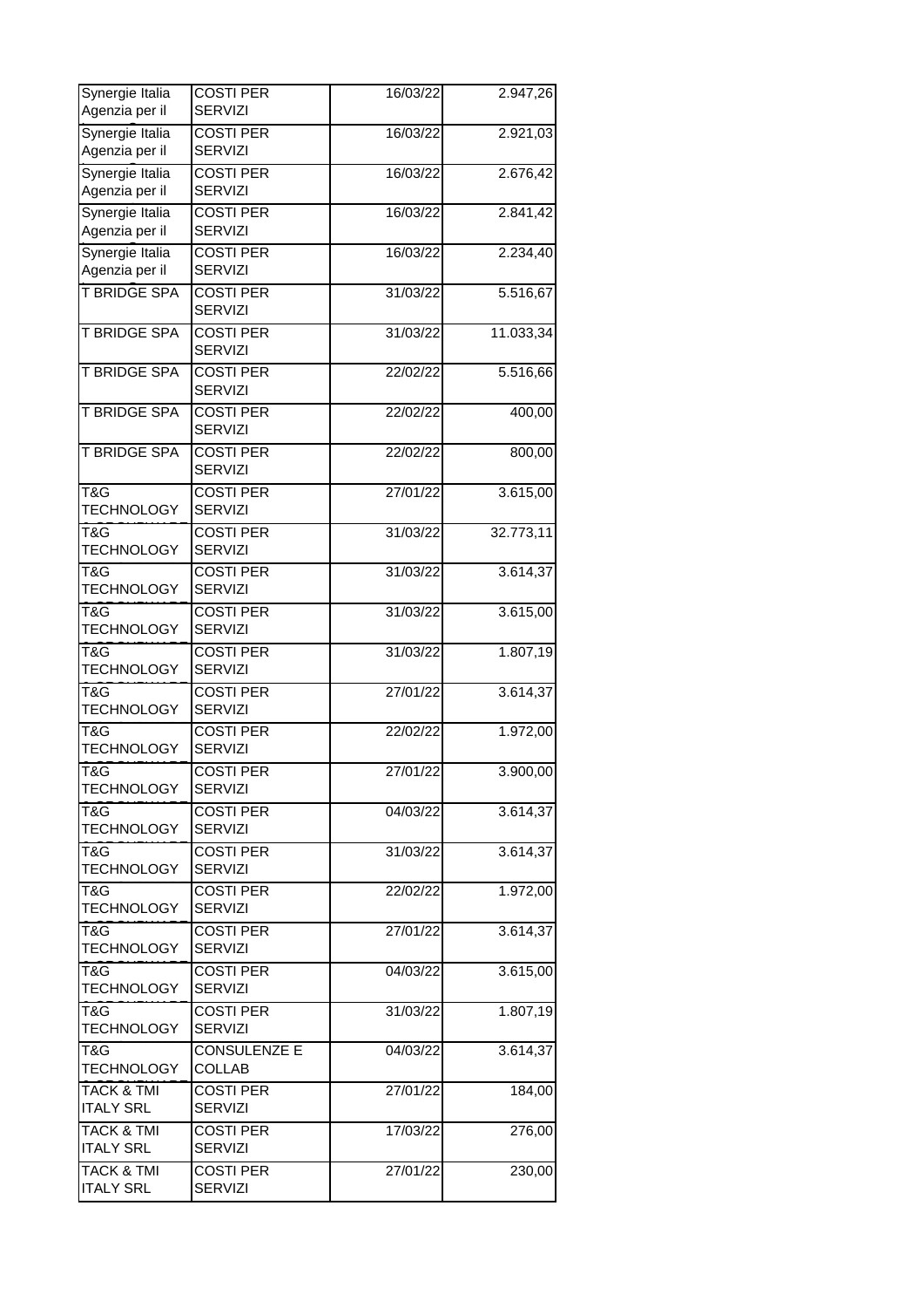| | | | |
|---|---|---|---|
| Synergie Italia Agenzia per il | COSTI PER SERVIZI | 16/03/22 | 2.947,26 |
| Synergie Italia Agenzia per il | COSTI PER SERVIZI | 16/03/22 | 2.921,03 |
| Synergie Italia Agenzia per il | COSTI PER SERVIZI | 16/03/22 | 2.676,42 |
| Synergie Italia Agenzia per il | COSTI PER SERVIZI | 16/03/22 | 2.841,42 |
| Synergie Italia Agenzia per il | COSTI PER SERVIZI | 16/03/22 | 2.234,40 |
| T BRIDGE SPA | COSTI PER SERVIZI | 31/03/22 | 5.516,67 |
| T BRIDGE SPA | COSTI PER SERVIZI | 31/03/22 | 11.033,34 |
| T BRIDGE SPA | COSTI PER SERVIZI | 22/02/22 | 5.516,66 |
| T BRIDGE SPA | COSTI PER SERVIZI | 22/02/22 | 400,00 |
| T BRIDGE SPA | COSTI PER SERVIZI | 22/02/22 | 800,00 |
| T&G TECHNOLOGY | COSTI PER SERVIZI | 27/01/22 | 3.615,00 |
| T&G TECHNOLOGY | COSTI PER SERVIZI | 31/03/22 | 32.773,11 |
| T&G TECHNOLOGY | COSTI PER SERVIZI | 31/03/22 | 3.614,37 |
| T&G TECHNOLOGY | COSTI PER SERVIZI | 31/03/22 | 3.615,00 |
| T&G TECHNOLOGY | COSTI PER SERVIZI | 31/03/22 | 1.807,19 |
| T&G TECHNOLOGY | COSTI PER SERVIZI | 27/01/22 | 3.614,37 |
| T&G TECHNOLOGY | COSTI PER SERVIZI | 22/02/22 | 1.972,00 |
| T&G TECHNOLOGY | COSTI PER SERVIZI | 27/01/22 | 3.900,00 |
| T&G TECHNOLOGY | COSTI PER SERVIZI | 04/03/22 | 3.614,37 |
| T&G TECHNOLOGY | COSTI PER SERVIZI | 31/03/22 | 3.614,37 |
| T&G TECHNOLOGY | COSTI PER SERVIZI | 22/02/22 | 1.972,00 |
| T&G TECHNOLOGY | COSTI PER SERVIZI | 27/01/22 | 3.614,37 |
| T&G TECHNOLOGY | COSTI PER SERVIZI | 04/03/22 | 3.615,00 |
| T&G TECHNOLOGY | COSTI PER SERVIZI | 31/03/22 | 1.807,19 |
| T&G TECHNOLOGY | CONSULENZE E COLLAB | 04/03/22 | 3.614,37 |
| TACK & TMI ITALY SRL | COSTI PER SERVIZI | 27/01/22 | 184,00 |
| TACK & TMI ITALY SRL | COSTI PER SERVIZI | 17/03/22 | 276,00 |
| TACK & TMI ITALY SRL | COSTI PER SERVIZI | 27/01/22 | 230,00 |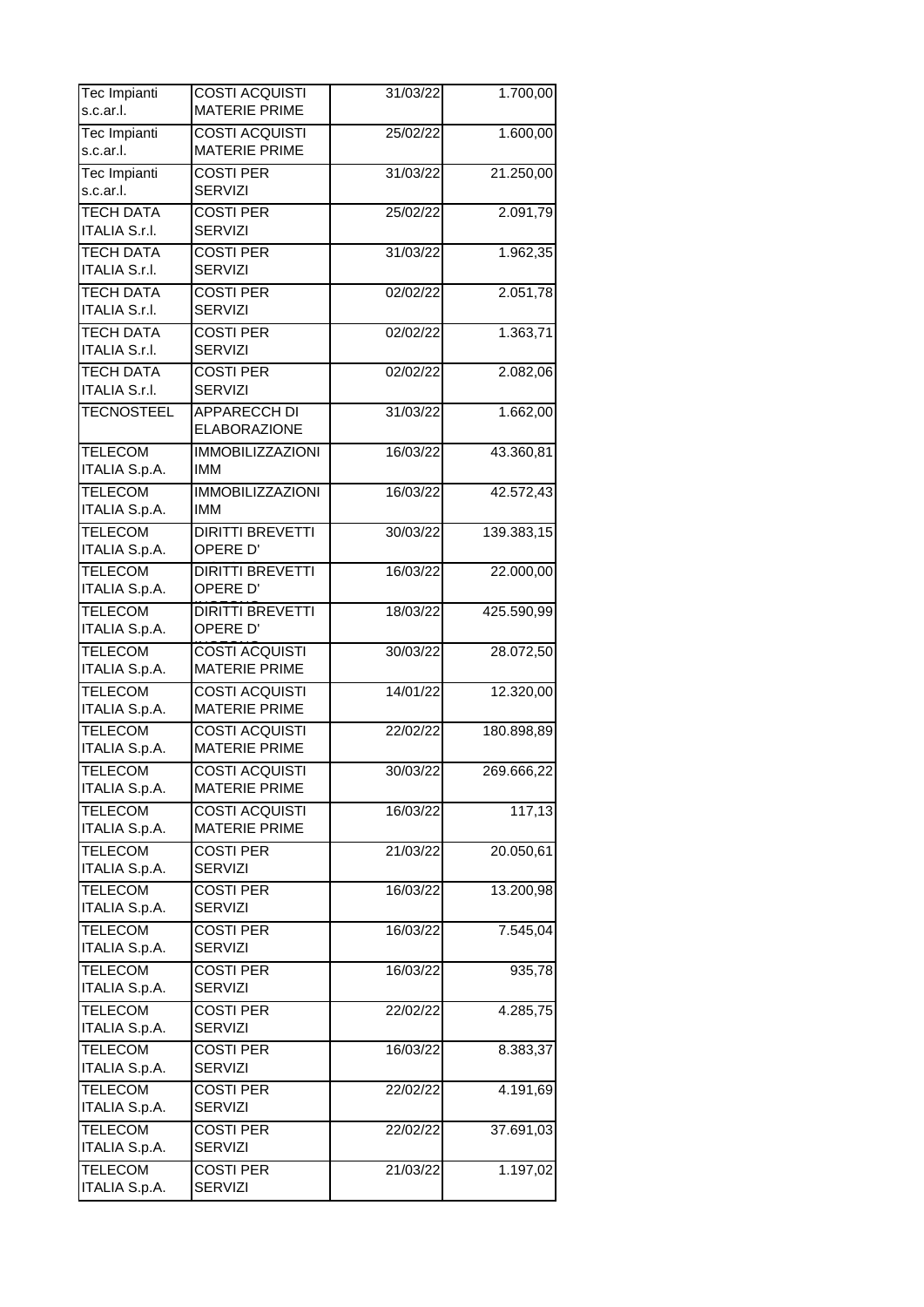| | | | |
|---|---|---|---|
| Tec Impianti s.c.ar.l. | COSTI ACQUISTI MATERIE PRIME | 31/03/22 | 1.700,00 |
| Tec Impianti s.c.ar.l. | COSTI ACQUISTI MATERIE PRIME | 25/02/22 | 1.600,00 |
| Tec Impianti s.c.ar.l. | COSTI PER SERVIZI | 31/03/22 | 21.250,00 |
| TECH DATA ITALIA S.r.l. | COSTI PER SERVIZI | 25/02/22 | 2.091,79 |
| TECH DATA ITALIA S.r.l. | COSTI PER SERVIZI | 31/03/22 | 1.962,35 |
| TECH DATA ITALIA S.r.l. | COSTI PER SERVIZI | 02/02/22 | 2.051,78 |
| TECH DATA ITALIA S.r.l. | COSTI PER SERVIZI | 02/02/22 | 1.363,71 |
| TECH DATA ITALIA S.r.l. | COSTI PER SERVIZI | 02/02/22 | 2.082,06 |
| TECNOSTEEL | APPARECCH DI ELABORAZIONE | 31/03/22 | 1.662,00 |
| TELECOM ITALIA S.p.A. | IMMOBILIZZAZIONI IMM | 16/03/22 | 43.360,81 |
| TELECOM ITALIA S.p.A. | IMMOBILIZZAZIONI IMM | 16/03/22 | 42.572,43 |
| TELECOM ITALIA S.p.A. | DIRITTI BREVETTI OPERE D' | 30/03/22 | 139.383,15 |
| TELECOM ITALIA S.p.A. | DIRITTI BREVETTI OPERE D' | 16/03/22 | 22.000,00 |
| TELECOM ITALIA S.p.A. | DIRITTI BREVETTI OPERE D' | 18/03/22 | 425.590,99 |
| TELECOM ITALIA S.p.A. | COSTI ACQUISTI MATERIE PRIME | 30/03/22 | 28.072,50 |
| TELECOM ITALIA S.p.A. | COSTI ACQUISTI MATERIE PRIME | 14/01/22 | 12.320,00 |
| TELECOM ITALIA S.p.A. | COSTI ACQUISTI MATERIE PRIME | 22/02/22 | 180.898,89 |
| TELECOM ITALIA S.p.A. | COSTI ACQUISTI MATERIE PRIME | 30/03/22 | 269.666,22 |
| TELECOM ITALIA S.p.A. | COSTI ACQUISTI MATERIE PRIME | 16/03/22 | 117,13 |
| TELECOM ITALIA S.p.A. | COSTI PER SERVIZI | 21/03/22 | 20.050,61 |
| TELECOM ITALIA S.p.A. | COSTI PER SERVIZI | 16/03/22 | 13.200,98 |
| TELECOM ITALIA S.p.A. | COSTI PER SERVIZI | 16/03/22 | 7.545,04 |
| TELECOM ITALIA S.p.A. | COSTI PER SERVIZI | 16/03/22 | 935,78 |
| TELECOM ITALIA S.p.A. | COSTI PER SERVIZI | 22/02/22 | 4.285,75 |
| TELECOM ITALIA S.p.A. | COSTI PER SERVIZI | 16/03/22 | 8.383,37 |
| TELECOM ITALIA S.p.A. | COSTI PER SERVIZI | 22/02/22 | 4.191,69 |
| TELECOM ITALIA S.p.A. | COSTI PER SERVIZI | 22/02/22 | 37.691,03 |
| TELECOM ITALIA S.p.A. | COSTI PER SERVIZI | 21/03/22 | 1.197,02 |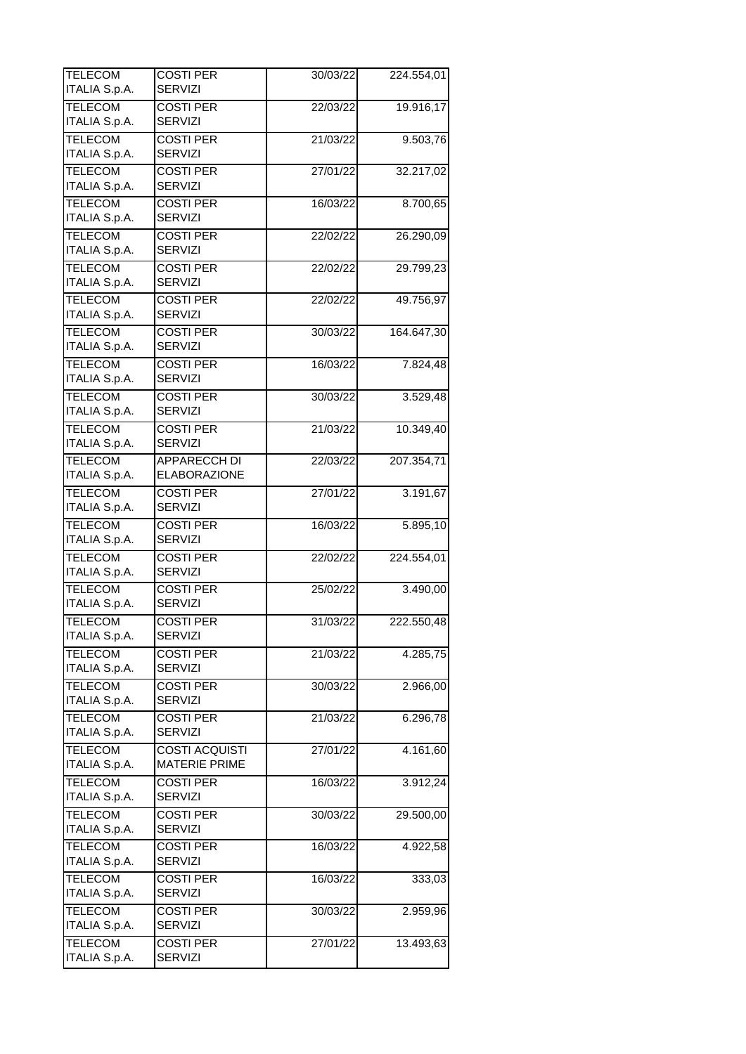| | | | |
|---|---|---|---|
| TELECOM ITALIA S.p.A. | COSTI PER SERVIZI | 30/03/22 | 224.554,01 |
| TELECOM ITALIA S.p.A. | COSTI PER SERVIZI | 22/03/22 | 19.916,17 |
| TELECOM ITALIA S.p.A. | COSTI PER SERVIZI | 21/03/22 | 9.503,76 |
| TELECOM ITALIA S.p.A. | COSTI PER SERVIZI | 27/01/22 | 32.217,02 |
| TELECOM ITALIA S.p.A. | COSTI PER SERVIZI | 16/03/22 | 8.700,65 |
| TELECOM ITALIA S.p.A. | COSTI PER SERVIZI | 22/02/22 | 26.290,09 |
| TELECOM ITALIA S.p.A. | COSTI PER SERVIZI | 22/02/22 | 29.799,23 |
| TELECOM ITALIA S.p.A. | COSTI PER SERVIZI | 22/02/22 | 49.756,97 |
| TELECOM ITALIA S.p.A. | COSTI PER SERVIZI | 30/03/22 | 164.647,30 |
| TELECOM ITALIA S.p.A. | COSTI PER SERVIZI | 16/03/22 | 7.824,48 |
| TELECOM ITALIA S.p.A. | COSTI PER SERVIZI | 30/03/22 | 3.529,48 |
| TELECOM ITALIA S.p.A. | COSTI PER SERVIZI | 21/03/22 | 10.349,40 |
| TELECOM ITALIA S.p.A. | APPARECCH DI ELABORAZIONE | 22/03/22 | 207.354,71 |
| TELECOM ITALIA S.p.A. | COSTI PER SERVIZI | 27/01/22 | 3.191,67 |
| TELECOM ITALIA S.p.A. | COSTI PER SERVIZI | 16/03/22 | 5.895,10 |
| TELECOM ITALIA S.p.A. | COSTI PER SERVIZI | 22/02/22 | 224.554,01 |
| TELECOM ITALIA S.p.A. | COSTI PER SERVIZI | 25/02/22 | 3.490,00 |
| TELECOM ITALIA S.p.A. | COSTI PER SERVIZI | 31/03/22 | 222.550,48 |
| TELECOM ITALIA S.p.A. | COSTI PER SERVIZI | 21/03/22 | 4.285,75 |
| TELECOM ITALIA S.p.A. | COSTI PER SERVIZI | 30/03/22 | 2.966,00 |
| TELECOM ITALIA S.p.A. | COSTI PER SERVIZI | 21/03/22 | 6.296,78 |
| TELECOM ITALIA S.p.A. | COSTI ACQUISTI MATERIE PRIME | 27/01/22 | 4.161,60 |
| TELECOM ITALIA S.p.A. | COSTI PER SERVIZI | 16/03/22 | 3.912,24 |
| TELECOM ITALIA S.p.A. | COSTI PER SERVIZI | 30/03/22 | 29.500,00 |
| TELECOM ITALIA S.p.A. | COSTI PER SERVIZI | 16/03/22 | 4.922,58 |
| TELECOM ITALIA S.p.A. | COSTI PER SERVIZI | 16/03/22 | 333,03 |
| TELECOM ITALIA S.p.A. | COSTI PER SERVIZI | 30/03/22 | 2.959,96 |
| TELECOM ITALIA S.p.A. | COSTI PER SERVIZI | 27/01/22 | 13.493,63 |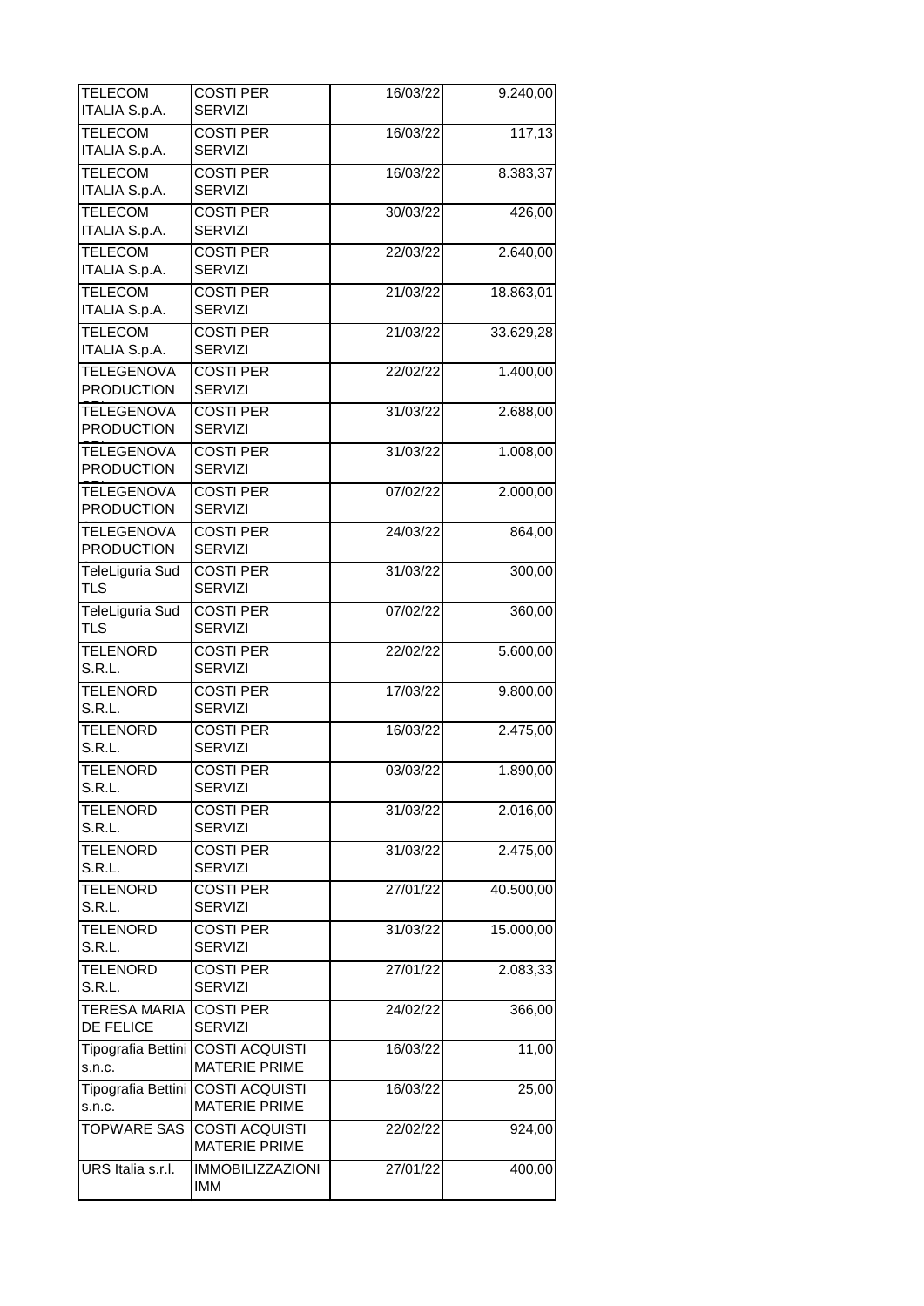| | | | |
|---|---|---|---|
| TELECOM ITALIA S.p.A. | COSTI PER SERVIZI | 16/03/22 | 9.240,00 |
| TELECOM ITALIA S.p.A. | COSTI PER SERVIZI | 16/03/22 | 117,13 |
| TELECOM ITALIA S.p.A. | COSTI PER SERVIZI | 16/03/22 | 8.383,37 |
| TELECOM ITALIA S.p.A. | COSTI PER SERVIZI | 30/03/22 | 426,00 |
| TELECOM ITALIA S.p.A. | COSTI PER SERVIZI | 22/03/22 | 2.640,00 |
| TELECOM ITALIA S.p.A. | COSTI PER SERVIZI | 21/03/22 | 18.863,01 |
| TELECOM ITALIA S.p.A. | COSTI PER SERVIZI | 21/03/22 | 33.629,28 |
| TELEGENOVA PRODUCTION | COSTI PER SERVIZI | 22/02/22 | 1.400,00 |
| TELEGENOVA PRODUCTION | COSTI PER SERVIZI | 31/03/22 | 2.688,00 |
| TELEGENOVA PRODUCTION | COSTI PER SERVIZI | 31/03/22 | 1.008,00 |
| TELEGENOVA PRODUCTION | COSTI PER SERVIZI | 07/02/22 | 2.000,00 |
| TELEGENOVA PRODUCTION | COSTI PER SERVIZI | 24/03/22 | 864,00 |
| TeleLiguria Sud TLS | COSTI PER SERVIZI | 31/03/22 | 300,00 |
| TeleLiguria Sud TLS | COSTI PER SERVIZI | 07/02/22 | 360,00 |
| TELENORD S.R.L. | COSTI PER SERVIZI | 22/02/22 | 5.600,00 |
| TELENORD S.R.L. | COSTI PER SERVIZI | 17/03/22 | 9.800,00 |
| TELENORD S.R.L. | COSTI PER SERVIZI | 16/03/22 | 2.475,00 |
| TELENORD S.R.L. | COSTI PER SERVIZI | 03/03/22 | 1.890,00 |
| TELENORD S.R.L. | COSTI PER SERVIZI | 31/03/22 | 2.016,00 |
| TELENORD S.R.L. | COSTI PER SERVIZI | 31/03/22 | 2.475,00 |
| TELENORD S.R.L. | COSTI PER SERVIZI | 27/01/22 | 40.500,00 |
| TELENORD S.R.L. | COSTI PER SERVIZI | 31/03/22 | 15.000,00 |
| TELENORD S.R.L. | COSTI PER SERVIZI | 27/01/22 | 2.083,33 |
| TERESA MARIA DE FELICE | COSTI PER SERVIZI | 24/02/22 | 366,00 |
| Tipografia Bettini s.n.c. | COSTI ACQUISTI MATERIE PRIME | 16/03/22 | 11,00 |
| Tipografia Bettini s.n.c. | COSTI ACQUISTI MATERIE PRIME | 16/03/22 | 25,00 |
| TOPWARE SAS | COSTI ACQUISTI MATERIE PRIME | 22/02/22 | 924,00 |
| URS Italia s.r.l. | IMMOBILIZZAZIONI IMM | 27/01/22 | 400,00 |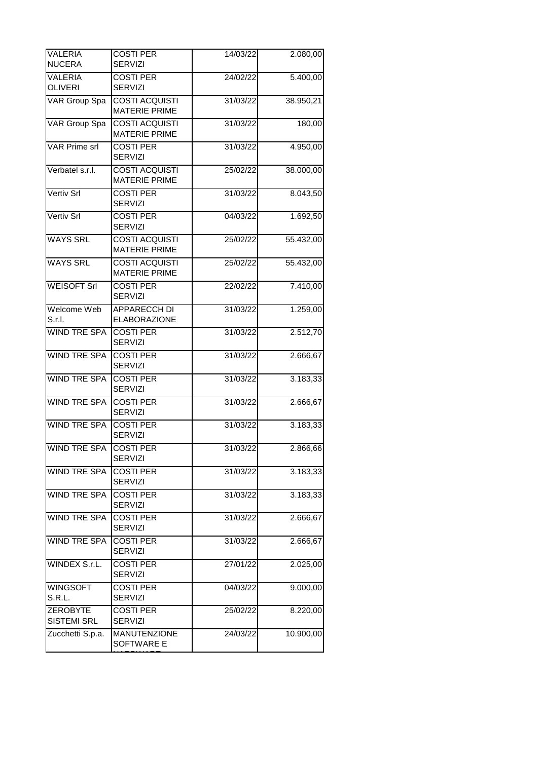| | | | |
|---|---|---|---|
| VALERIA NUCERA | COSTI PER SERVIZI | 14/03/22 | 2.080,00 |
| VALERIA OLIVERI | COSTI PER SERVIZI | 24/02/22 | 5.400,00 |
| VAR Group Spa | COSTI ACQUISTI MATERIE PRIME | 31/03/22 | 38.950,21 |
| VAR Group Spa | COSTI ACQUISTI MATERIE PRIME | 31/03/22 | 180,00 |
| VAR Prime srl | COSTI PER SERVIZI | 31/03/22 | 4.950,00 |
| Verbatel s.r.l. | COSTI ACQUISTI MATERIE PRIME | 25/02/22 | 38.000,00 |
| Vertiv Srl | COSTI PER SERVIZI | 31/03/22 | 8.043,50 |
| Vertiv Srl | COSTI PER SERVIZI | 04/03/22 | 1.692,50 |
| WAYS SRL | COSTI ACQUISTI MATERIE PRIME | 25/02/22 | 55.432,00 |
| WAYS SRL | COSTI ACQUISTI MATERIE PRIME | 25/02/22 | 55.432,00 |
| WEISOFT Srl | COSTI PER SERVIZI | 22/02/22 | 7.410,00 |
| Welcome Web S.r.l. | APPARECCH DI ELABORAZIONE | 31/03/22 | 1.259,00 |
| WIND TRE SPA | COSTI PER SERVIZI | 31/03/22 | 2.512,70 |
| WIND TRE SPA | COSTI PER SERVIZI | 31/03/22 | 2.666,67 |
| WIND TRE SPA | COSTI PER SERVIZI | 31/03/22 | 3.183,33 |
| WIND TRE SPA | COSTI PER SERVIZI | 31/03/22 | 2.666,67 |
| WIND TRE SPA | COSTI PER SERVIZI | 31/03/22 | 3.183,33 |
| WIND TRE SPA | COSTI PER SERVIZI | 31/03/22 | 2.866,66 |
| WIND TRE SPA | COSTI PER SERVIZI | 31/03/22 | 3.183,33 |
| WIND TRE SPA | COSTI PER SERVIZI | 31/03/22 | 3.183,33 |
| WIND TRE SPA | COSTI PER SERVIZI | 31/03/22 | 2.666,67 |
| WIND TRE SPA | COSTI PER SERVIZI | 31/03/22 | 2.666,67 |
| WINDEX S.r.L. | COSTI PER SERVIZI | 27/01/22 | 2.025,00 |
| WINGSOFT S.R.L. | COSTI PER SERVIZI | 04/03/22 | 9.000,00 |
| ZEROBYTE SISTEMI SRL | COSTI PER SERVIZI | 25/02/22 | 8.220,00 |
| Zucchetti S.p.a. | MANUTENZIONE SOFTWARE E | 24/03/22 | 10.900,00 |